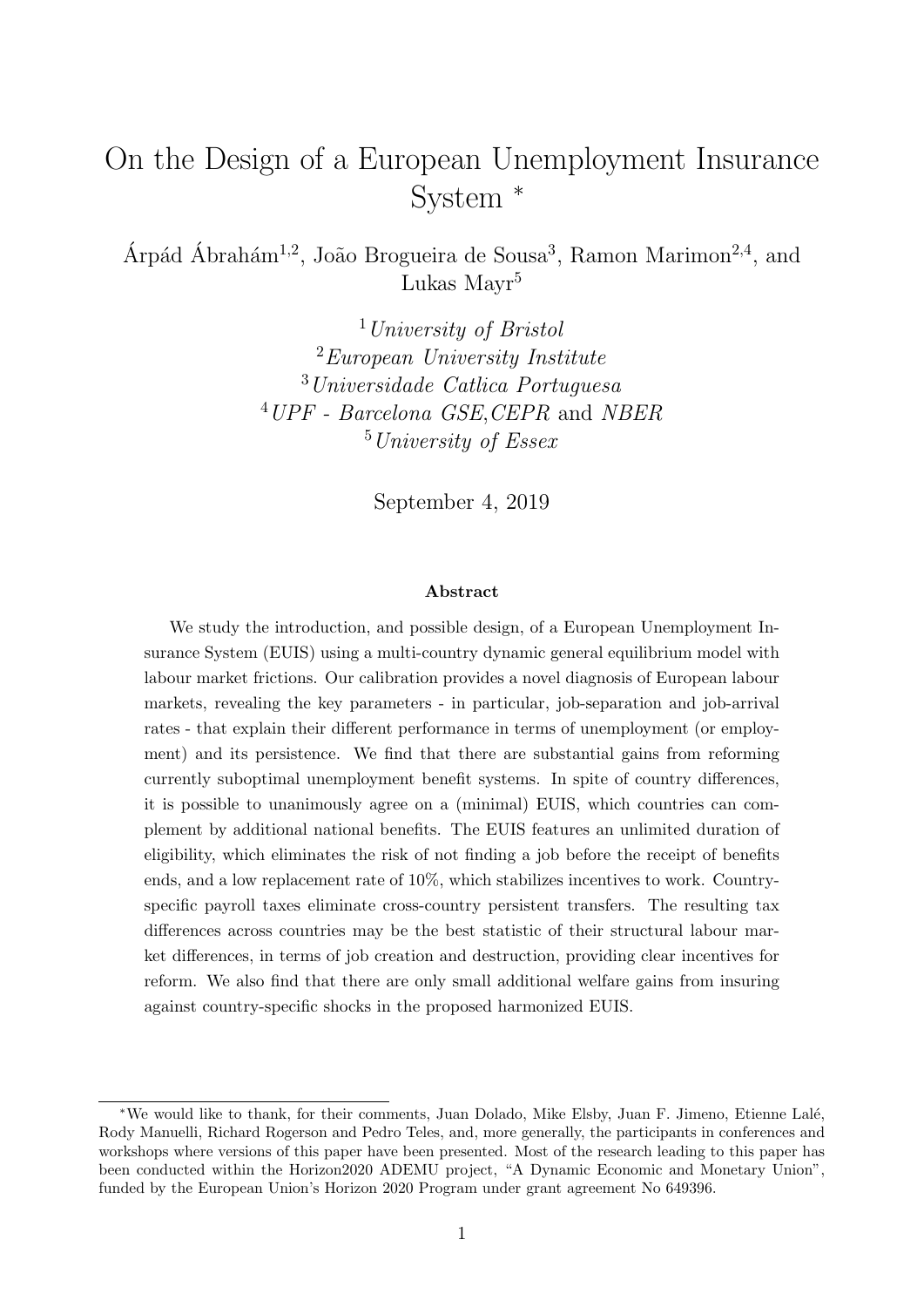# On the Design of a European Unemployment Insurance System *

Árpád Ábrahám[1,2], João Brogueira de Sousa[3], Ramon Marimon[2,4], and Lukas Mayr[5]

[1] *University of Bristol*
[2] *European University Institute*
[3] *Universidade Catlica Portuguesa*
[4] *UPF - Barcelona GSE,CEPR* and *NBER*
[5] *University of Essex*

September 4, 2019

**Abstract**

We study the introduction, and possible design, of a European Unemployment Insurance System (EUIS) using a multi-country dynamic general equilibrium model with labour market frictions. Our calibration provides a novel diagnosis of European labour markets, revealing the key parameters - in particular, job-separation and job-arrival rates - that explain their different performance in terms of unemployment (or employment) and its persistence. We find that there are substantial gains from reforming currently suboptimal unemployment benefit systems. In spite of country differences, it is possible to unanimously agree on a (minimal) EUIS, which countries can complement by additional national benefits. The EUIS features an unlimited duration of eligibility, which eliminates the risk of not finding a job before the receipt of benefits ends, and a low replacement rate of 10%, which stabilizes incentives to work. Country-specific payroll taxes eliminate cross-country persistent transfers. The resulting tax differences across countries may be the best statistic of their structural labour market differences, in terms of job creation and destruction, providing clear incentives for reform. We also find that there are only small additional welfare gains from insuring against country-specific shocks in the proposed harmonized EUIS.

---

*We would like to thank, for their comments, Juan Dolado, Mike Elsby, Juan F. Jimeno, Etienne Lalé, Rody Manuelli, Richard Rogerson and Pedro Teles, and, more generally, the participants in conferences and workshops where versions of this paper have been presented. Most of the research leading to this paper has been conducted within the Horizon2020 ADEMU project, "A Dynamic Economic and Monetary Union", funded by the European Union's Horizon 2020 Program under grant agreement No 649396.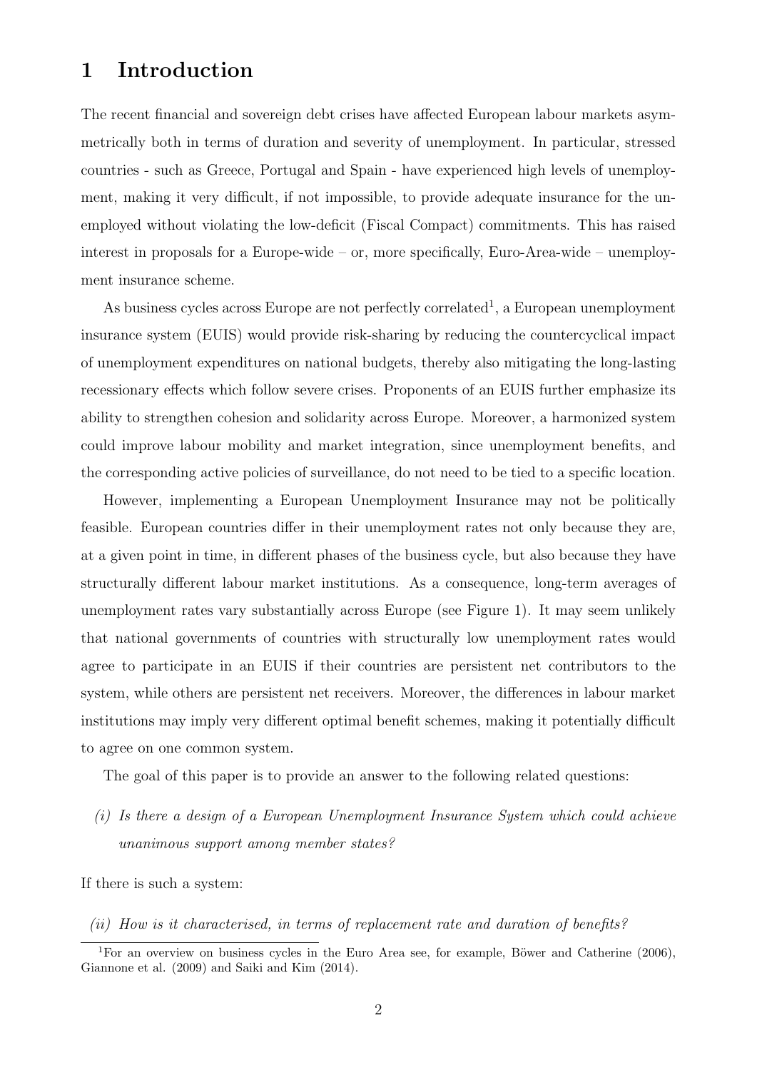# 1 Introduction

The recent financial and sovereign debt crises have affected European labour markets asymmetrically both in terms of duration and severity of unemployment. In particular, stressed countries - such as Greece, Portugal and Spain - have experienced high levels of unemployment, making it very difficult, if not impossible, to provide adequate insurance for the unemployed without violating the low-deficit (Fiscal Compact) commitments. This has raised interest in proposals for a Europe-wide – or, more specifically, Euro-Area-wide – unemployment insurance scheme.

As business cycles across Europe are not perfectly correlated[1], a European unemployment insurance system (EUIS) would provide risk-sharing by reducing the countercyclical impact of unemployment expenditures on national budgets, thereby also mitigating the long-lasting recessionary effects which follow severe crises. Proponents of an EUIS further emphasize its ability to strengthen cohesion and solidarity across Europe. Moreover, a harmonized system could improve labour mobility and market integration, since unemployment benefits, and the corresponding active policies of surveillance, do not need to be tied to a specific location.

However, implementing a European Unemployment Insurance may not be politically feasible. European countries differ in their unemployment rates not only because they are, at a given point in time, in different phases of the business cycle, but also because they have structurally different labour market institutions. As a consequence, long-term averages of unemployment rates vary substantially across Europe (see Figure 1). It may seem unlikely that national governments of countries with structurally low unemployment rates would agree to participate in an EUIS if their countries are persistent net contributors to the system, while others are persistent net receivers. Moreover, the differences in labour market institutions may imply very different optimal benefit schemes, making it potentially difficult to agree on one common system.

The goal of this paper is to provide an answer to the following related questions:

*(i) Is there a design of a European Unemployment Insurance System which could achieve unanimous support among member states?*

If there is such a system:

*(ii) How is it characterised, in terms of replacement rate and duration of benefits?*

[1] For an overview on business cycles in the Euro Area see, for example, Böwer and Catherine (2006), Giannone et al. (2009) and Saiki and Kim (2014).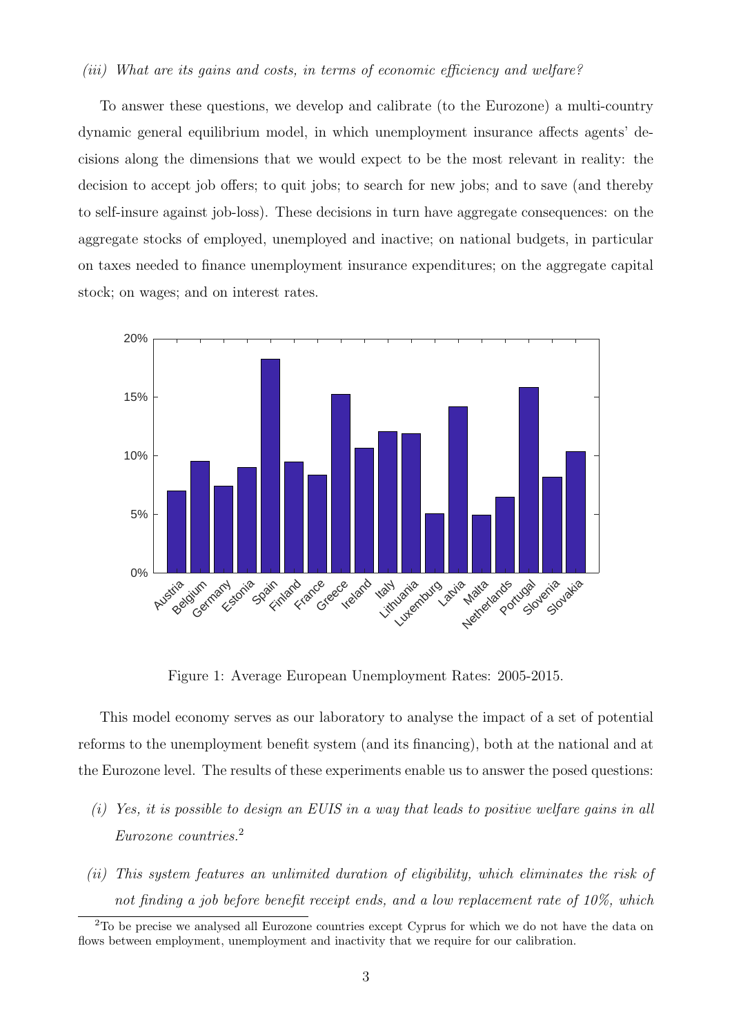*(iii) What are its gains and costs, in terms of economic efficiency and welfare?*

To answer these questions, we develop and calibrate (to the Eurozone) a multi-country dynamic general equilibrium model, in which unemployment insurance affects agents' decisions along the dimensions that we would expect to be the most relevant in reality: the decision to accept job offers; to quit jobs; to search for new jobs; and to save (and thereby to self-insure against job-loss). These decisions in turn have aggregate consequences: on the aggregate stocks of employed, unemployed and inactive; on national budgets, in particular on taxes needed to finance unemployment insurance expenditures; on the aggregate capital stock; on wages; and on interest rates.

Figure 1: Average European Unemployment Rates: 2005-2015.

This model economy serves as our laboratory to analyse the impact of a set of potential reforms to the unemployment benefit system (and its financing), both at the national and at the Eurozone level. The results of these experiments enable us to answer the posed questions:

- *(i) Yes, it is possible to design an EUIS in a way that leads to positive welfare gains in all Eurozone countries.*[2]
- *(ii) This system features an unlimited duration of eligibility, which eliminates the risk of not finding a job before benefit receipt ends, and a low replacement rate of 10%, which*

[2] To be precise we analysed all Eurozone countries except Cyprus for which we do not have the data on flows between employment, unemployment and inactivity that we require for our calibration.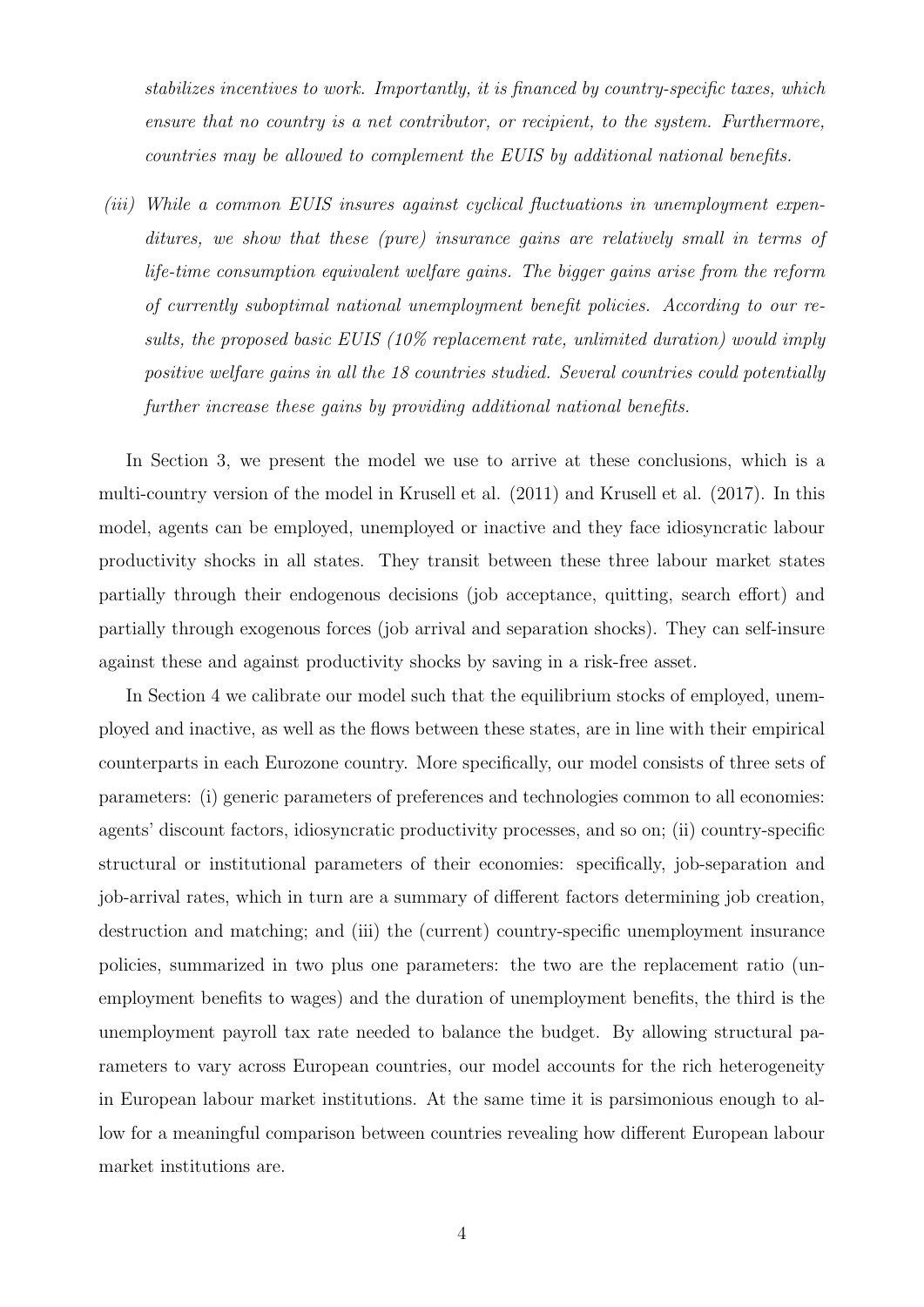*stabilizes incentives to work. Importantly, it is financed by country-specific taxes, which ensure that no country is a net contributor, or recipient, to the system. Furthermore, countries may be allowed to complement the EUIS by additional national benefits.*

*(iii) While a common EUIS insures against cyclical fluctuations in unemployment expenditures, we show that these (pure) insurance gains are relatively small in terms of life-time consumption equivalent welfare gains. The bigger gains arise from the reform of currently suboptimal national unemployment benefit policies. According to our results, the proposed basic EUIS (10% replacement rate, unlimited duration) would imply positive welfare gains in all the 18 countries studied. Several countries could potentially further increase these gains by providing additional national benefits.*

In Section 3, we present the model we use to arrive at these conclusions, which is a multi-country version of the model in Krusell et al. (2011) and Krusell et al. (2017). In this model, agents can be employed, unemployed or inactive and they face idiosyncratic labour productivity shocks in all states. They transit between these three labour market states partially through their endogenous decisions (job acceptance, quitting, search effort) and partially through exogenous forces (job arrival and separation shocks). They can self-insure against these and against productivity shocks by saving in a risk-free asset.

In Section 4 we calibrate our model such that the equilibrium stocks of employed, unemployed and inactive, as well as the flows between these states, are in line with their empirical counterparts in each Eurozone country. More specifically, our model consists of three sets of parameters: (i) generic parameters of preferences and technologies common to all economies: agents' discount factors, idiosyncratic productivity processes, and so on; (ii) country-specific structural or institutional parameters of their economies: specifically, job-separation and job-arrival rates, which in turn are a summary of different factors determining job creation, destruction and matching; and (iii) the (current) country-specific unemployment insurance policies, summarized in two plus one parameters: the two are the replacement ratio (unemployment benefits to wages) and the duration of unemployment benefits, the third is the unemployment payroll tax rate needed to balance the budget. By allowing structural parameters to vary across European countries, our model accounts for the rich heterogeneity in European labour market institutions. At the same time it is parsimonious enough to allow for a meaningful comparison between countries revealing how different European labour market institutions are.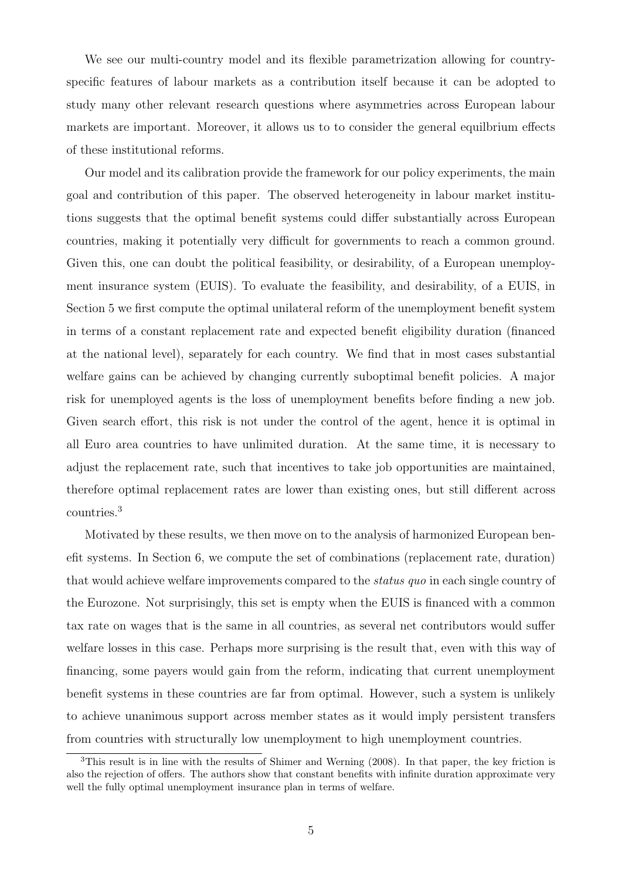We see our multi-country model and its flexible parametrization allowing for country-specific features of labour markets as a contribution itself because it can be adopted to study many other relevant research questions where asymmetries across European labour markets are important. Moreover, it allows us to to consider the general equilbrium effects of these institutional reforms.

Our model and its calibration provide the framework for our policy experiments, the main goal and contribution of this paper. The observed heterogeneity in labour market institutions suggests that the optimal benefit systems could differ substantially across European countries, making it potentially very difficult for governments to reach a common ground. Given this, one can doubt the political feasibility, or desirability, of a European unemployment insurance system (EUIS). To evaluate the feasibility, and desirability, of a EUIS, in Section 5 we first compute the optimal unilateral reform of the unemployment benefit system in terms of a constant replacement rate and expected benefit eligibility duration (financed at the national level), separately for each country. We find that in most cases substantial welfare gains can be achieved by changing currently suboptimal benefit policies. A major risk for unemployed agents is the loss of unemployment benefits before finding a new job. Given search effort, this risk is not under the control of the agent, hence it is optimal in all Euro area countries to have unlimited duration. At the same time, it is necessary to adjust the replacement rate, such that incentives to take job opportunities are maintained, therefore optimal replacement rates are lower than existing ones, but still different across countries.[3]

Motivated by these results, we then move on to the analysis of harmonized European benefit systems. In Section 6, we compute the set of combinations (replacement rate, duration) that would achieve welfare improvements compared to the *status quo* in each single country of the Eurozone. Not surprisingly, this set is empty when the EUIS is financed with a common tax rate on wages that is the same in all countries, as several net contributors would suffer welfare losses in this case. Perhaps more surprising is the result that, even with this way of financing, some payers would gain from the reform, indicating that current unemployment benefit systems in these countries are far from optimal. However, such a system is unlikely to achieve unanimous support across member states as it would imply persistent transfers from countries with structurally low unemployment to high unemployment countries.

[3] This result is in line with the results of Shimer and Werning (2008). In that paper, the key friction is also the rejection of offers. The authors show that constant benefits with infinite duration approximate very well the fully optimal unemployment insurance plan in terms of welfare.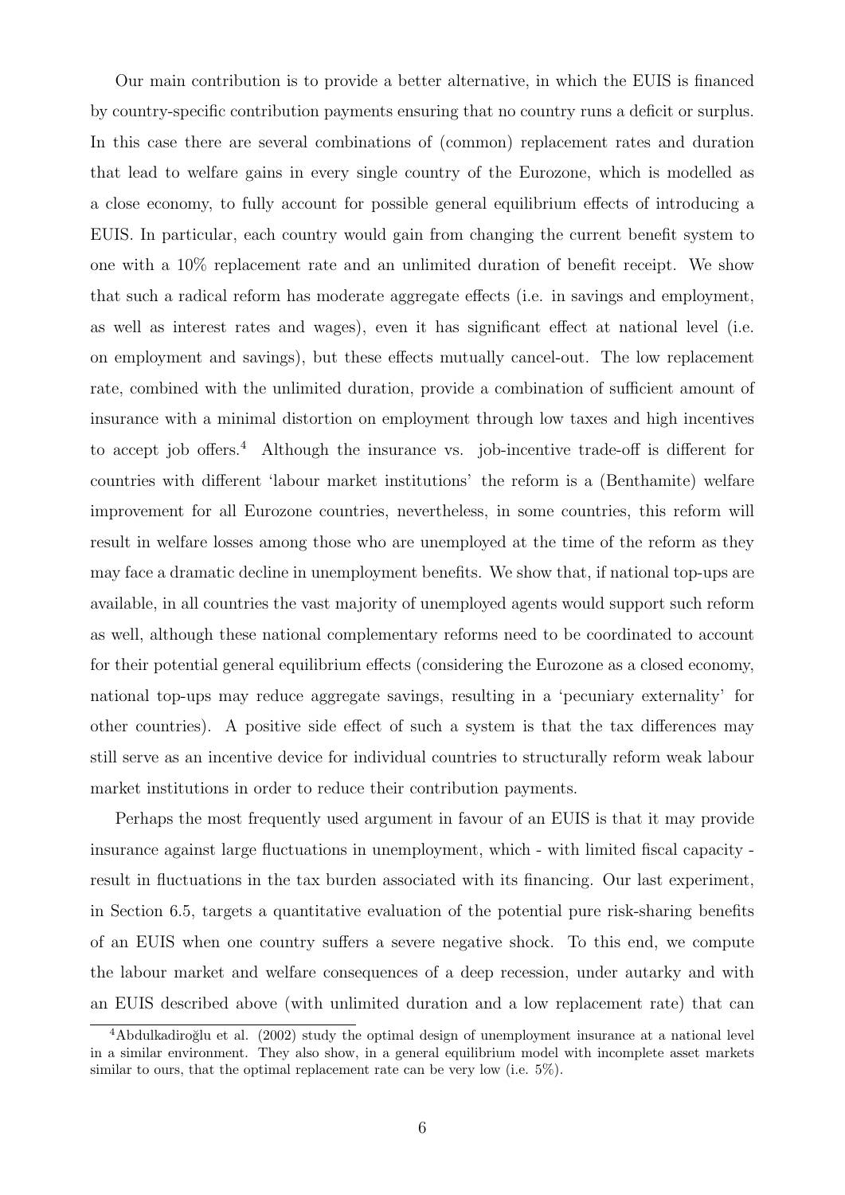Our main contribution is to provide a better alternative, in which the EUIS is financed by country-specific contribution payments ensuring that no country runs a deficit or surplus. In this case there are several combinations of (common) replacement rates and duration that lead to welfare gains in every single country of the Eurozone, which is modelled as a close economy, to fully account for possible general equilibrium effects of introducing a EUIS. In particular, each country would gain from changing the current benefit system to one with a 10% replacement rate and an unlimited duration of benefit receipt. We show that such a radical reform has moderate aggregate effects (i.e. in savings and employment, as well as interest rates and wages), even it has significant effect at national level (i.e. on employment and savings), but these effects mutually cancel-out. The low replacement rate, combined with the unlimited duration, provide a combination of sufficient amount of insurance with a minimal distortion on employment through low taxes and high incentives to accept job offers.[4] Although the insurance vs. job-incentive trade-off is different for countries with different 'labour market institutions' the reform is a (Benthamite) welfare improvement for all Eurozone countries, nevertheless, in some countries, this reform will result in welfare losses among those who are unemployed at the time of the reform as they may face a dramatic decline in unemployment benefits. We show that, if national top-ups are available, in all countries the vast majority of unemployed agents would support such reform as well, although these national complementary reforms need to be coordinated to account for their potential general equilibrium effects (considering the Eurozone as a closed economy, national top-ups may reduce aggregate savings, resulting in a 'pecuniary externality' for other countries). A positive side effect of such a system is that the tax differences may still serve as an incentive device for individual countries to structurally reform weak labour market institutions in order to reduce their contribution payments.

Perhaps the most frequently used argument in favour of an EUIS is that it may provide insurance against large fluctuations in unemployment, which - with limited fiscal capacity - result in fluctuations in the tax burden associated with its financing. Our last experiment, in Section 6.5, targets a quantitative evaluation of the potential pure risk-sharing benefits of an EUIS when one country suffers a severe negative shock. To this end, we compute the labour market and welfare consequences of a deep recession, under autarky and with an EUIS described above (with unlimited duration and a low replacement rate) that can

[4] Abdulkadiroğlu et al. (2002) study the optimal design of unemployment insurance at a national level in a similar environment. They also show, in a general equilibrium model with incomplete asset markets similar to ours, that the optimal replacement rate can be very low (i.e. 5%).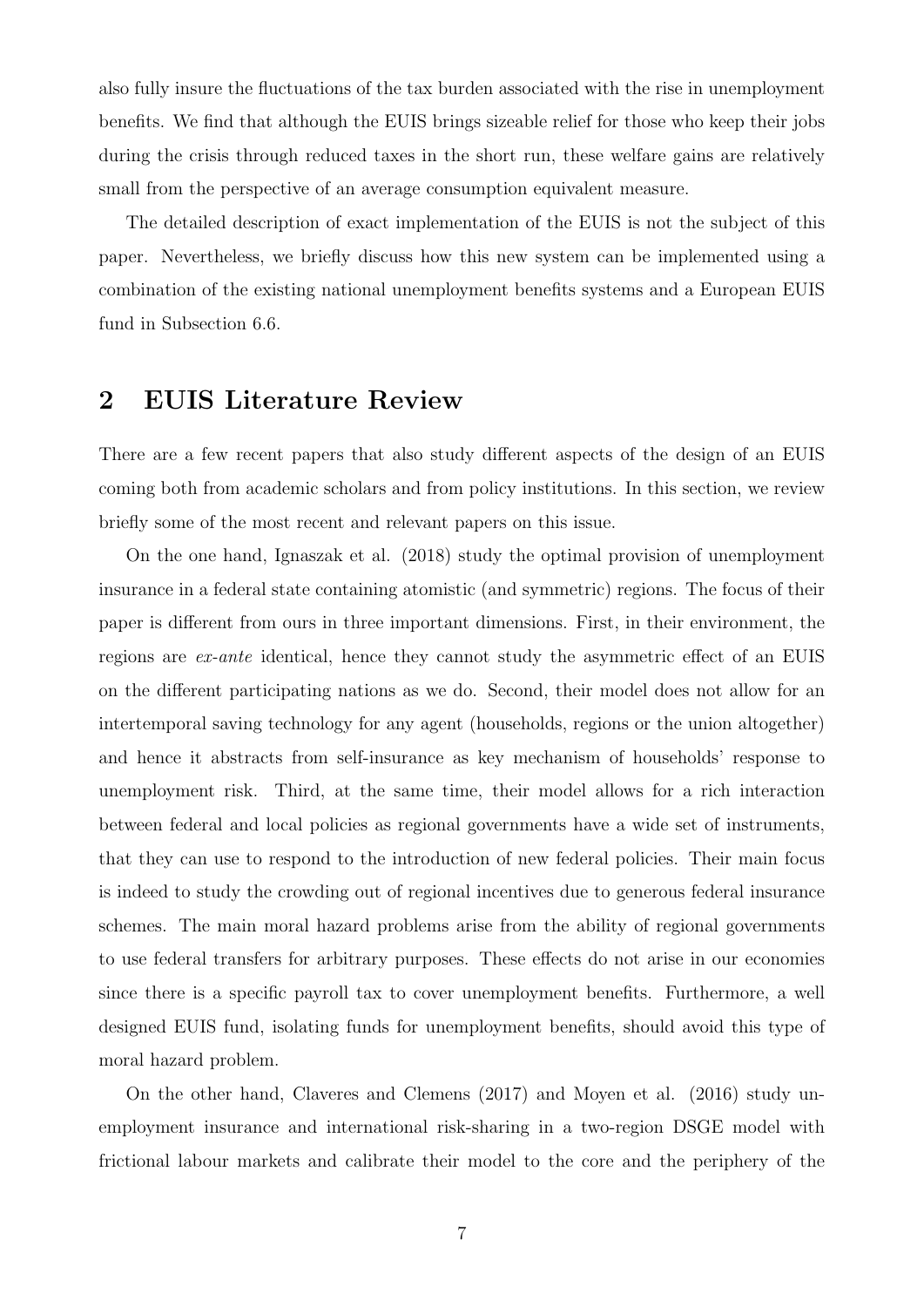also fully insure the fluctuations of the tax burden associated with the rise in unemployment benefits. We find that although the EUIS brings sizeable relief for those who keep their jobs during the crisis through reduced taxes in the short run, these welfare gains are relatively small from the perspective of an average consumption equivalent measure.

The detailed description of exact implementation of the EUIS is not the subject of this paper. Nevertheless, we briefly discuss how this new system can be implemented using a combination of the existing national unemployment benefits systems and a European EUIS fund in Subsection 6.6.

## 2 EUIS Literature Review

There are a few recent papers that also study different aspects of the design of an EUIS coming both from academic scholars and from policy institutions. In this section, we review briefly some of the most recent and relevant papers on this issue.

On the one hand, Ignaszak et al. (2018) study the optimal provision of unemployment insurance in a federal state containing atomistic (and symmetric) regions. The focus of their paper is different from ours in three important dimensions. First, in their environment, the regions are *ex-ante* identical, hence they cannot study the asymmetric effect of an EUIS on the different participating nations as we do. Second, their model does not allow for an intertemporal saving technology for any agent (households, regions or the union altogether) and hence it abstracts from self-insurance as key mechanism of households' response to unemployment risk. Third, at the same time, their model allows for a rich interaction between federal and local policies as regional governments have a wide set of instruments, that they can use to respond to the introduction of new federal policies. Their main focus is indeed to study the crowding out of regional incentives due to generous federal insurance schemes. The main moral hazard problems arise from the ability of regional governments to use federal transfers for arbitrary purposes. These effects do not arise in our economies since there is a specific payroll tax to cover unemployment benefits. Furthermore, a well designed EUIS fund, isolating funds for unemployment benefits, should avoid this type of moral hazard problem.

On the other hand, Claveres and Clemens (2017) and Moyen et al. (2016) study unemployment insurance and international risk-sharing in a two-region DSGE model with frictional labour markets and calibrate their model to the core and the periphery of the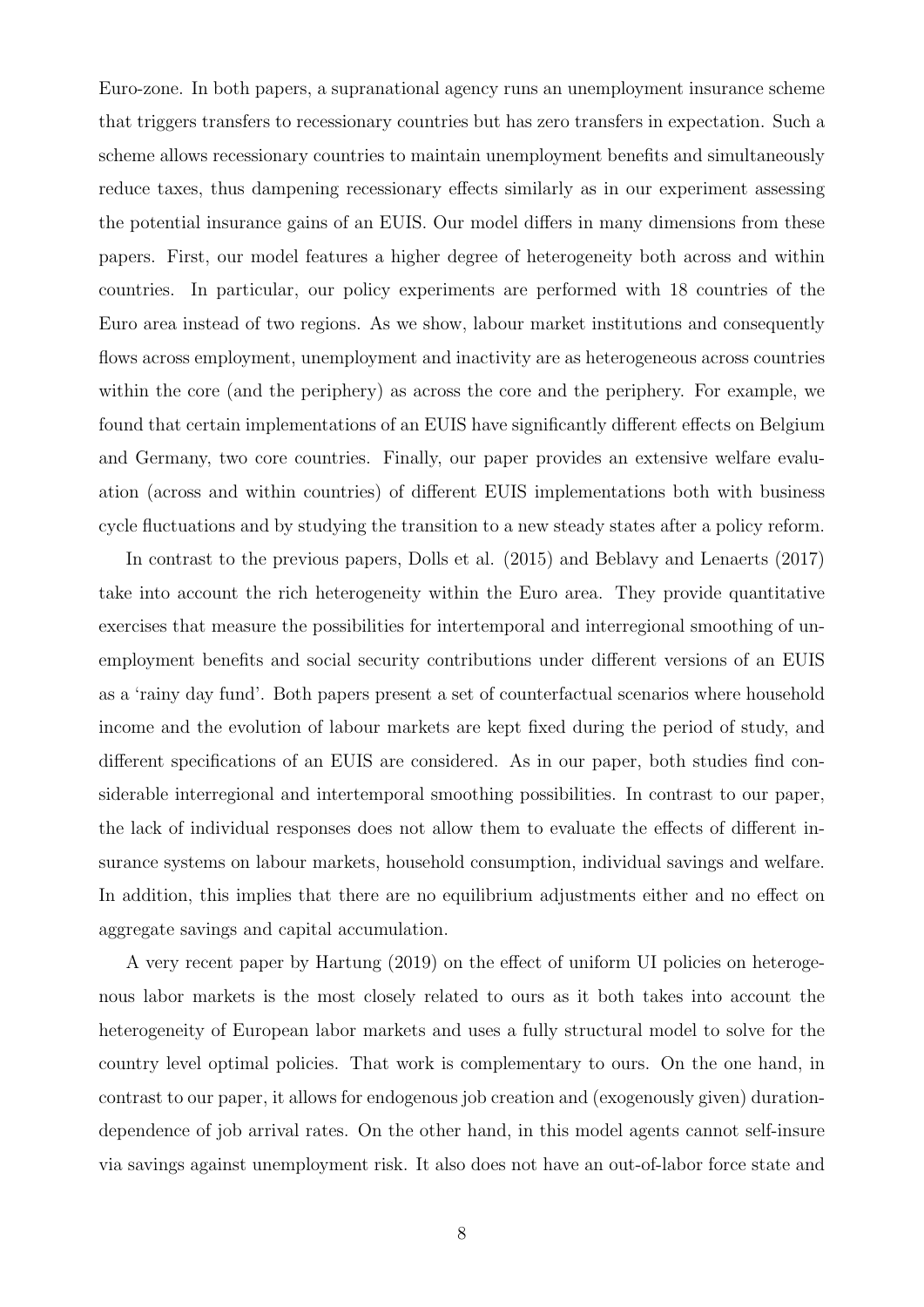Euro-zone. In both papers, a supranational agency runs an unemployment insurance scheme that triggers transfers to recessionary countries but has zero transfers in expectation. Such a scheme allows recessionary countries to maintain unemployment benefits and simultaneously reduce taxes, thus dampening recessionary effects similarly as in our experiment assessing the potential insurance gains of an EUIS. Our model differs in many dimensions from these papers. First, our model features a higher degree of heterogeneity both across and within countries. In particular, our policy experiments are performed with 18 countries of the Euro area instead of two regions. As we show, labour market institutions and consequently flows across employment, unemployment and inactivity are as heterogeneous across countries within the core (and the periphery) as across the core and the periphery. For example, we found that certain implementations of an EUIS have significantly different effects on Belgium and Germany, two core countries. Finally, our paper provides an extensive welfare evaluation (across and within countries) of different EUIS implementations both with business cycle fluctuations and by studying the transition to a new steady states after a policy reform.

In contrast to the previous papers, Dolls et al. (2015) and Beblavy and Lenaerts (2017) take into account the rich heterogeneity within the Euro area. They provide quantitative exercises that measure the possibilities for intertemporal and interregional smoothing of unemployment benefits and social security contributions under different versions of an EUIS as a 'rainy day fund'. Both papers present a set of counterfactual scenarios where household income and the evolution of labour markets are kept fixed during the period of study, and different specifications of an EUIS are considered. As in our paper, both studies find considerable interregional and intertemporal smoothing possibilities. In contrast to our paper, the lack of individual responses does not allow them to evaluate the effects of different insurance systems on labour markets, household consumption, individual savings and welfare. In addition, this implies that there are no equilibrium adjustments either and no effect on aggregate savings and capital accumulation.

A very recent paper by Hartung (2019) on the effect of uniform UI policies on heterogenous labor markets is the most closely related to ours as it both takes into account the heterogeneity of European labor markets and uses a fully structural model to solve for the country level optimal policies. That work is complementary to ours. On the one hand, in contrast to our paper, it allows for endogenous job creation and (exogenously given) duration-dependence of job arrival rates. On the other hand, in this model agents cannot self-insure via savings against unemployment risk. It also does not have an out-of-labor force state and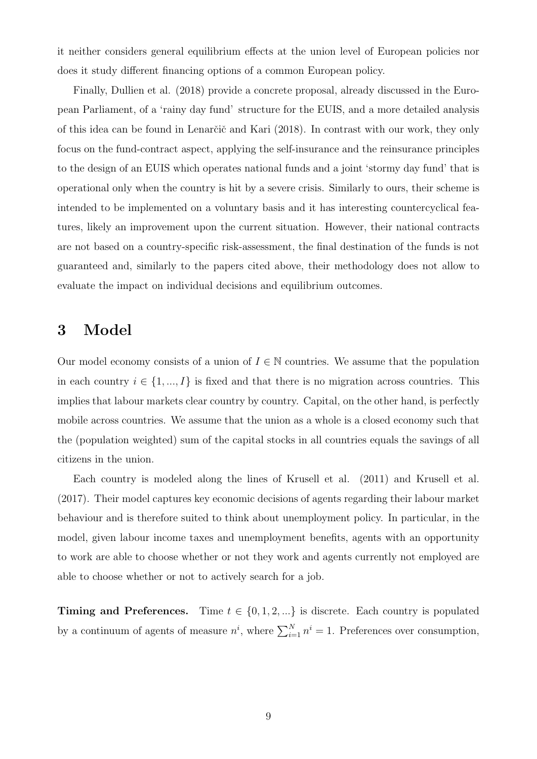it neither considers general equilibrium effects at the union level of European policies nor does it study different financing options of a common European policy.

Finally, Dullien et al. (2018) provide a concrete proposal, already discussed in the European Parliament, of a 'rainy day fund' structure for the EUIS, and a more detailed analysis of this idea can be found in Lenarčič and Kari (2018). In contrast with our work, they only focus on the fund-contract aspect, applying the self-insurance and the reinsurance principles to the design of an EUIS which operates national funds and a joint 'stormy day fund' that is operational only when the country is hit by a severe crisis. Similarly to ours, their scheme is intended to be implemented on a voluntary basis and it has interesting countercyclical features, likely an improvement upon the current situation. However, their national contracts are not based on a country-specific risk-assessment, the final destination of the funds is not guaranteed and, similarly to the papers cited above, their methodology does not allow to evaluate the impact on individual decisions and equilibrium outcomes.

# 3 Model

Our model economy consists of a union of $I \in \mathbb{N}$ countries. We assume that the population in each country $i \in \{1, ..., I\}$ is fixed and that there is no migration across countries. This implies that labour markets clear country by country. Capital, on the other hand, is perfectly mobile across countries. We assume that the union as a whole is a closed economy such that the (population weighted) sum of the capital stocks in all countries equals the savings of all citizens in the union.

Each country is modeled along the lines of Krusell et al. (2011) and Krusell et al. (2017). Their model captures key economic decisions of agents regarding their labour market behaviour and is therefore suited to think about unemployment policy. In particular, in the model, given labour income taxes and unemployment benefits, agents with an opportunity to work are able to choose whether or not they work and agents currently not employed are able to choose whether or not to actively search for a job.

**Timing and Preferences.** Time $t \in \{0, 1, 2, ...\}$ is discrete. Each country is populated by a continuum of agents of measure $n^i$, where $\sum_{i=1}^{N} n^i = 1$. Preferences over consumption,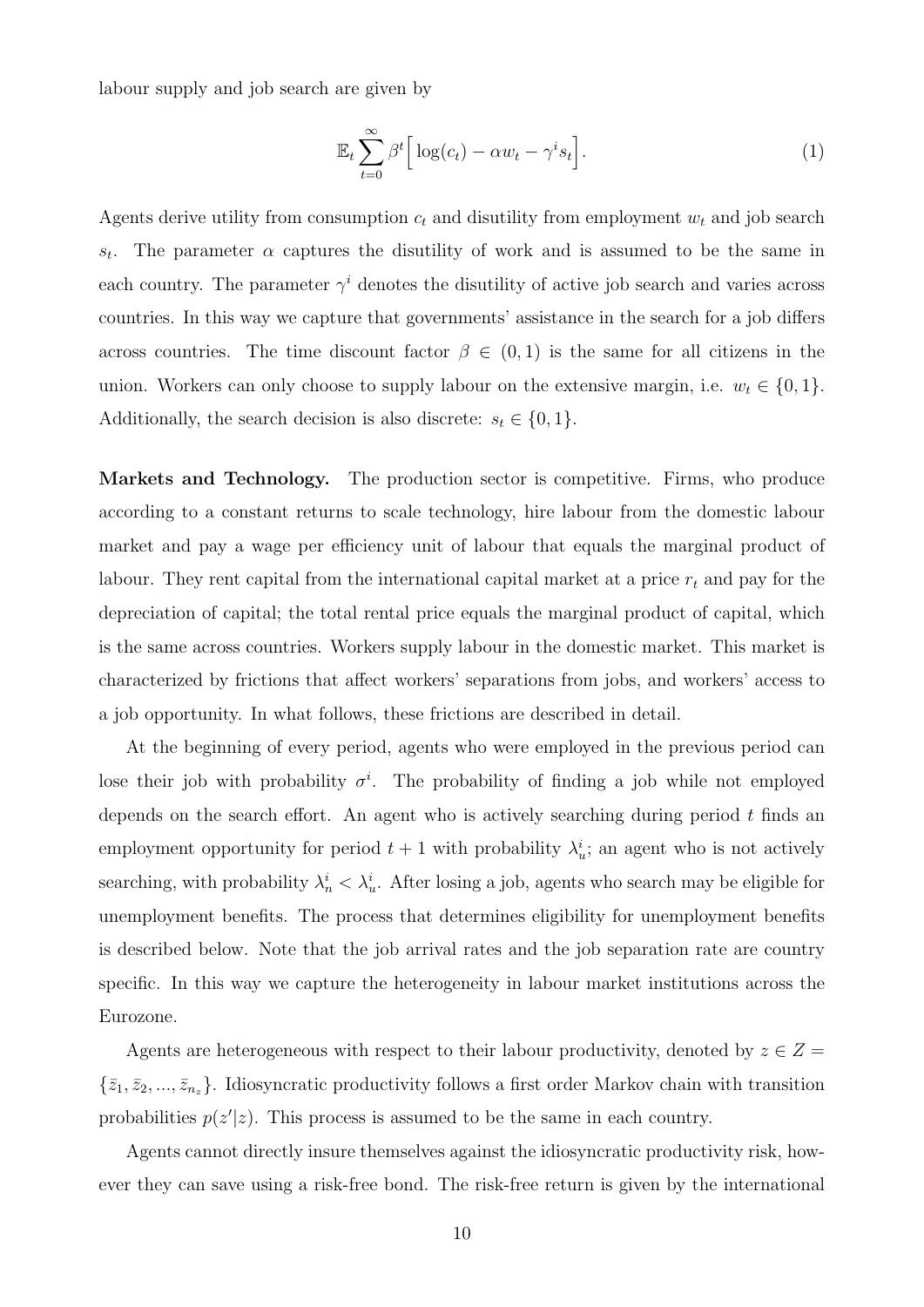labour supply and job search are given by

$$\mathbb{E}_t \sum_{t=0}^{\infty} \beta^t \Big[ \log(c_t) - \alpha w_t - \gamma^i s_t \Big]. \tag{1}$$

Agents derive utility from consumption $c_t$ and disutility from employment $w_t$ and job search $s_t$. The parameter $\alpha$ captures the disutility of work and is assumed to be the same in each country. The parameter $\gamma^i$ denotes the disutility of active job search and varies across countries. In this way we capture that governments' assistance in the search for a job differs across countries. The time discount factor $\beta \in (0, 1)$ is the same for all citizens in the union. Workers can only choose to supply labour on the extensive margin, i.e. $w_t \in \{0, 1\}$. Additionally, the search decision is also discrete: $s_t \in \{0, 1\}$.

**Markets and Technology.** The production sector is competitive. Firms, who produce according to a constant returns to scale technology, hire labour from the domestic labour market and pay a wage per efficiency unit of labour that equals the marginal product of labour. They rent capital from the international capital market at a price $r_t$ and pay for the depreciation of capital; the total rental price equals the marginal product of capital, which is the same across countries. Workers supply labour in the domestic market. This market is characterized by frictions that affect workers' separations from jobs, and workers' access to a job opportunity. In what follows, these frictions are described in detail.

At the beginning of every period, agents who were employed in the previous period can lose their job with probability $\sigma^i$. The probability of finding a job while not employed depends on the search effort. An agent who is actively searching during period $t$ finds an employment opportunity for period $t+1$ with probability $\lambda_u^i$; an agent who is not actively searching, with probability $\lambda_n^i < \lambda_u^i$. After losing a job, agents who search may be eligible for unemployment benefits. The process that determines eligibility for unemployment benefits is described below. Note that the job arrival rates and the job separation rate are country specific. In this way we capture the heterogeneity in labour market institutions across the Eurozone.

Agents are heterogeneous with respect to their labour productivity, denoted by $z \in Z = \{\bar{z}_1, \bar{z}_2, ..., \bar{z}_{n_z}\}$. Idiosyncratic productivity follows a first order Markov chain with transition probabilities $p(z'|z)$. This process is assumed to be the same in each country.

Agents cannot directly insure themselves against the idiosyncratic productivity risk, however they can save using a risk-free bond. The risk-free return is given by the international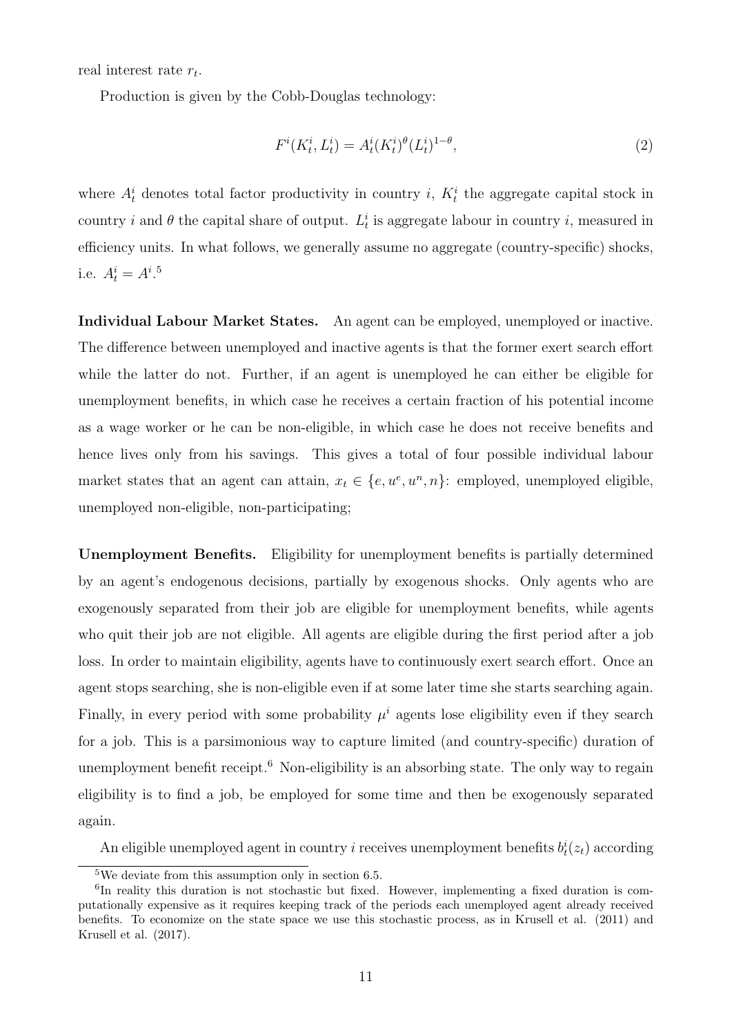real interest rate $r_t$.

Production is given by the Cobb-Douglas technology:

$$F^i(K_t^i, L_t^i) = A_t^i (K_t^i)^\theta (L_t^i)^{1-\theta}, \tag{2}$$

where $A_t^i$ denotes total factor productivity in country $i$, $K_t^i$ the aggregate capital stock in country $i$ and $\theta$ the capital share of output. $L_t^i$ is aggregate labour in country $i$, measured in efficiency units. In what follows, we generally assume no aggregate (country-specific) shocks, i.e. $A_t^i = A^i$.[5]

**Individual Labour Market States.** An agent can be employed, unemployed or inactive. The difference between unemployed and inactive agents is that the former exert search effort while the latter do not. Further, if an agent is unemployed he can either be eligible for unemployment benefits, in which case he receives a certain fraction of his potential income as a wage worker or he can be non-eligible, in which case he does not receive benefits and hence lives only from his savings. This gives a total of four possible individual labour market states that an agent can attain, $x_t \in \{e, u^e, u^n, n\}$: employed, unemployed eligible, unemployed non-eligible, non-participating;

**Unemployment Benefits.** Eligibility for unemployment benefits is partially determined by an agent's endogenous decisions, partially by exogenous shocks. Only agents who are exogenously separated from their job are eligible for unemployment benefits, while agents who quit their job are not eligible. All agents are eligible during the first period after a job loss. In order to maintain eligibility, agents have to continuously exert search effort. Once an agent stops searching, she is non-eligible even if at some later time she starts searching again. Finally, in every period with some probability $\mu^i$ agents lose eligibility even if they search for a job. This is a parsimonious way to capture limited (and country-specific) duration of unemployment benefit receipt.[6] Non-eligibility is an absorbing state. The only way to regain eligibility is to find a job, be employed for some time and then be exogenously separated again.

An eligible unemployed agent in country $i$ receives unemployment benefits $b_t^i(z_t)$ according

[5] We deviate from this assumption only in section 6.5.

[6] In reality this duration is not stochastic but fixed. However, implementing a fixed duration is computationally expensive as it requires keeping track of the periods each unemployed agent already received benefits. To economize on the state space we use this stochastic process, as in Krusell et al. (2011) and Krusell et al. (2017).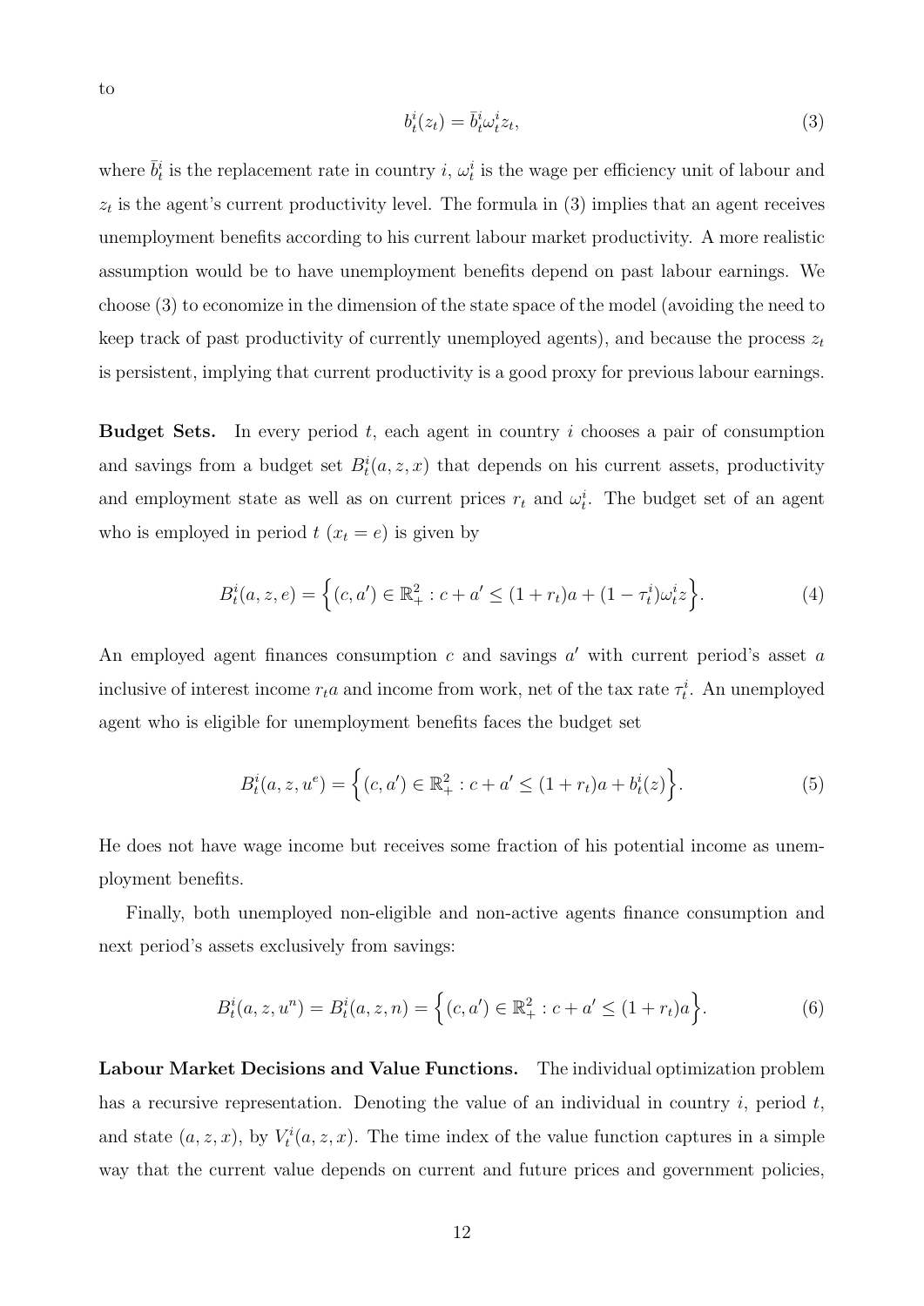to

$$b_t^i(z_t) = \bar{b}_t^i \omega_t^i z_t, \tag{3}$$

where $\bar{b}_t^i$ is the replacement rate in country $i$, $\omega_t^i$ is the wage per efficiency unit of labour and $z_t$ is the agent's current productivity level. The formula in (3) implies that an agent receives unemployment benefits according to his current labour market productivity. A more realistic assumption would be to have unemployment benefits depend on past labour earnings. We choose (3) to economize in the dimension of the state space of the model (avoiding the need to keep track of past productivity of currently unemployed agents), and because the process $z_t$ is persistent, implying that current productivity is a good proxy for previous labour earnings.

**Budget Sets.** In every period $t$, each agent in country $i$ chooses a pair of consumption and savings from a budget set $B_t^i(a, z, x)$ that depends on his current assets, productivity and employment state as well as on current prices $r_t$ and $\omega_t^i$. The budget set of an agent who is employed in period $t$ ($x_t = e$) is given by

$$B_t^i(a, z, e) = \Big\{(c, a') \in \mathbb{R}_+^2 : c + a' \leq (1 + r_t)a + (1 - \tau_t^i)\omega_t^i z\Big\}. \tag{4}$$

An employed agent finances consumption $c$ and savings $a'$ with current period's asset $a$ inclusive of interest income $r_t a$ and income from work, net of the tax rate $\tau_t^i$. An unemployed agent who is eligible for unemployment benefits faces the budget set

$$B_t^i(a, z, u^e) = \Big\{(c, a') \in \mathbb{R}_+^2 : c + a' \leq (1 + r_t)a + b_t^i(z)\Big\}. \tag{5}$$

He does not have wage income but receives some fraction of his potential income as unemployment benefits.

Finally, both unemployed non-eligible and non-active agents finance consumption and next period's assets exclusively from savings:

$$B_t^i(a, z, u^n) = B_t^i(a, z, n) = \Big\{(c, a') \in \mathbb{R}_+^2 : c + a' \leq (1 + r_t)a\Big\}. \tag{6}$$

**Labour Market Decisions and Value Functions.** The individual optimization problem has a recursive representation. Denoting the value of an individual in country $i$, period $t$, and state $(a, z, x)$, by $V_t^i(a, z, x)$. The time index of the value function captures in a simple way that the current value depends on current and future prices and government policies,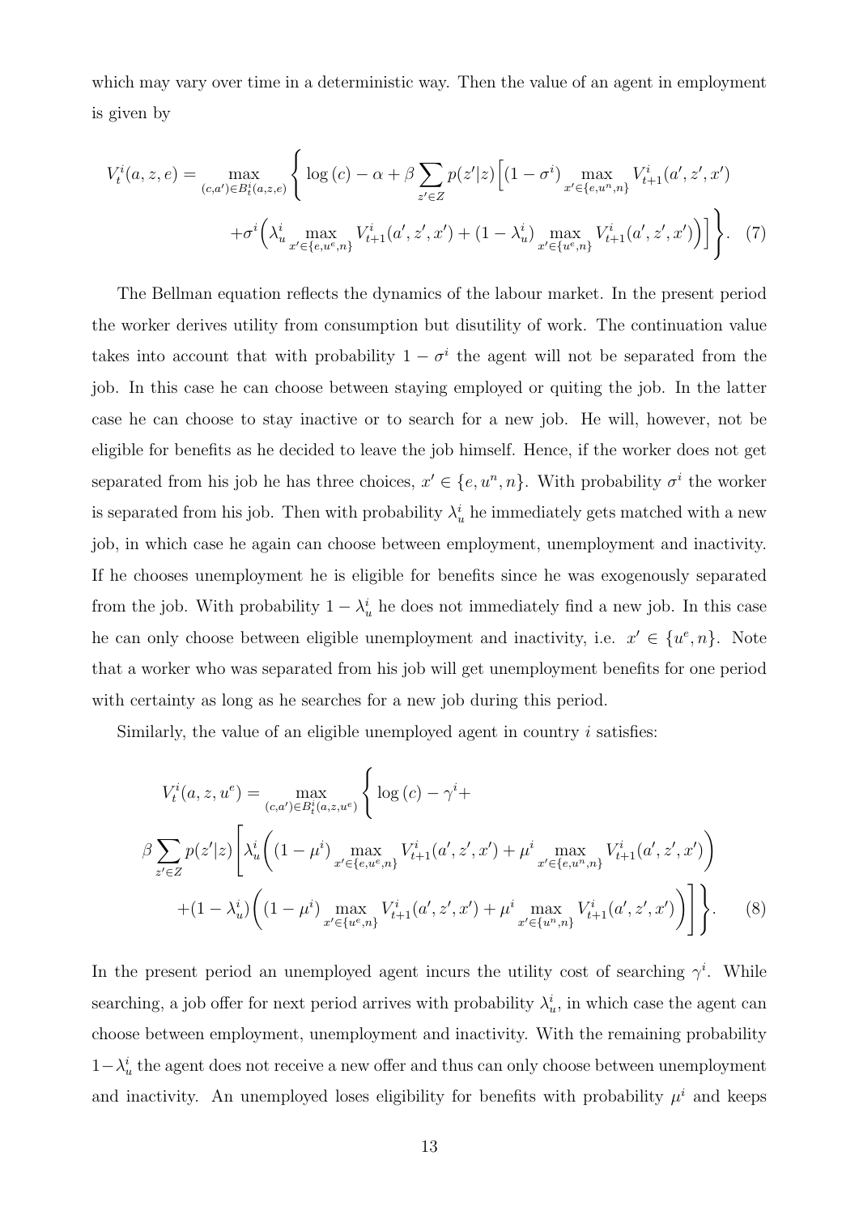which may vary over time in a deterministic way. Then the value of an agent in employment is given by

$$
\begin{aligned}
V_t^i(a,z,e) = \max_{(c,a')\in B_t^i(a,z,e)} \Bigg\{ \log(c) - \alpha + \beta \sum_{z'\in Z} p(z'|z) \Big[ (1-\sigma^i) \max_{x'\in\{e,u^n,n\}} V_{t+1}^i(a',z',x') \\
+ \sigma^i \Big( \lambda_u^i \max_{x'\in\{e,u^e,n\}} V_{t+1}^i(a',z',x') + (1-\lambda_u^i) \max_{x'\in\{u^e,n\}} V_{t+1}^i(a',z',x') \Big) \Big] \Bigg\}. \quad (7)
\end{aligned}
$$

The Bellman equation reflects the dynamics of the labour market. In the present period the worker derives utility from consumption but disutility of work. The continuation value takes into account that with probability $1-\sigma^i$ the agent will not be separated from the job. In this case he can choose between staying employed or quiting the job. In the latter case he can choose to stay inactive or to search for a new job. He will, however, not be eligible for benefits as he decided to leave the job himself. Hence, if the worker does not get separated from his job he has three choices, $x' \in \{e, u^n, n\}$. With probability $\sigma^i$ the worker is separated from his job. Then with probability $\lambda_u^i$ he immediately gets matched with a new job, in which case he again can choose between employment, unemployment and inactivity. If he chooses unemployment he is eligible for benefits since he was exogenously separated from the job. With probability $1-\lambda_u^i$ he does not immediately find a new job. In this case he can only choose between eligible unemployment and inactivity, i.e. $x' \in \{u^e, n\}$. Note that a worker who was separated from his job will get unemployment benefits for one period with certainty as long as he searches for a new job during this period.

Similarly, the value of an eligible unemployed agent in country $i$ satisfies:

$$
\begin{aligned}
V_t^i(a,z,u^e) &= \max_{(c,a')\in B_t^i(a,z,u^e)} \Bigg\{ \log(c) - \gamma^i + \\
\beta \sum_{z'\in Z} p(z'|z) &\Bigg[ \lambda_u^i \Bigg( (1-\mu^i) \max_{x'\in\{e,u^e,n\}} V_{t+1}^i(a',z',x') + \mu^i \max_{x'\in\{e,u^n,n\}} V_{t+1}^i(a',z',x') \Bigg) \\
&+ (1-\lambda_u^i) \Bigg( (1-\mu^i) \max_{x'\in\{u^e,n\}} V_{t+1}^i(a',z',x') + \mu^i \max_{x'\in\{u^n,n\}} V_{t+1}^i(a',z',x') \Bigg) \Bigg] \Bigg\}. \quad (8)
\end{aligned}
$$

In the present period an unemployed agent incurs the utility cost of searching $\gamma^i$. While searching, a job offer for next period arrives with probability $\lambda_u^i$, in which case the agent can choose between employment, unemployment and inactivity. With the remaining probability $1-\lambda_u^i$ the agent does not receive a new offer and thus can only choose between unemployment and inactivity. An unemployed loses eligibility for benefits with probability $\mu^i$ and keeps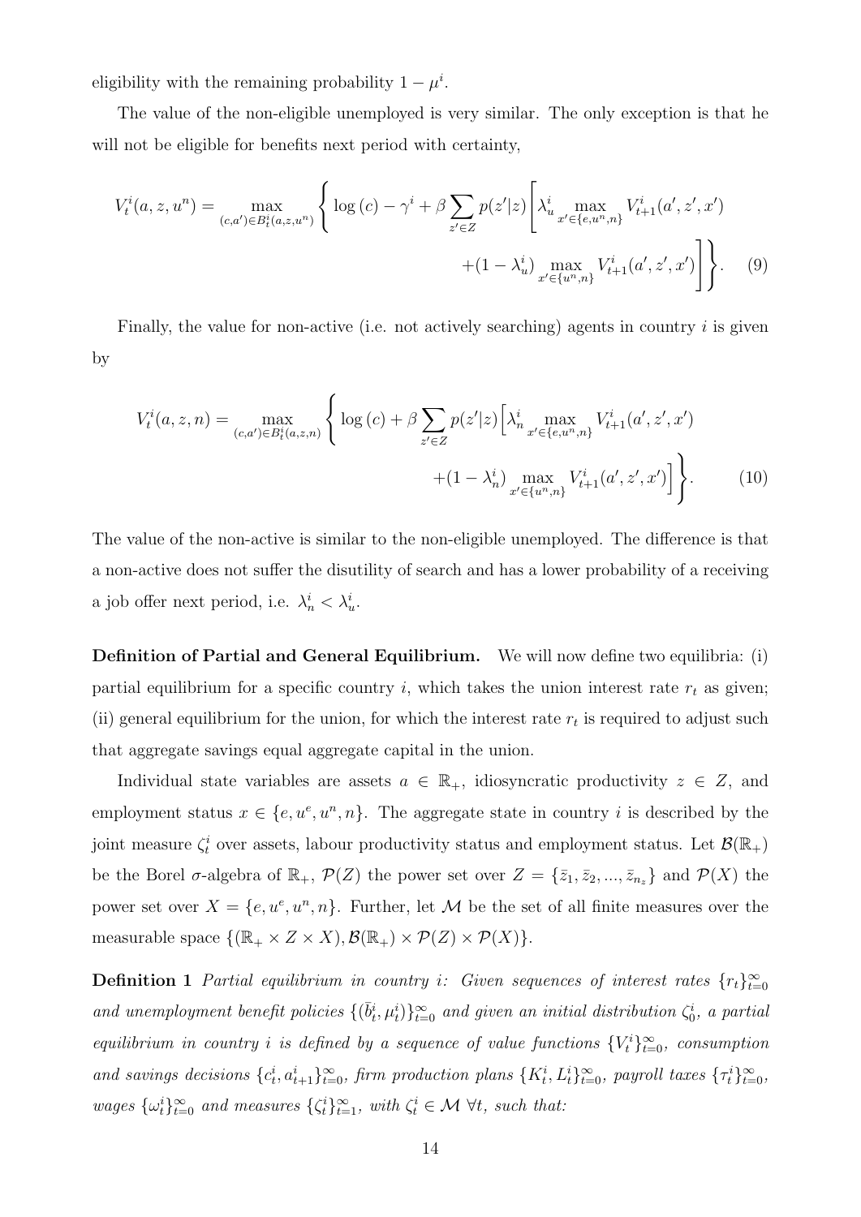eligibility with the remaining probability $1 - \mu^i$.

The value of the non-eligible unemployed is very similar. The only exception is that he will not be eligible for benefits next period with certainty,

$$
V_t^i(a, z, u^n) = \max_{(c,a') \in B_t^i(a,z,u^n)} \left\{ \log(c) - \gamma^i + \beta \sum_{z' \in Z} p(z'|z) \left[ \lambda_u^i \max_{x' \in \{e, u^n, n\}} V_{t+1}^i(a', z', x') \right. \right.
$$
$$
\left. \left. + (1 - \lambda_u^i) \max_{x' \in \{u^n, n\}} V_{t+1}^i(a', z', x') \right] \right\}. \quad (9)
$$

Finally, the value for non-active (i.e. not actively searching) agents in country $i$ is given by

$$
V_t^i(a, z, n) = \max_{(c,a') \in B_t^i(a,z,n)} \left\{ \log(c) + \beta \sum_{z' \in Z} p(z'|z) \Big[ \lambda_n^i \max_{x' \in \{e, u^n, n\}} V_{t+1}^i(a', z', x') \right.
$$
$$
\left. + (1 - \lambda_n^i) \max_{x' \in \{u^n, n\}} V_{t+1}^i(a', z', x') \Big] \right\}. \quad (10)
$$

The value of the non-active is similar to the non-eligible unemployed. The difference is that a non-active does not suffer the disutility of search and has a lower probability of a receiving a job offer next period, i.e. $\lambda_n^i < \lambda_u^i$.

**Definition of Partial and General Equilibrium.** We will now define two equilibria: (i) partial equilibrium for a specific country $i$, which takes the union interest rate $r_t$ as given; (ii) general equilibrium for the union, for which the interest rate $r_t$ is required to adjust such that aggregate savings equal aggregate capital in the union.

Individual state variables are assets $a \in \mathbb{R}_+$, idiosyncratic productivity $z \in Z$, and employment status $x \in \{e, u^e, u^n, n\}$. The aggregate state in country $i$ is described by the joint measure $\zeta_t^i$ over assets, labour productivity status and employment status. Let $\mathcal{B}(\mathbb{R}_+)$ be the Borel $\sigma$-algebra of $\mathbb{R}_+$, $\mathcal{P}(Z)$ the power set over $Z = \{\bar{z}_1, \bar{z}_2, ..., \bar{z}_{n_z}\}$ and $\mathcal{P}(X)$ the power set over $X = \{e, u^e, u^n, n\}$. Further, let $\mathcal{M}$ be the set of all finite measures over the measurable space $\{(\mathbb{R}_+ \times Z \times X), \mathcal{B}(\mathbb{R}_+) \times \mathcal{P}(Z) \times \mathcal{P}(X)\}$.

**Definition 1** *Partial equilibrium in country $i$: Given sequences of interest rates $\{r_t\}_{t=0}^{\infty}$ and unemployment benefit policies $\{(\bar{b}_t^i, \mu_t^i)\}_{t=0}^{\infty}$ and given an initial distribution $\zeta_0^i$, a partial equilibrium in country $i$ is defined by a sequence of value functions $\{V_t^i\}_{t=0}^{\infty}$, consumption and savings decisions $\{c_t^i, a_{t+1}^i\}_{t=0}^{\infty}$, firm production plans $\{K_t^i, L_t^i\}_{t=0}^{\infty}$, payroll taxes $\{\tau_t^i\}_{t=0}^{\infty}$, wages $\{\omega_t^i\}_{t=0}^{\infty}$ and measures $\{\zeta_t^i\}_{t=1}^{\infty}$, with $\zeta_t^i \in \mathcal{M}$ $\forall t$, such that:*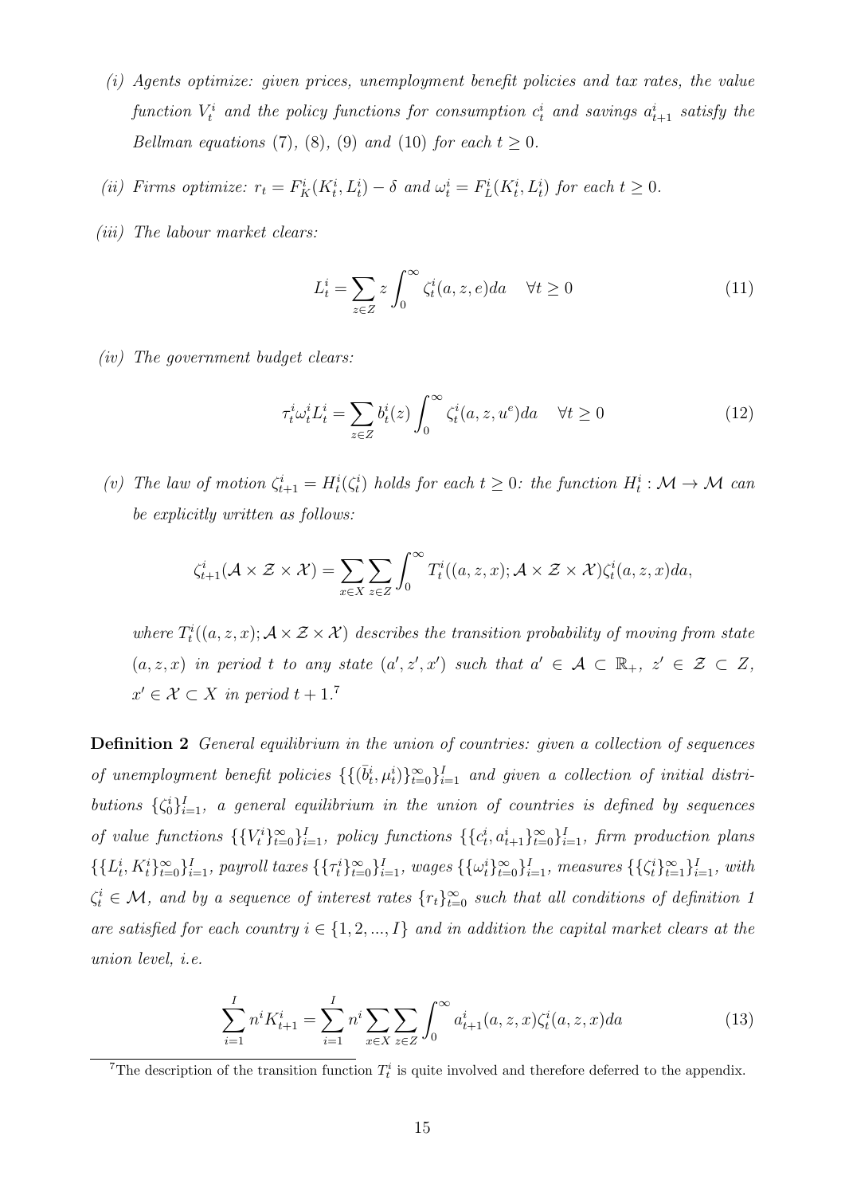*(i) Agents optimize: given prices, unemployment benefit policies and tax rates, the value function $V_t^i$ and the policy functions for consumption $c_t^i$ and savings $a_{t+1}^i$ satisfy the Bellman equations (7), (8), (9) and (10) for each $t \geq 0$.*

*(ii) Firms optimize: $r_t = F_K^i(K_t^i, L_t^i) - \delta$ and $\omega_t^i = F_L^i(K_t^i, L_t^i)$ for each $t \geq 0$.*

*(iii) The labour market clears:*

$$L_t^i = \sum_{z \in Z} z \int_0^\infty \zeta_t^i(a, z, e) da \quad \forall t \geq 0 \tag{11}$$

*(iv) The government budget clears:*

$$\tau_t^i \omega_t^i L_t^i = \sum_{z \in Z} b_t^i(z) \int_0^\infty \zeta_t^i(a, z, u^e) da \quad \forall t \geq 0 \tag{12}$$

*(v) The law of motion $\zeta_{t+1}^i = H_t^i(\zeta_t^i)$ holds for each $t \geq 0$: the function $H_t^i : \mathcal{M} \rightarrow \mathcal{M}$ can be explicitly written as follows:*

$$\zeta_{t+1}^i(\mathcal{A} \times \mathcal{Z} \times \mathcal{X}) = \sum_{x \in X} \sum_{z \in Z} \int_0^\infty T_t^i((a, z, x); \mathcal{A} \times \mathcal{Z} \times \mathcal{X}) \zeta_t^i(a, z, x) da,$$

*where $T_t^i((a, z, x); \mathcal{A} \times \mathcal{Z} \times \mathcal{X})$ describes the transition probability of moving from state $(a, z, x)$ in period $t$ to any state $(a', z', x')$ such that $a' \in \mathcal{A} \subset \mathbb{R}_+$, $z' \in \mathcal{Z} \subset Z$, $x' \in \mathcal{X} \subset X$ in period $t + 1$.*[7]

**Definition 2** *General equilibrium in the union of countries: given a collection of sequences of unemployment benefit policies $\{\{(\bar{b}_t^i, \mu_t^i)\}_{t=0}^\infty\}_{i=1}^I$ and given a collection of initial distributions $\{\zeta_0^i\}_{i=1}^I$, a general equilibrium in the union of countries is defined by sequences of value functions $\{\{V_t^i\}_{t=0}^\infty\}_{i=1}^I$, policy functions $\{\{c_t^i, a_{t+1}^i\}_{t=0}^\infty\}_{i=1}^I$, firm production plans $\{\{L_t^i, K_t^i\}_{t=0}^\infty\}_{i=1}^I$, payroll taxes $\{\{\tau_t^i\}_{t=0}^\infty\}_{i=1}^I$, wages $\{\{\omega_t^i\}_{t=0}^\infty\}_{i=1}^I$, measures $\{\{\zeta_t^i\}_{t=1}^\infty\}_{i=1}^I$, with $\zeta_t^i \in \mathcal{M}$, and by a sequence of interest rates $\{r_t\}_{t=0}^\infty$ such that all conditions of definition 1 are satisfied for each country $i \in \{1, 2, ..., I\}$ and in addition the capital market clears at the union level, i.e.*

$$\sum_{i=1}^I n^i K_{t+1}^i = \sum_{i=1}^I n^i \sum_{x \in X} \sum_{z \in Z} \int_0^\infty a_{t+1}^i(a, z, x) \zeta_t^i(a, z, x) da \tag{13}$$

[7] The description of the transition function $T_t^i$ is quite involved and therefore deferred to the appendix.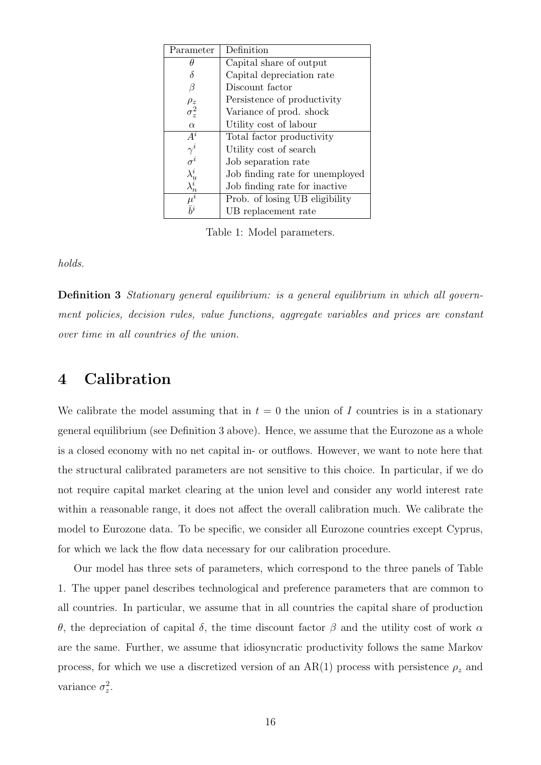| Parameter | Definition |
|---|---|
| $\theta$ | Capital share of output |
| $\delta$ | Capital depreciation rate |
| $\beta$ | Discount factor |
| $\rho_z$ | Persistence of productivity |
| $\sigma_z^2$ | Variance of prod. shock |
| $\alpha$ | Utility cost of labour |
| $A^i$ | Total factor productivity |
| $\gamma^i$ | Utility cost of search |
| $\sigma^i$ | Job separation rate |
| $\lambda_u^i$ | Job finding rate for unemployed |
| $\lambda_n^i$ | Job finding rate for inactive |
| $\mu^i$ | Prob. of losing UB eligibility |
| $\bar{b}^i$ | UB replacement rate |

Table 1: Model parameters.

*holds.*

**Definition 3** *Stationary general equilibrium: is a general equilibrium in which all government policies, decision rules, value functions, aggregate variables and prices are constant over time in all countries of the union.*

# 4 Calibration

We calibrate the model assuming that in $t = 0$ the union of $I$ countries is in a stationary general equilibrium (see Definition 3 above). Hence, we assume that the Eurozone as a whole is a closed economy with no net capital in- or outflows. However, we want to note here that the structural calibrated parameters are not sensitive to this choice. In particular, if we do not require capital market clearing at the union level and consider any world interest rate within a reasonable range, it does not affect the overall calibration much. We calibrate the model to Eurozone data. To be specific, we consider all Eurozone countries except Cyprus, for which we lack the flow data necessary for our calibration procedure.

Our model has three sets of parameters, which correspond to the three panels of Table 1. The upper panel describes technological and preference parameters that are common to all countries. In particular, we assume that in all countries the capital share of production $\theta$, the depreciation of capital $\delta$, the time discount factor $\beta$ and the utility cost of work $\alpha$ are the same. Further, we assume that idiosyncratic productivity follows the same Markov process, for which we use a discretized version of an AR(1) process with persistence $\rho_z$ and variance $\sigma_z^2$.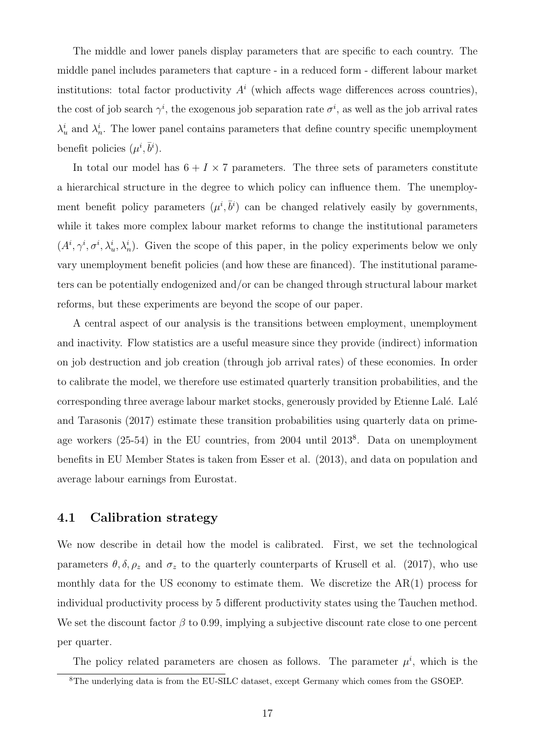The middle and lower panels display parameters that are specific to each country. The middle panel includes parameters that capture - in a reduced form - different labour market institutions: total factor productivity $A^i$ (which affects wage differences across countries), the cost of job search $\gamma^i$, the exogenous job separation rate $\sigma^i$, as well as the job arrival rates $\lambda_u^i$ and $\lambda_n^i$. The lower panel contains parameters that define country specific unemployment benefit policies $(\mu^i, \bar{b}^i)$.

In total our model has $6 + I \times 7$ parameters. The three sets of parameters constitute a hierarchical structure in the degree to which policy can influence them. The unemployment benefit policy parameters $(\mu^i, \bar{b}^i)$ can be changed relatively easily by governments, while it takes more complex labour market reforms to change the institutional parameters $(A^i, \gamma^i, \sigma^i, \lambda_u^i, \lambda_n^i)$. Given the scope of this paper, in the policy experiments below we only vary unemployment benefit policies (and how these are financed). The institutional parameters can be potentially endogenized and/or can be changed through structural labour market reforms, but these experiments are beyond the scope of our paper.

A central aspect of our analysis is the transitions between employment, unemployment and inactivity. Flow statistics are a useful measure since they provide (indirect) information on job destruction and job creation (through job arrival rates) of these economies. In order to calibrate the model, we therefore use estimated quarterly transition probabilities, and the corresponding three average labour market stocks, generously provided by Etienne Lalé. Lalé and Tarasonis (2017) estimate these transition probabilities using quarterly data on prime-age workers (25-54) in the EU countries, from 2004 until 2013[8]. Data on unemployment benefits in EU Member States is taken from Esser et al. (2013), and data on population and average labour earnings from Eurostat.

## 4.1 Calibration strategy

We now describe in detail how the model is calibrated. First, we set the technological parameters $\theta, \delta, \rho_z$ and $\sigma_z$ to the quarterly counterparts of Krusell et al. (2017), who use monthly data for the US economy to estimate them. We discretize the AR(1) process for individual productivity process by 5 different productivity states using the Tauchen method. We set the discount factor $\beta$ to 0.99, implying a subjective discount rate close to one percent per quarter.

The policy related parameters are chosen as follows. The parameter $\mu^i$, which is the

[8]The underlying data is from the EU-SILC dataset, except Germany which comes from the GSOEP.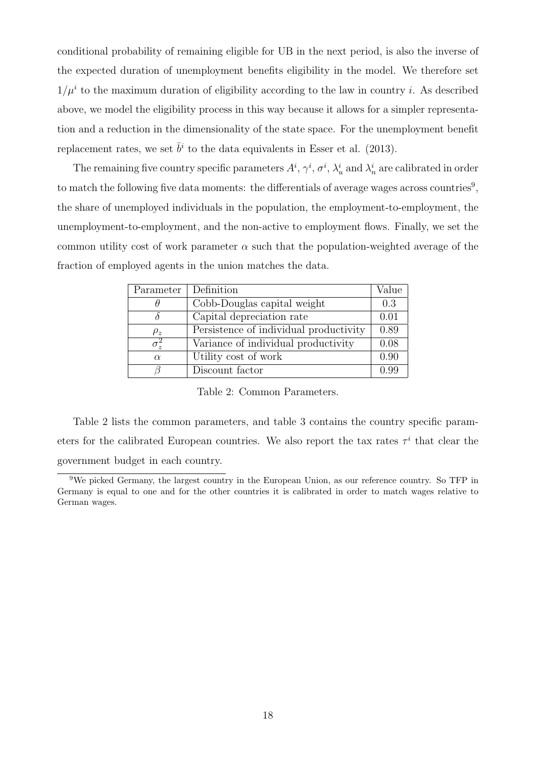conditional probability of remaining eligible for UB in the next period, is also the inverse of the expected duration of unemployment benefits eligibility in the model. We therefore set $1/\mu^i$ to the maximum duration of eligibility according to the law in country $i$. As described above, we model the eligibility process in this way because it allows for a simpler representation and a reduction in the dimensionality of the state space. For the unemployment benefit replacement rates, we set $\bar{b}^i$ to the data equivalents in Esser et al. (2013).

The remaining five country specific parameters $A^i$, $\gamma^i$, $\sigma^i$, $\lambda_u^i$ and $\lambda_n^i$ are calibrated in order to match the following five data moments: the differentials of average wages across countries[9], the share of unemployed individuals in the population, the employment-to-employment, the unemployment-to-employment, and the non-active to employment flows. Finally, we set the common utility cost of work parameter $\alpha$ such that the population-weighted average of the fraction of employed agents in the union matches the data.

| Parameter | Definition | Value |
|---|---|---|
| $\theta$ | Cobb-Douglas capital weight | 0.3 |
| $\delta$ | Capital depreciation rate | 0.01 |
| $\rho_z$ | Persistence of individual productivity | 0.89 |
| $\sigma_z^2$ | Variance of individual productivity | 0.08 |
| $\alpha$ | Utility cost of work | 0.90 |
| $\beta$ | Discount factor | 0.99 |

Table 2: Common Parameters.

Table 2 lists the common parameters, and table 3 contains the country specific parameters for the calibrated European countries. We also report the tax rates $\tau^i$ that clear the government budget in each country.

[9]We picked Germany, the largest country in the European Union, as our reference country. So TFP in Germany is equal to one and for the other countries it is calibrated in order to match wages relative to German wages.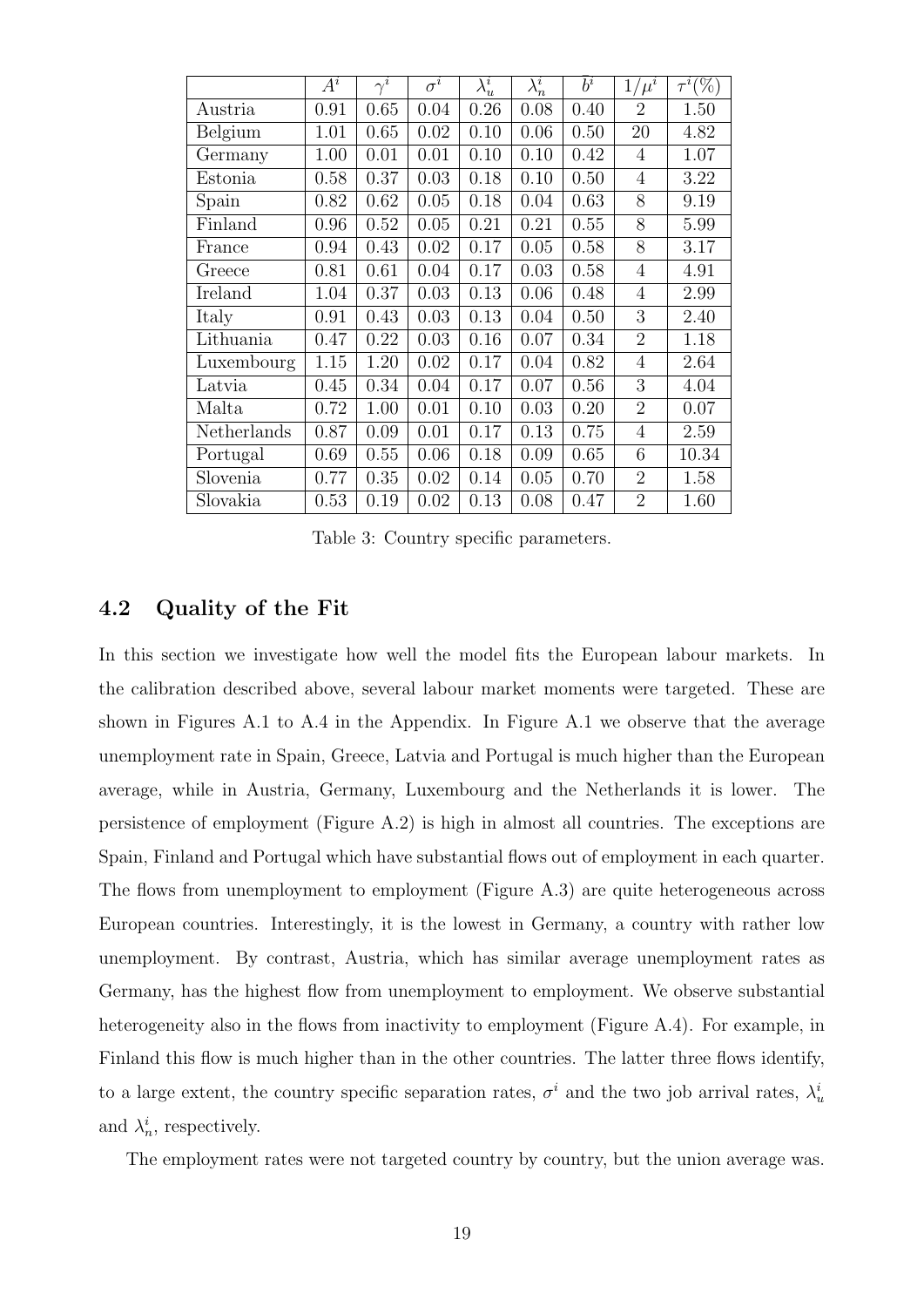|  | $A^i$ | $\gamma^i$ | $\sigma^i$ | $\lambda_u^i$ | $\lambda_n^i$ | $\tilde{b}^i$ | $1/\mu^i$ | $\tau^i(\%)$ |
|---|---|---|---|---|---|---|---|---|
| Austria | 0.91 | 0.65 | 0.04 | 0.26 | 0.08 | 0.40 | 2 | 1.50 |
| Belgium | 1.01 | 0.65 | 0.02 | 0.10 | 0.06 | 0.50 | 20 | 4.82 |
| Germany | 1.00 | 0.01 | 0.01 | 0.10 | 0.10 | 0.42 | 4 | 1.07 |
| Estonia | 0.58 | 0.37 | 0.03 | 0.18 | 0.10 | 0.50 | 4 | 3.22 |
| Spain | 0.82 | 0.62 | 0.05 | 0.18 | 0.04 | 0.63 | 8 | 9.19 |
| Finland | 0.96 | 0.52 | 0.05 | 0.21 | 0.21 | 0.55 | 8 | 5.99 |
| France | 0.94 | 0.43 | 0.02 | 0.17 | 0.05 | 0.58 | 8 | 3.17 |
| Greece | 0.81 | 0.61 | 0.04 | 0.17 | 0.03 | 0.58 | 4 | 4.91 |
| Ireland | 1.04 | 0.37 | 0.03 | 0.13 | 0.06 | 0.48 | 4 | 2.99 |
| Italy | 0.91 | 0.43 | 0.03 | 0.13 | 0.04 | 0.50 | 3 | 2.40 |
| Lithuania | 0.47 | 0.22 | 0.03 | 0.16 | 0.07 | 0.34 | 2 | 1.18 |
| Luxembourg | 1.15 | 1.20 | 0.02 | 0.17 | 0.04 | 0.82 | 4 | 2.64 |
| Latvia | 0.45 | 0.34 | 0.04 | 0.17 | 0.07 | 0.56 | 3 | 4.04 |
| Malta | 0.72 | 1.00 | 0.01 | 0.10 | 0.03 | 0.20 | 2 | 0.07 |
| Netherlands | 0.87 | 0.09 | 0.01 | 0.17 | 0.13 | 0.75 | 4 | 2.59 |
| Portugal | 0.69 | 0.55 | 0.06 | 0.18 | 0.09 | 0.65 | 6 | 10.34 |
| Slovenia | 0.77 | 0.35 | 0.02 | 0.14 | 0.05 | 0.70 | 2 | 1.58 |
| Slovakia | 0.53 | 0.19 | 0.02 | 0.13 | 0.08 | 0.47 | 2 | 1.60 |

Table 3: Country specific parameters.

## 4.2 Quality of the Fit

In this section we investigate how well the model fits the European labour markets. In the calibration described above, several labour market moments were targeted. These are shown in Figures A.1 to A.4 in the Appendix. In Figure A.1 we observe that the average unemployment rate in Spain, Greece, Latvia and Portugal is much higher than the European average, while in Austria, Germany, Luxembourg and the Netherlands it is lower. The persistence of employment (Figure A.2) is high in almost all countries. The exceptions are Spain, Finland and Portugal which have substantial flows out of employment in each quarter. The flows from unemployment to employment (Figure A.3) are quite heterogeneous across European countries. Interestingly, it is the lowest in Germany, a country with rather low unemployment. By contrast, Austria, which has similar average unemployment rates as Germany, has the highest flow from unemployment to employment. We observe substantial heterogeneity also in the flows from inactivity to employment (Figure A.4). For example, in Finland this flow is much higher than in the other countries. The latter three flows identify, to a large extent, the country specific separation rates, $\sigma^i$ and the two job arrival rates, $\lambda_u^i$ and $\lambda_n^i$, respectively.

The employment rates were not targeted country by country, but the union average was.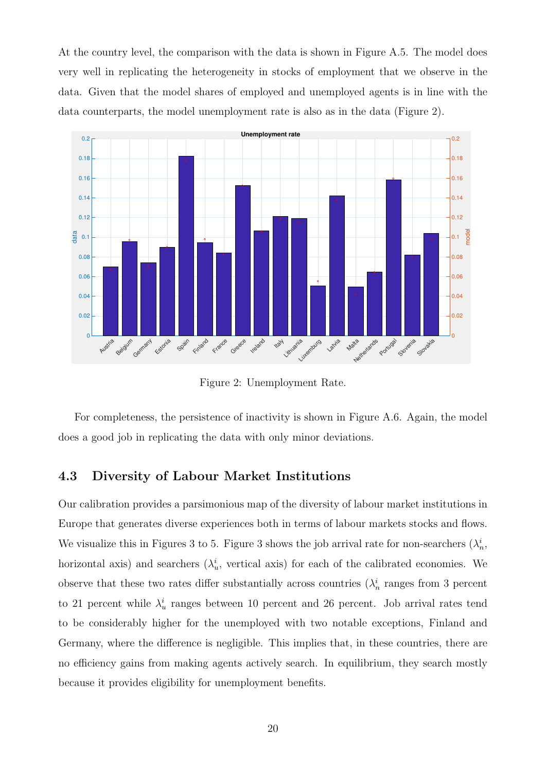At the country level, the comparison with the data is shown in Figure A.5. The model does very well in replicating the heterogeneity in stocks of employment that we observe in the data. Given that the model shares of employed and unemployed agents is in line with the data counterparts, the model unemployment rate is also as in the data (Figure 2).

Figure 2: Unemployment Rate.

For completeness, the persistence of inactivity is shown in Figure A.6. Again, the model does a good job in replicating the data with only minor deviations.

## 4.3 Diversity of Labour Market Institutions

Our calibration provides a parsimonious map of the diversity of labour market institutions in Europe that generates diverse experiences both in terms of labour markets stocks and flows. We visualize this in Figures 3 to 5. Figure 3 shows the job arrival rate for non-searchers ($\lambda_n^i$, horizontal axis) and searchers ($\lambda_u^i$, vertical axis) for each of the calibrated economies. We observe that these two rates differ substantially across countries ($\lambda_n^i$ ranges from 3 percent to 21 percent while $\lambda_u^i$ ranges between 10 percent and 26 percent. Job arrival rates tend to be considerably higher for the unemployed with two notable exceptions, Finland and Germany, where the difference is negligible. This implies that, in these countries, there are no efficiency gains from making agents actively search. In equilibrium, they search mostly because it provides eligibility for unemployment benefits.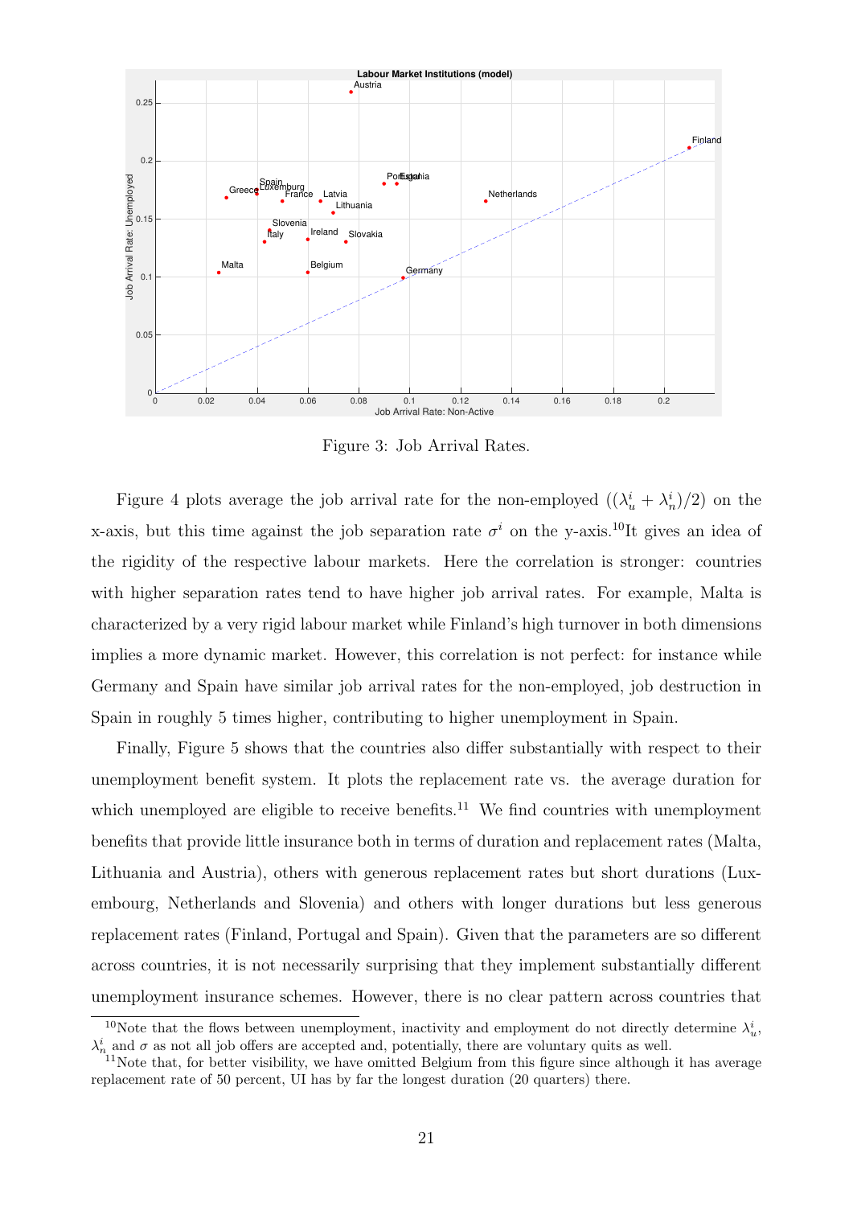Figure 3: Job Arrival Rates.

Figure 4 plots average the job arrival rate for the non-employed ($(\lambda_u^i + \lambda_n^i)/2$) on the x-axis, but this time against the job separation rate $\sigma^i$ on the y-axis.[10]It gives an idea of the rigidity of the respective labour markets. Here the correlation is stronger: countries with higher separation rates tend to have higher job arrival rates. For example, Malta is characterized by a very rigid labour market while Finland's high turnover in both dimensions implies a more dynamic market. However, this correlation is not perfect: for instance while Germany and Spain have similar job arrival rates for the non-employed, job destruction in Spain in roughly 5 times higher, contributing to higher unemployment in Spain.

Finally, Figure 5 shows that the countries also differ substantially with respect to their unemployment benefit system. It plots the replacement rate vs. the average duration for which unemployed are eligible to receive benefits.[11] We find countries with unemployment benefits that provide little insurance both in terms of duration and replacement rates (Malta, Lithuania and Austria), others with generous replacement rates but short durations (Luxembourg, Netherlands and Slovenia) and others with longer durations but less generous replacement rates (Finland, Portugal and Spain). Given that the parameters are so different across countries, it is not necessarily surprising that they implement substantially different unemployment insurance schemes. However, there is no clear pattern across countries that

[10]Note that the flows between unemployment, inactivity and employment do not directly determine $\lambda_u^i$, $\lambda_n^i$ and $\sigma$ as not all job offers are accepted and, potentially, there are voluntary quits as well.

[11]Note that, for better visibility, we have omitted Belgium from this figure since although it has average replacement rate of 50 percent, UI has by far the longest duration (20 quarters) there.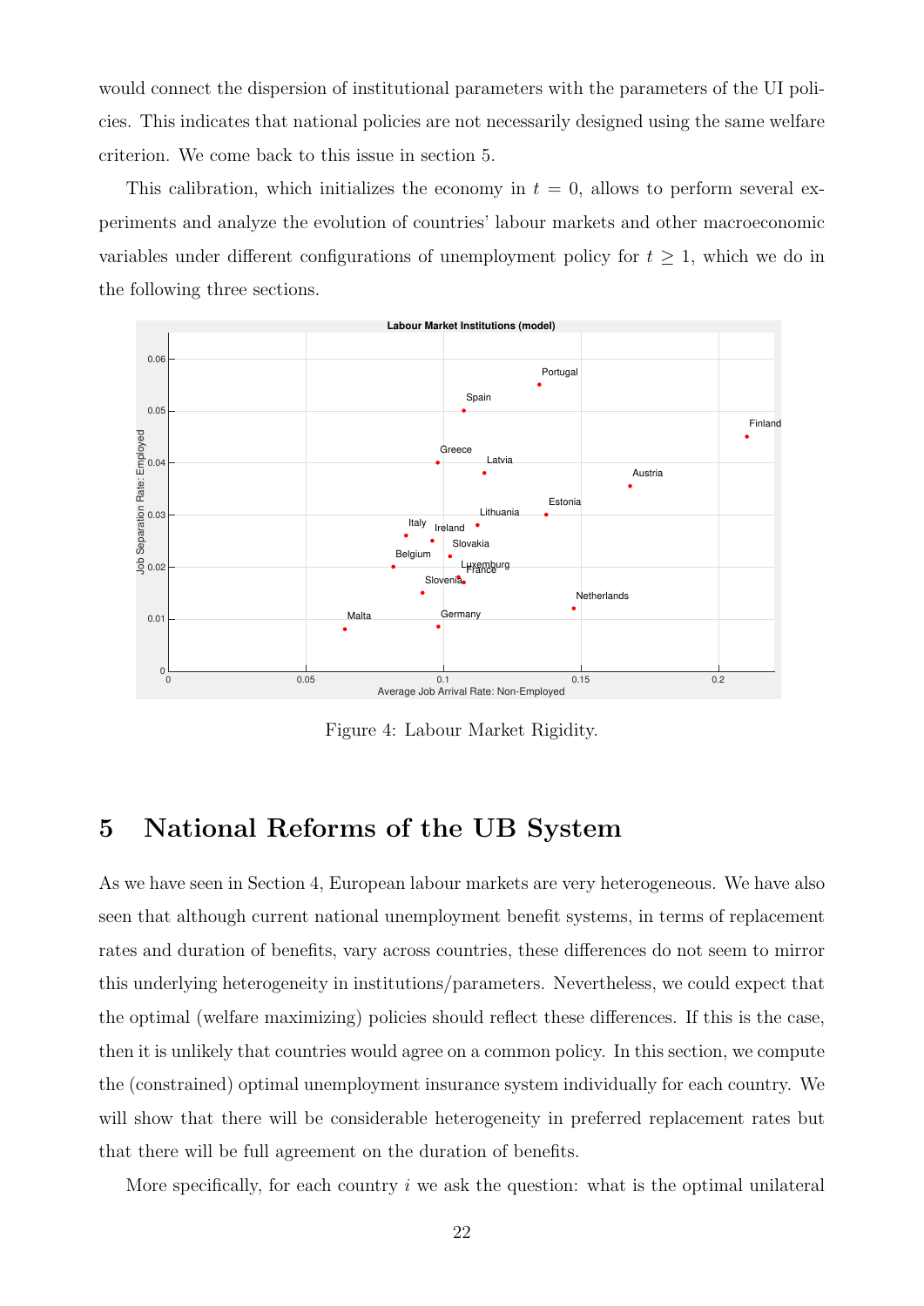would connect the dispersion of institutional parameters with the parameters of the UI policies. This indicates that national policies are not necessarily designed using the same welfare criterion. We come back to this issue in section 5.

This calibration, which initializes the economy in $t = 0$, allows to perform several experiments and analyze the evolution of countries' labour markets and other macroeconomic variables under different configurations of unemployment policy for $t \geq 1$, which we do in the following three sections.

Figure 4: Labour Market Rigidity.

# 5 National Reforms of the UB System

As we have seen in Section 4, European labour markets are very heterogeneous. We have also seen that although current national unemployment benefit systems, in terms of replacement rates and duration of benefits, vary across countries, these differences do not seem to mirror this underlying heterogeneity in institutions/parameters. Nevertheless, we could expect that the optimal (welfare maximizing) policies should reflect these differences. If this is the case, then it is unlikely that countries would agree on a common policy. In this section, we compute the (constrained) optimal unemployment insurance system individually for each country. We will show that there will be considerable heterogeneity in preferred replacement rates but that there will be full agreement on the duration of benefits.

More specifically, for each country $i$ we ask the question: what is the optimal unilateral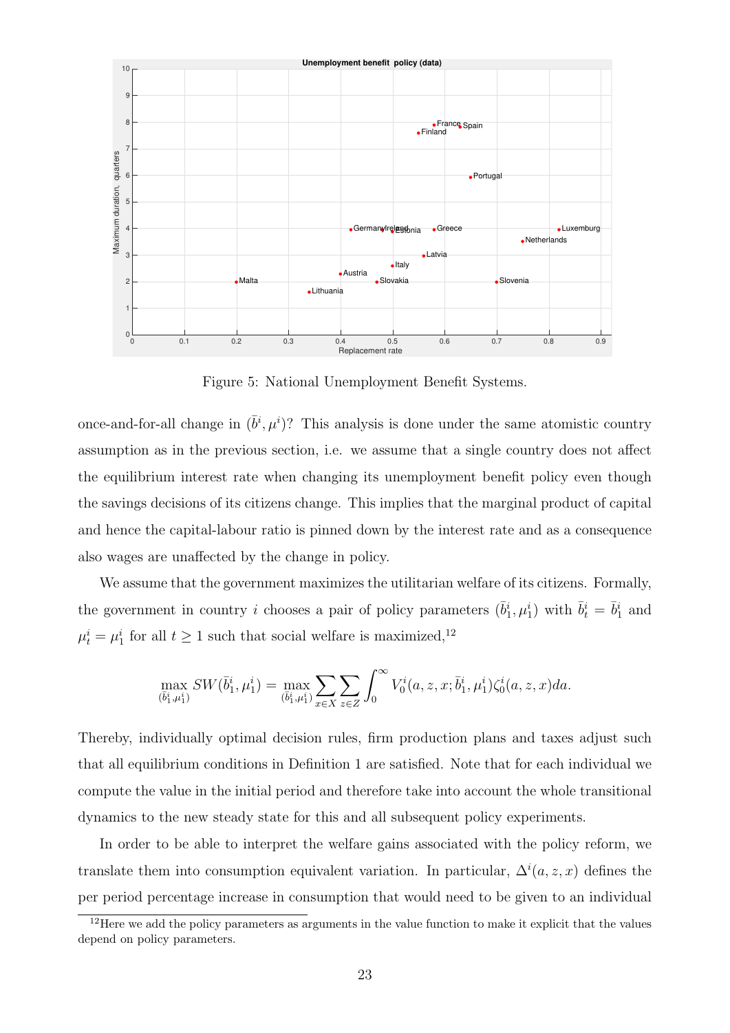Figure 5: National Unemployment Benefit Systems.

once-and-for-all change in $(\bar{b}^i, \mu^i)$? This analysis is done under the same atomistic country assumption as in the previous section, i.e. we assume that a single country does not affect the equilibrium interest rate when changing its unemployment benefit policy even though the savings decisions of its citizens change. This implies that the marginal product of capital and hence the capital-labour ratio is pinned down by the interest rate and as a consequence also wages are unaffected by the change in policy.

We assume that the government maximizes the utilitarian welfare of its citizens. Formally, the government in country $i$ chooses a pair of policy parameters $(\bar{b}_1^i, \mu_1^i)$ with $\bar{b}_t^i = \bar{b}_1^i$ and $\mu_t^i = \mu_1^i$ for all $t \geq 1$ such that social welfare is maximized,[12]

$$\max_{(\bar{b}_1^i, \mu_1^i)} SW(\bar{b}_1^i, \mu_1^i) = \max_{(\bar{b}_1^i, \mu_1^i)} \sum_{x \in X} \sum_{z \in Z} \int_0^\infty V_0^i(a, z, x; \bar{b}_1^i, \mu_1^i) \zeta_0^i(a, z, x) da.$$

Thereby, individually optimal decision rules, firm production plans and taxes adjust such that all equilibrium conditions in Definition 1 are satisfied. Note that for each individual we compute the value in the initial period and therefore take into account the whole transitional dynamics to the new steady state for this and all subsequent policy experiments.

In order to be able to interpret the welfare gains associated with the policy reform, we translate them into consumption equivalent variation. In particular, $\Delta^i(a, z, x)$ defines the per period percentage increase in consumption that would need to be given to an individual

[12] Here we add the policy parameters as arguments in the value function to make it explicit that the values depend on policy parameters.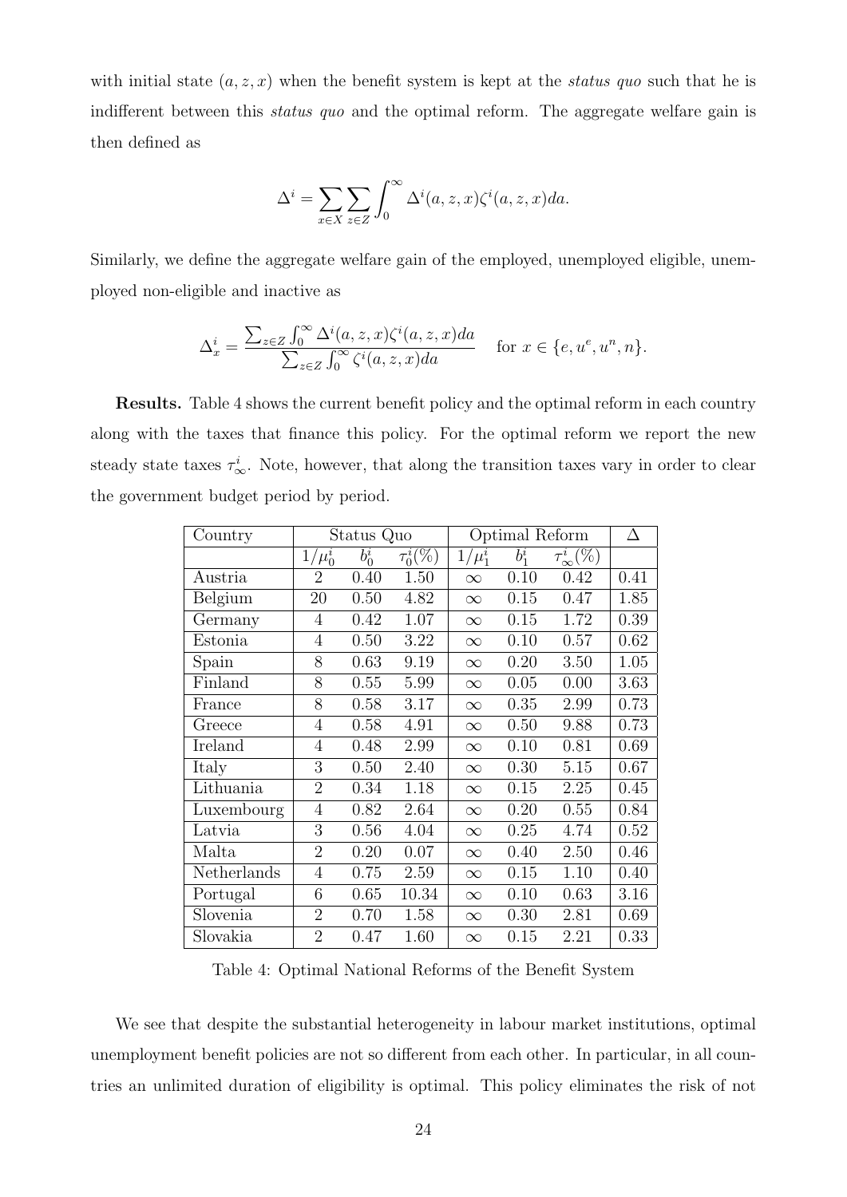with initial state $(a, z, x)$ when the benefit system is kept at the *status quo* such that he is indifferent between this *status quo* and the optimal reform. The aggregate welfare gain is then defined as

$$\Delta^i = \sum_{x \in X} \sum_{z \in Z} \int_0^\infty \Delta^i(a, z, x) \zeta^i(a, z, x) da.$$

Similarly, we define the aggregate welfare gain of the employed, unemployed eligible, unemployed non-eligible and inactive as

$$\Delta^i_x = \frac{\sum_{z \in Z} \int_0^\infty \Delta^i(a, z, x) \zeta^i(a, z, x) da}{\sum_{z \in Z} \int_0^\infty \zeta^i(a, z, x) da} \quad \text{for } x \in \{e, u^e, u^n, n\}.$$

**Results.** Table 4 shows the current benefit policy and the optimal reform in each country along with the taxes that finance this policy. For the optimal reform we report the new steady state taxes $\tau^i_\infty$. Note, however, that along the transition taxes vary in order to clear the government budget period by period.

| Country | Status Quo | | | Optimal Reform | | | $\Delta$ |
|---|---|---|---|---|---|---|---|
| | $1/\mu^i_0$ | $b^i_0$ | $\tau^i_0(\%)$ | $1/\mu^i_1$ | $b^i_1$ | $\tau^i_\infty(\%)$ | |
| Austria | 2 | 0.40 | 1.50 | $\infty$ | 0.10 | 0.42 | 0.41 |
| Belgium | 20 | 0.50 | 4.82 | $\infty$ | 0.15 | 0.47 | 1.85 |
| Germany | 4 | 0.42 | 1.07 | $\infty$ | 0.15 | 1.72 | 0.39 |
| Estonia | 4 | 0.50 | 3.22 | $\infty$ | 0.10 | 0.57 | 0.62 |
| Spain | 8 | 0.63 | 9.19 | $\infty$ | 0.20 | 3.50 | 1.05 |
| Finland | 8 | 0.55 | 5.99 | $\infty$ | 0.05 | 0.00 | 3.63 |
| France | 8 | 0.58 | 3.17 | $\infty$ | 0.35 | 2.99 | 0.73 |
| Greece | 4 | 0.58 | 4.91 | $\infty$ | 0.50 | 9.88 | 0.73 |
| Ireland | 4 | 0.48 | 2.99 | $\infty$ | 0.10 | 0.81 | 0.69 |
| Italy | 3 | 0.50 | 2.40 | $\infty$ | 0.30 | 5.15 | 0.67 |
| Lithuania | 2 | 0.34 | 1.18 | $\infty$ | 0.15 | 2.25 | 0.45 |
| Luxembourg | 4 | 0.82 | 2.64 | $\infty$ | 0.20 | 0.55 | 0.84 |
| Latvia | 3 | 0.56 | 4.04 | $\infty$ | 0.25 | 4.74 | 0.52 |
| Malta | 2 | 0.20 | 0.07 | $\infty$ | 0.40 | 2.50 | 0.46 |
| Netherlands | 4 | 0.75 | 2.59 | $\infty$ | 0.15 | 1.10 | 0.40 |
| Portugal | 6 | 0.65 | 10.34 | $\infty$ | 0.10 | 0.63 | 3.16 |
| Slovenia | 2 | 0.70 | 1.58 | $\infty$ | 0.30 | 2.81 | 0.69 |
| Slovakia | 2 | 0.47 | 1.60 | $\infty$ | 0.15 | 2.21 | 0.33 |

Table 4: Optimal National Reforms of the Benefit System

We see that despite the substantial heterogeneity in labour market institutions, optimal unemployment benefit policies are not so different from each other. In particular, in all countries an unlimited duration of eligibility is optimal. This policy eliminates the risk of not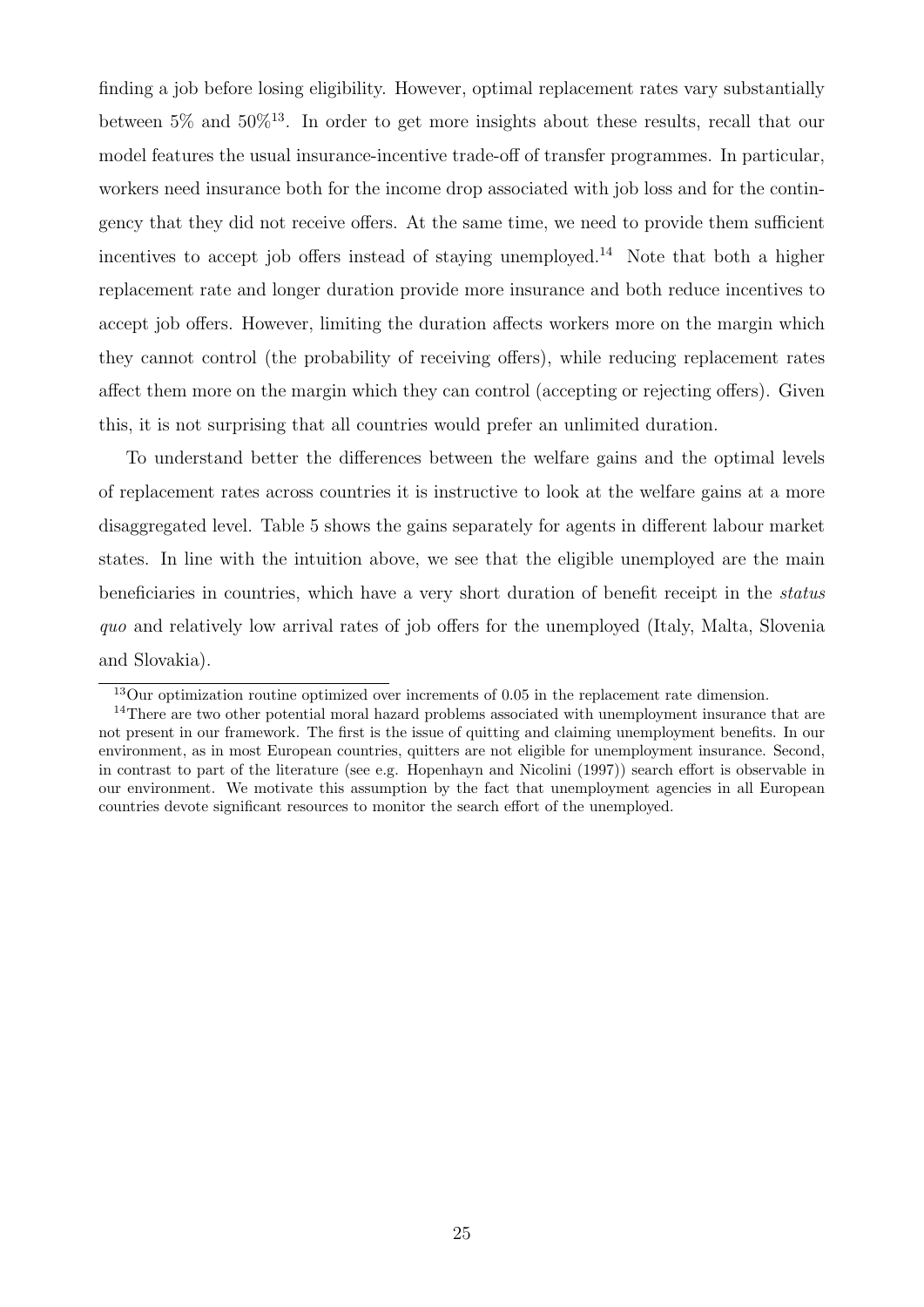finding a job before losing eligibility. However, optimal replacement rates vary substantially between 5% and 50%[13]. In order to get more insights about these results, recall that our model features the usual insurance-incentive trade-off of transfer programmes. In particular, workers need insurance both for the income drop associated with job loss and for the contingency that they did not receive offers. At the same time, we need to provide them sufficient incentives to accept job offers instead of staying unemployed.[14] Note that both a higher replacement rate and longer duration provide more insurance and both reduce incentives to accept job offers. However, limiting the duration affects workers more on the margin which they cannot control (the probability of receiving offers), while reducing replacement rates affect them more on the margin which they can control (accepting or rejecting offers). Given this, it is not surprising that all countries would prefer an unlimited duration.

To understand better the differences between the welfare gains and the optimal levels of replacement rates across countries it is instructive to look at the welfare gains at a more disaggregated level. Table 5 shows the gains separately for agents in different labour market states. In line with the intuition above, we see that the eligible unemployed are the main beneficiaries in countries, which have a very short duration of benefit receipt in the *status quo* and relatively low arrival rates of job offers for the unemployed (Italy, Malta, Slovenia and Slovakia).

---

[13] Our optimization routine optimized over increments of 0.05 in the replacement rate dimension.

[14] There are two other potential moral hazard problems associated with unemployment insurance that are not present in our framework. The first is the issue of quitting and claiming unemployment benefits. In our environment, as in most European countries, quitters are not eligible for unemployment insurance. Second, in contrast to part of the literature (see e.g. Hopenhayn and Nicolini (1997)) search effort is observable in our environment. We motivate this assumption by the fact that unemployment agencies in all European countries devote significant resources to monitor the search effort of the unemployed.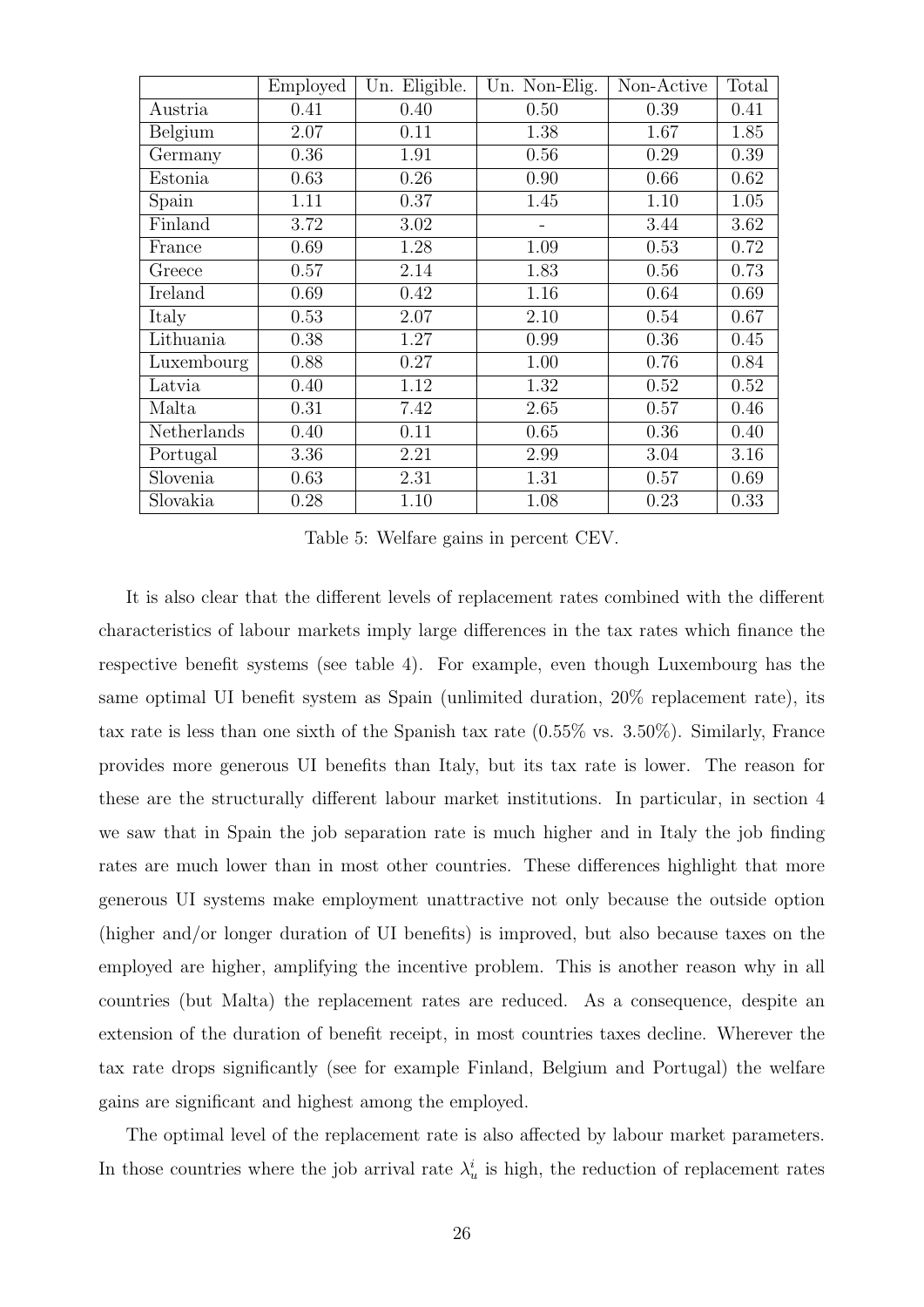| | Employed | Un. Eligible. | Un. Non-Elig. | Non-Active | Total |
|---|---|---|---|---|---|
| Austria | 0.41 | 0.40 | 0.50 | 0.39 | 0.41 |
| Belgium | 2.07 | 0.11 | 1.38 | 1.67 | 1.85 |
| Germany | 0.36 | 1.91 | 0.56 | 0.29 | 0.39 |
| Estonia | 0.63 | 0.26 | 0.90 | 0.66 | 0.62 |
| Spain | 1.11 | 0.37 | 1.45 | 1.10 | 1.05 |
| Finland | 3.72 | 3.02 | - | 3.44 | 3.62 |
| France | 0.69 | 1.28 | 1.09 | 0.53 | 0.72 |
| Greece | 0.57 | 2.14 | 1.83 | 0.56 | 0.73 |
| Ireland | 0.69 | 0.42 | 1.16 | 0.64 | 0.69 |
| Italy | 0.53 | 2.07 | 2.10 | 0.54 | 0.67 |
| Lithuania | 0.38 | 1.27 | 0.99 | 0.36 | 0.45 |
| Luxembourg | 0.88 | 0.27 | 1.00 | 0.76 | 0.84 |
| Latvia | 0.40 | 1.12 | 1.32 | 0.52 | 0.52 |
| Malta | 0.31 | 7.42 | 2.65 | 0.57 | 0.46 |
| Netherlands | 0.40 | 0.11 | 0.65 | 0.36 | 0.40 |
| Portugal | 3.36 | 2.21 | 2.99 | 3.04 | 3.16 |
| Slovenia | 0.63 | 2.31 | 1.31 | 0.57 | 0.69 |
| Slovakia | 0.28 | 1.10 | 1.08 | 0.23 | 0.33 |

Table 5: Welfare gains in percent CEV.

It is also clear that the different levels of replacement rates combined with the different characteristics of labour markets imply large differences in the tax rates which finance the respective benefit systems (see table 4). For example, even though Luxembourg has the same optimal UI benefit system as Spain (unlimited duration, 20% replacement rate), its tax rate is less than one sixth of the Spanish tax rate (0.55% vs. 3.50%). Similarly, France provides more generous UI benefits than Italy, but its tax rate is lower. The reason for these are the structurally different labour market institutions. In particular, in section 4 we saw that in Spain the job separation rate is much higher and in Italy the job finding rates are much lower than in most other countries. These differences highlight that more generous UI systems make employment unattractive not only because the outside option (higher and/or longer duration of UI benefits) is improved, but also because taxes on the employed are higher, amplifying the incentive problem. This is another reason why in all countries (but Malta) the replacement rates are reduced. As a consequence, despite an extension of the duration of benefit receipt, in most countries taxes decline. Wherever the tax rate drops significantly (see for example Finland, Belgium and Portugal) the welfare gains are significant and highest among the employed.

The optimal level of the replacement rate is also affected by labour market parameters. In those countries where the job arrival rate $\lambda_u^i$ is high, the reduction of replacement rates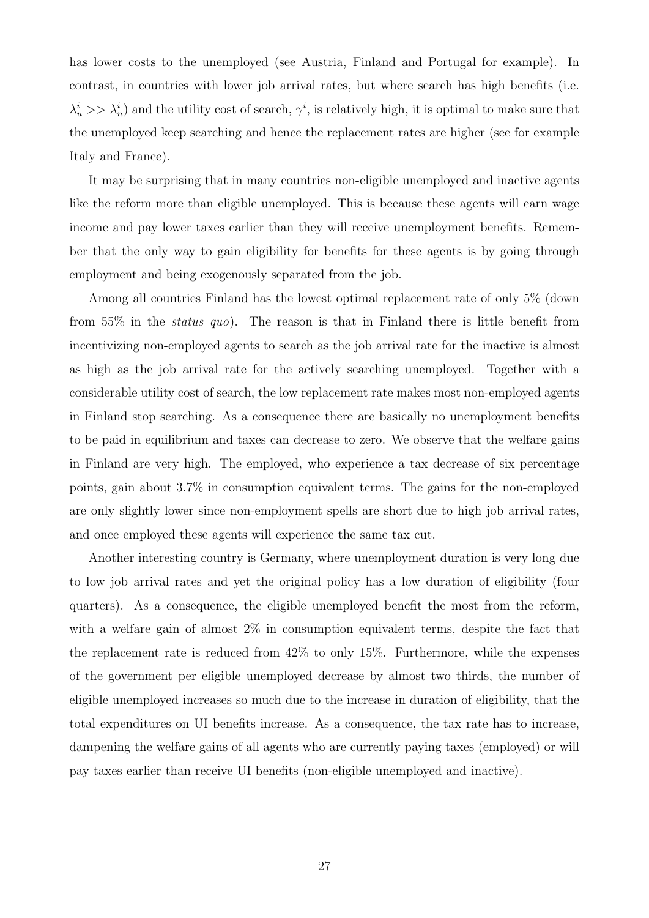has lower costs to the unemployed (see Austria, Finland and Portugal for example). In contrast, in countries with lower job arrival rates, but where search has high benefits (i.e. $\lambda_u^i >> \lambda_n^i$) and the utility cost of search, $\gamma^i$, is relatively high, it is optimal to make sure that the unemployed keep searching and hence the replacement rates are higher (see for example Italy and France).

It may be surprising that in many countries non-eligible unemployed and inactive agents like the reform more than eligible unemployed. This is because these agents will earn wage income and pay lower taxes earlier than they will receive unemployment benefits. Remember that the only way to gain eligibility for benefits for these agents is by going through employment and being exogenously separated from the job.

Among all countries Finland has the lowest optimal replacement rate of only 5% (down from 55% in the *status quo*). The reason is that in Finland there is little benefit from incentivizing non-employed agents to search as the job arrival rate for the inactive is almost as high as the job arrival rate for the actively searching unemployed. Together with a considerable utility cost of search, the low replacement rate makes most non-employed agents in Finland stop searching. As a consequence there are basically no unemployment benefits to be paid in equilibrium and taxes can decrease to zero. We observe that the welfare gains in Finland are very high. The employed, who experience a tax decrease of six percentage points, gain about 3.7% in consumption equivalent terms. The gains for the non-employed are only slightly lower since non-employment spells are short due to high job arrival rates, and once employed these agents will experience the same tax cut.

Another interesting country is Germany, where unemployment duration is very long due to low job arrival rates and yet the original policy has a low duration of eligibility (four quarters). As a consequence, the eligible unemployed benefit the most from the reform, with a welfare gain of almost 2% in consumption equivalent terms, despite the fact that the replacement rate is reduced from 42% to only 15%. Furthermore, while the expenses of the government per eligible unemployed decrease by almost two thirds, the number of eligible unemployed increases so much due to the increase in duration of eligibility, that the total expenditures on UI benefits increase. As a consequence, the tax rate has to increase, dampening the welfare gains of all agents who are currently paying taxes (employed) or will pay taxes earlier than receive UI benefits (non-eligible unemployed and inactive).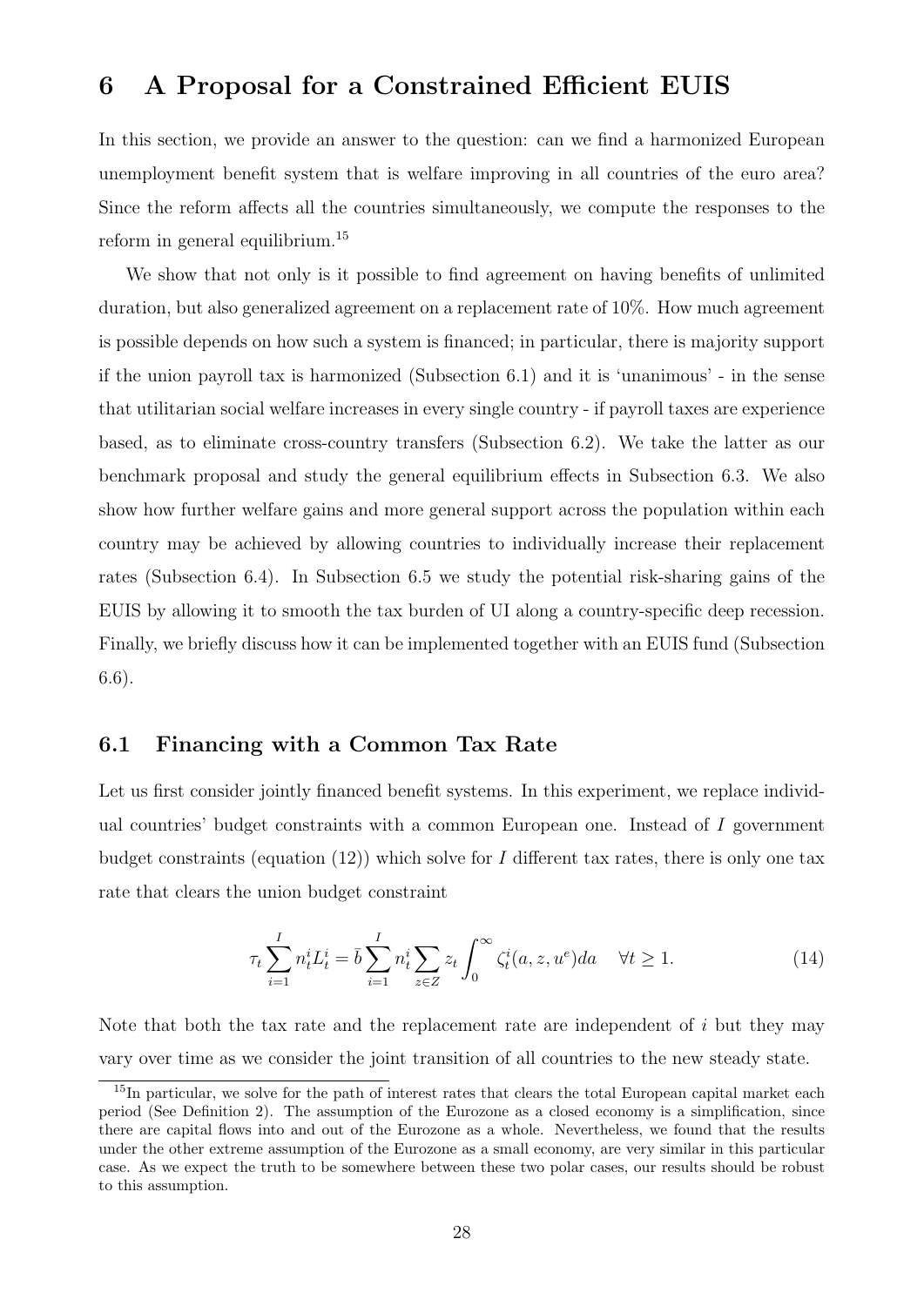# 6 A Proposal for a Constrained Efficient EUIS

In this section, we provide an answer to the question: can we find a harmonized European unemployment benefit system that is welfare improving in all countries of the euro area? Since the reform affects all the countries simultaneously, we compute the responses to the reform in general equilibrium.[15]

We show that not only is it possible to find agreement on having benefits of unlimited duration, but also generalized agreement on a replacement rate of 10%. How much agreement is possible depends on how such a system is financed; in particular, there is majority support if the union payroll tax is harmonized (Subsection 6.1) and it is 'unanimous' - in the sense that utilitarian social welfare increases in every single country - if payroll taxes are experience based, as to eliminate cross-country transfers (Subsection 6.2). We take the latter as our benchmark proposal and study the general equilibrium effects in Subsection 6.3. We also show how further welfare gains and more general support across the population within each country may be achieved by allowing countries to individually increase their replacement rates (Subsection 6.4). In Subsection 6.5 we study the potential risk-sharing gains of the EUIS by allowing it to smooth the tax burden of UI along a country-specific deep recession. Finally, we briefly discuss how it can be implemented together with an EUIS fund (Subsection 6.6).

## 6.1 Financing with a Common Tax Rate

Let us first consider jointly financed benefit systems. In this experiment, we replace individual countries' budget constraints with a common European one. Instead of $I$ government budget constraints (equation (12)) which solve for $I$ different tax rates, there is only one tax rate that clears the union budget constraint

$$\tau_t \sum_{i=1}^{I} n_t^i L_t^i = \bar{b} \sum_{i=1}^{I} n_t^i \sum_{z \in Z} z_t \int_0^\infty \zeta_t^i(a, z, u^e) da \quad \forall t \geq 1. \tag{14}$$

Note that both the tax rate and the replacement rate are independent of $i$ but they may vary over time as we consider the joint transition of all countries to the new steady state.

[15] In particular, we solve for the path of interest rates that clears the total European capital market each period (See Definition 2). The assumption of the Eurozone as a closed economy is a simplification, since there are capital flows into and out of the Eurozone as a whole. Nevertheless, we found that the results under the other extreme assumption of the Eurozone as a small economy, are very similar in this particular case. As we expect the truth to be somewhere between these two polar cases, our results should be robust to this assumption.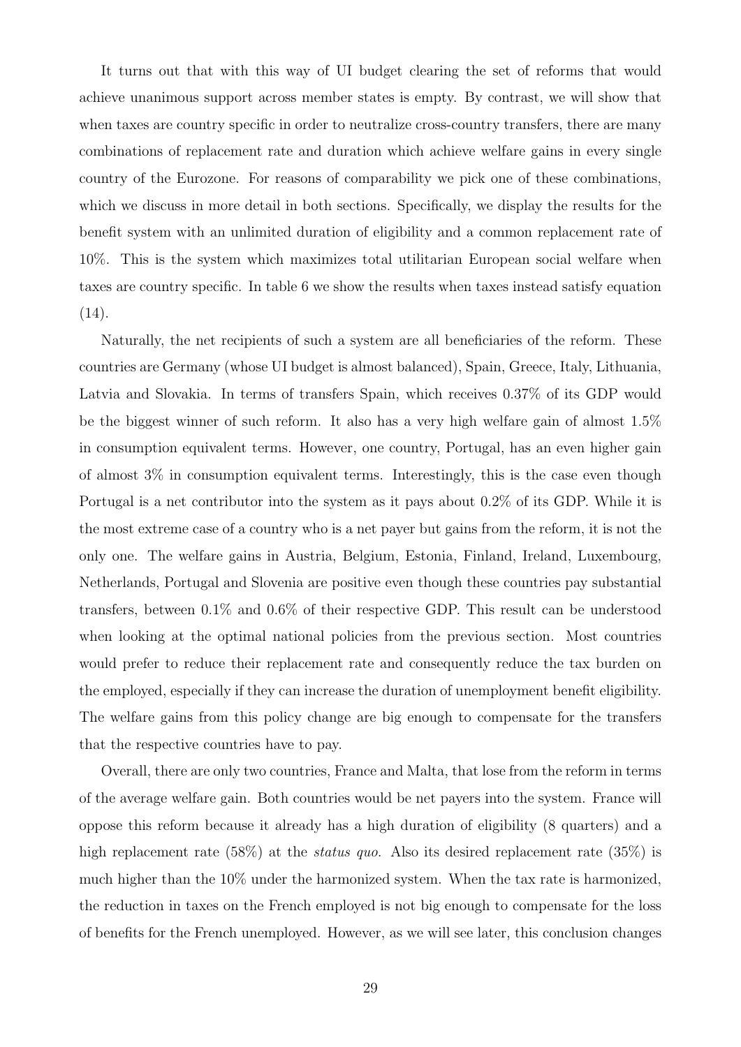It turns out that with this way of UI budget clearing the set of reforms that would achieve unanimous support across member states is empty. By contrast, we will show that when taxes are country specific in order to neutralize cross-country transfers, there are many combinations of replacement rate and duration which achieve welfare gains in every single country of the Eurozone. For reasons of comparability we pick one of these combinations, which we discuss in more detail in both sections. Specifically, we display the results for the benefit system with an unlimited duration of eligibility and a common replacement rate of 10%. This is the system which maximizes total utilitarian European social welfare when taxes are country specific. In table 6 we show the results when taxes instead satisfy equation (14).

Naturally, the net recipients of such a system are all beneficiaries of the reform. These countries are Germany (whose UI budget is almost balanced), Spain, Greece, Italy, Lithuania, Latvia and Slovakia. In terms of transfers Spain, which receives 0.37% of its GDP would be the biggest winner of such reform. It also has a very high welfare gain of almost 1.5% in consumption equivalent terms. However, one country, Portugal, has an even higher gain of almost 3% in consumption equivalent terms. Interestingly, this is the case even though Portugal is a net contributor into the system as it pays about 0.2% of its GDP. While it is the most extreme case of a country who is a net payer but gains from the reform, it is not the only one. The welfare gains in Austria, Belgium, Estonia, Finland, Ireland, Luxembourg, Netherlands, Portugal and Slovenia are positive even though these countries pay substantial transfers, between 0.1% and 0.6% of their respective GDP. This result can be understood when looking at the optimal national policies from the previous section. Most countries would prefer to reduce their replacement rate and consequently reduce the tax burden on the employed, especially if they can increase the duration of unemployment benefit eligibility. The welfare gains from this policy change are big enough to compensate for the transfers that the respective countries have to pay.

Overall, there are only two countries, France and Malta, that lose from the reform in terms of the average welfare gain. Both countries would be net payers into the system. France will oppose this reform because it already has a high duration of eligibility (8 quarters) and a high replacement rate (58%) at the *status quo*. Also its desired replacement rate (35%) is much higher than the 10% under the harmonized system. When the tax rate is harmonized, the reduction in taxes on the French employed is not big enough to compensate for the loss of benefits for the French unemployed. However, as we will see later, this conclusion changes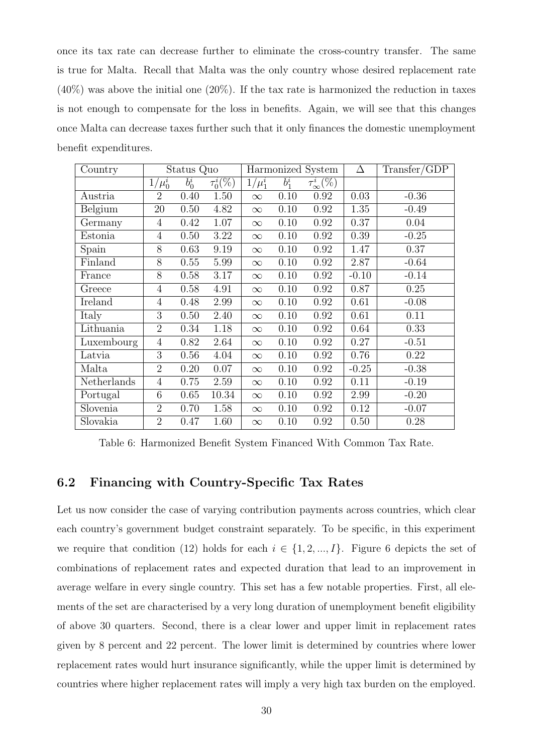once its tax rate can decrease further to eliminate the cross-country transfer. The same is true for Malta. Recall that Malta was the only country whose desired replacement rate (40%) was above the initial one (20%). If the tax rate is harmonized the reduction in taxes is not enough to compensate for the loss in benefits. Again, we will see that this changes once Malta can decrease taxes further such that it only finances the domestic unemployment benefit expenditures.

| Country | Status Quo | | | Harmonized System | | | $\Delta$ | Transfer/GDP |
|---|---|---|---|---|---|---|---|---|
| | $1/\mu_0^i$ | $b_0^i$ | $\tau_0^i(\%)$ | $1/\mu_1^i$ | $b_1^i$ | $\tau_\infty^i(\%)$ | | |
| Austria | 2 | 0.40 | 1.50 | $\infty$ | 0.10 | 0.92 | 0.03 | -0.36 |
| Belgium | 20 | 0.50 | 4.82 | $\infty$ | 0.10 | 0.92 | 1.35 | -0.49 |
| Germany | 4 | 0.42 | 1.07 | $\infty$ | 0.10 | 0.92 | 0.37 | 0.04 |
| Estonia | 4 | 0.50 | 3.22 | $\infty$ | 0.10 | 0.92 | 0.39 | -0.25 |
| Spain | 8 | 0.63 | 9.19 | $\infty$ | 0.10 | 0.92 | 1.47 | 0.37 |
| Finland | 8 | 0.55 | 5.99 | $\infty$ | 0.10 | 0.92 | 2.87 | -0.64 |
| France | 8 | 0.58 | 3.17 | $\infty$ | 0.10 | 0.92 | -0.10 | -0.14 |
| Greece | 4 | 0.58 | 4.91 | $\infty$ | 0.10 | 0.92 | 0.87 | 0.25 |
| Ireland | 4 | 0.48 | 2.99 | $\infty$ | 0.10 | 0.92 | 0.61 | -0.08 |
| Italy | 3 | 0.50 | 2.40 | $\infty$ | 0.10 | 0.92 | 0.61 | 0.11 |
| Lithuania | 2 | 0.34 | 1.18 | $\infty$ | 0.10 | 0.92 | 0.64 | 0.33 |
| Luxembourg | 4 | 0.82 | 2.64 | $\infty$ | 0.10 | 0.92 | 0.27 | -0.51 |
| Latvia | 3 | 0.56 | 4.04 | $\infty$ | 0.10 | 0.92 | 0.76 | 0.22 |
| Malta | 2 | 0.20 | 0.07 | $\infty$ | 0.10 | 0.92 | -0.25 | -0.38 |
| Netherlands | 4 | 0.75 | 2.59 | $\infty$ | 0.10 | 0.92 | 0.11 | -0.19 |
| Portugal | 6 | 0.65 | 10.34 | $\infty$ | 0.10 | 0.92 | 2.99 | -0.20 |
| Slovenia | 2 | 0.70 | 1.58 | $\infty$ | 0.10 | 0.92 | 0.12 | -0.07 |
| Slovakia | 2 | 0.47 | 1.60 | $\infty$ | 0.10 | 0.92 | 0.50 | 0.28 |

Table 6: Harmonized Benefit System Financed With Common Tax Rate.

### 6.2 Financing with Country-Specific Tax Rates

Let us now consider the case of varying contribution payments across countries, which clear each country's government budget constraint separately. To be specific, in this experiment we require that condition (12) holds for each $i \in \{1, 2, ..., I\}$. Figure 6 depicts the set of combinations of replacement rates and expected duration that lead to an improvement in average welfare in every single country. This set has a few notable properties. First, all elements of the set are characterised by a very long duration of unemployment benefit eligibility of above 30 quarters. Second, there is a clear lower and upper limit in replacement rates given by 8 percent and 22 percent. The lower limit is determined by countries where lower replacement rates would hurt insurance significantly, while the upper limit is determined by countries where higher replacement rates will imply a very high tax burden on the employed.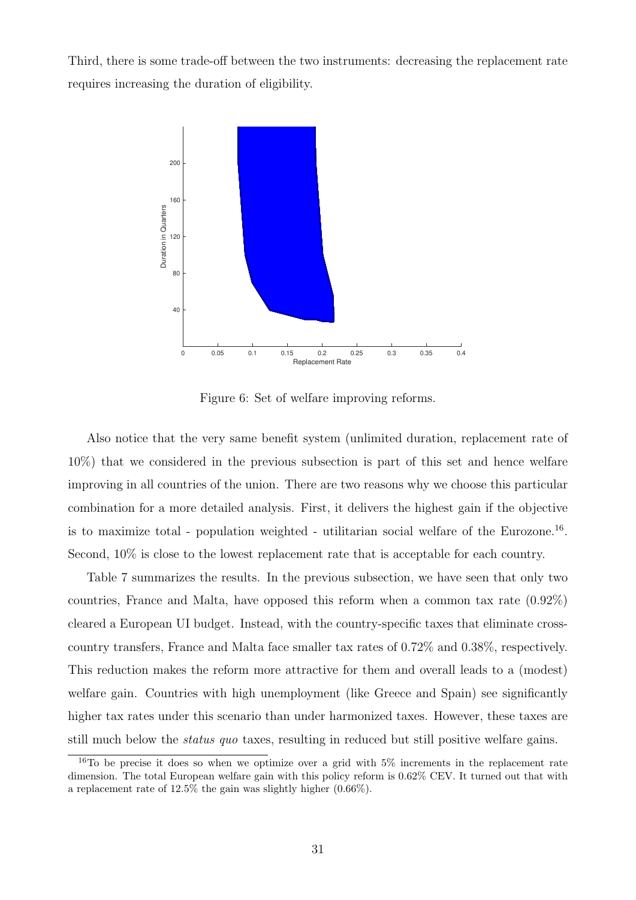Third, there is some trade-off between the two instruments: decreasing the replacement rate requires increasing the duration of eligibility.

Figure 6: Set of welfare improving reforms.

Also notice that the very same benefit system (unlimited duration, replacement rate of 10%) that we considered in the previous subsection is part of this set and hence welfare improving in all countries of the union. There are two reasons why we choose this particular combination for a more detailed analysis. First, it delivers the highest gain if the objective is to maximize total - population weighted - utilitarian social welfare of the Eurozone.[16]. Second, 10% is close to the lowest replacement rate that is acceptable for each country.

Table 7 summarizes the results. In the previous subsection, we have seen that only two countries, France and Malta, have opposed this reform when a common tax rate (0.92%) cleared a European UI budget. Instead, with the country-specific taxes that eliminate cross-country transfers, France and Malta face smaller tax rates of 0.72% and 0.38%, respectively. This reduction makes the reform more attractive for them and overall leads to a (modest) welfare gain. Countries with high unemployment (like Greece and Spain) see significantly higher tax rates under this scenario than under harmonized taxes. However, these taxes are still much below the *status quo* taxes, resulting in reduced but still positive welfare gains.

[16]To be precise it does so when we optimize over a grid with 5% increments in the replacement rate dimension. The total European welfare gain with this policy reform is 0.62% CEV. It turned out that with a replacement rate of 12.5% the gain was slightly higher (0.66%).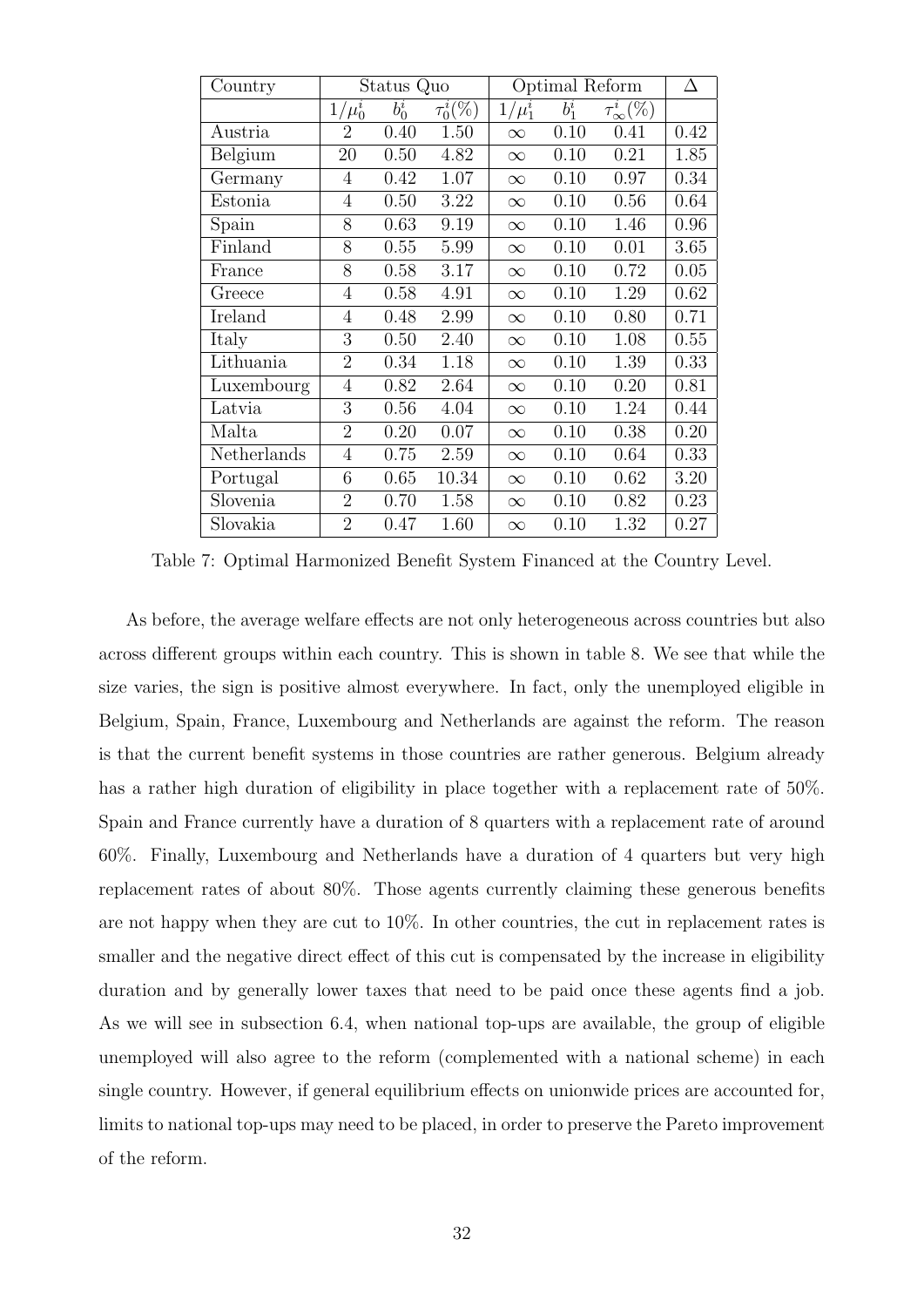| Country | Status Quo | | | Optimal Reform | | | $\Delta$ |
|---|---|---|---|---|---|---|---|
| | $1/\mu_0^i$ | $b_0^i$ | $\tau_0^i(\%)$ | $1/\mu_1^i$ | $b_1^i$ | $\tau_\infty^i(\%)$ | |
| Austria | 2 | 0.40 | 1.50 | $\infty$ | 0.10 | 0.41 | 0.42 |
| Belgium | 20 | 0.50 | 4.82 | $\infty$ | 0.10 | 0.21 | 1.85 |
| Germany | 4 | 0.42 | 1.07 | $\infty$ | 0.10 | 0.97 | 0.34 |
| Estonia | 4 | 0.50 | 3.22 | $\infty$ | 0.10 | 0.56 | 0.64 |
| Spain | 8 | 0.63 | 9.19 | $\infty$ | 0.10 | 1.46 | 0.96 |
| Finland | 8 | 0.55 | 5.99 | $\infty$ | 0.10 | 0.01 | 3.65 |
| France | 8 | 0.58 | 3.17 | $\infty$ | 0.10 | 0.72 | 0.05 |
| Greece | 4 | 0.58 | 4.91 | $\infty$ | 0.10 | 1.29 | 0.62 |
| Ireland | 4 | 0.48 | 2.99 | $\infty$ | 0.10 | 0.80 | 0.71 |
| Italy | 3 | 0.50 | 2.40 | $\infty$ | 0.10 | 1.08 | 0.55 |
| Lithuania | 2 | 0.34 | 1.18 | $\infty$ | 0.10 | 1.39 | 0.33 |
| Luxembourg | 4 | 0.82 | 2.64 | $\infty$ | 0.10 | 0.20 | 0.81 |
| Latvia | 3 | 0.56 | 4.04 | $\infty$ | 0.10 | 1.24 | 0.44 |
| Malta | 2 | 0.20 | 0.07 | $\infty$ | 0.10 | 0.38 | 0.20 |
| Netherlands | 4 | 0.75 | 2.59 | $\infty$ | 0.10 | 0.64 | 0.33 |
| Portugal | 6 | 0.65 | 10.34 | $\infty$ | 0.10 | 0.62 | 3.20 |
| Slovenia | 2 | 0.70 | 1.58 | $\infty$ | 0.10 | 0.82 | 0.23 |
| Slovakia | 2 | 0.47 | 1.60 | $\infty$ | 0.10 | 1.32 | 0.27 |

Table 7: Optimal Harmonized Benefit System Financed at the Country Level.

As before, the average welfare effects are not only heterogeneous across countries but also across different groups within each country. This is shown in table 8. We see that while the size varies, the sign is positive almost everywhere. In fact, only the unemployed eligible in Belgium, Spain, France, Luxembourg and Netherlands are against the reform. The reason is that the current benefit systems in those countries are rather generous. Belgium already has a rather high duration of eligibility in place together with a replacement rate of 50%. Spain and France currently have a duration of 8 quarters with a replacement rate of around 60%. Finally, Luxembourg and Netherlands have a duration of 4 quarters but very high replacement rates of about 80%. Those agents currently claiming these generous benefits are not happy when they are cut to 10%. In other countries, the cut in replacement rates is smaller and the negative direct effect of this cut is compensated by the increase in eligibility duration and by generally lower taxes that need to be paid once these agents find a job. As we will see in subsection 6.4, when national top-ups are available, the group of eligible unemployed will also agree to the reform (complemented with a national scheme) in each single country. However, if general equilibrium effects on unionwide prices are accounted for, limits to national top-ups may need to be placed, in order to preserve the Pareto improvement of the reform.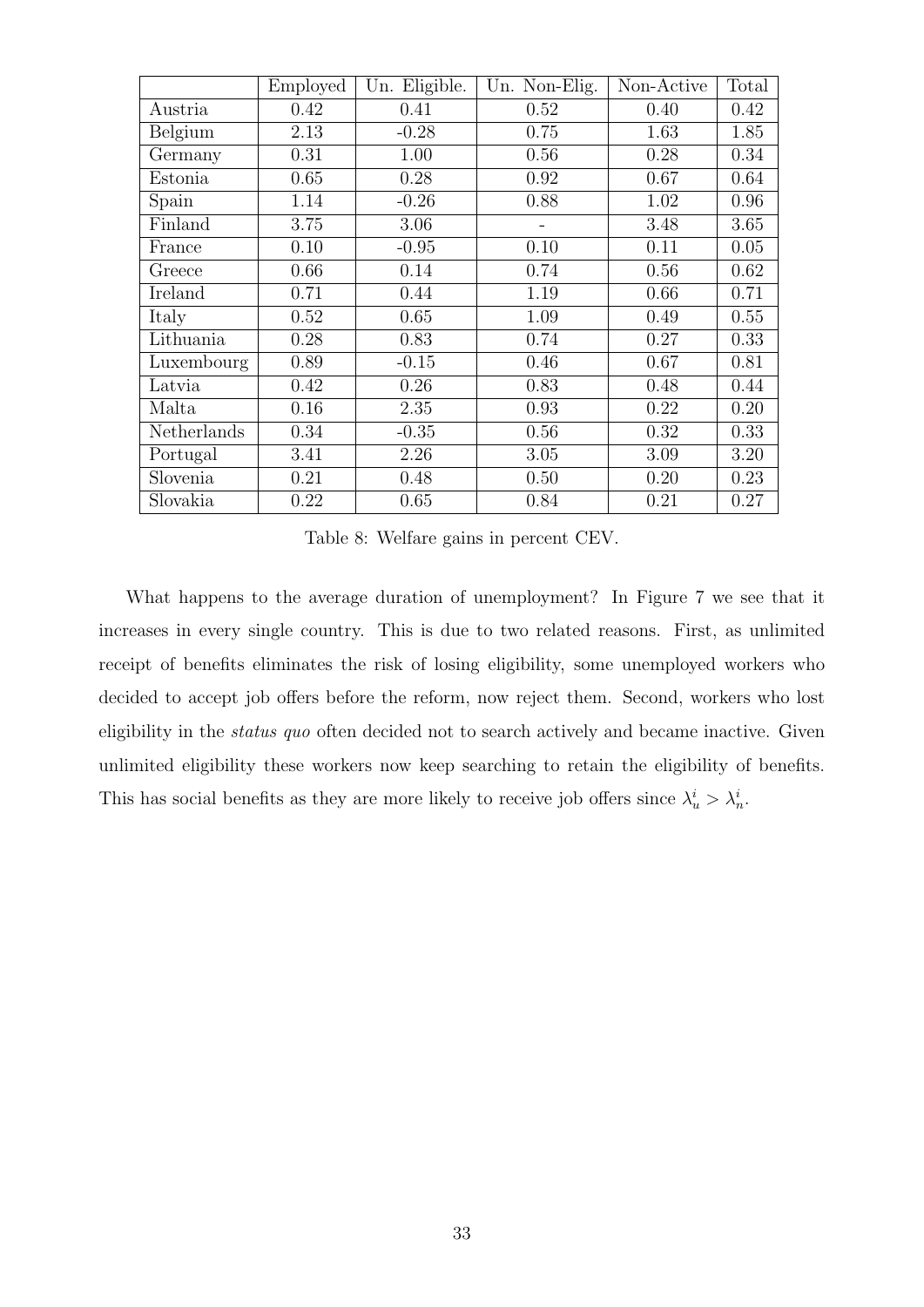|  | Employed | Un. Eligible. | Un. Non-Elig. | Non-Active | Total |
|---|---|---|---|---|---|
| Austria | 0.42 | 0.41 | 0.52 | 0.40 | 0.42 |
| Belgium | 2.13 | -0.28 | 0.75 | 1.63 | 1.85 |
| Germany | 0.31 | 1.00 | 0.56 | 0.28 | 0.34 |
| Estonia | 0.65 | 0.28 | 0.92 | 0.67 | 0.64 |
| Spain | 1.14 | -0.26 | 0.88 | 1.02 | 0.96 |
| Finland | 3.75 | 3.06 | - | 3.48 | 3.65 |
| France | 0.10 | -0.95 | 0.10 | 0.11 | 0.05 |
| Greece | 0.66 | 0.14 | 0.74 | 0.56 | 0.62 |
| Ireland | 0.71 | 0.44 | 1.19 | 0.66 | 0.71 |
| Italy | 0.52 | 0.65 | 1.09 | 0.49 | 0.55 |
| Lithuania | 0.28 | 0.83 | 0.74 | 0.27 | 0.33 |
| Luxembourg | 0.89 | -0.15 | 0.46 | 0.67 | 0.81 |
| Latvia | 0.42 | 0.26 | 0.83 | 0.48 | 0.44 |
| Malta | 0.16 | 2.35 | 0.93 | 0.22 | 0.20 |
| Netherlands | 0.34 | -0.35 | 0.56 | 0.32 | 0.33 |
| Portugal | 3.41 | 2.26 | 3.05 | 3.09 | 3.20 |
| Slovenia | 0.21 | 0.48 | 0.50 | 0.20 | 0.23 |
| Slovakia | 0.22 | 0.65 | 0.84 | 0.21 | 0.27 |

Table 8: Welfare gains in percent CEV.

What happens to the average duration of unemployment? In Figure 7 we see that it increases in every single country. This is due to two related reasons. First, as unlimited receipt of benefits eliminates the risk of losing eligibility, some unemployed workers who decided to accept job offers before the reform, now reject them. Second, workers who lost eligibility in the *status quo* often decided not to search actively and became inactive. Given unlimited eligibility these workers now keep searching to retain the eligibility of benefits. This has social benefits as they are more likely to receive job offers since $\lambda_u^i > \lambda_n^i$.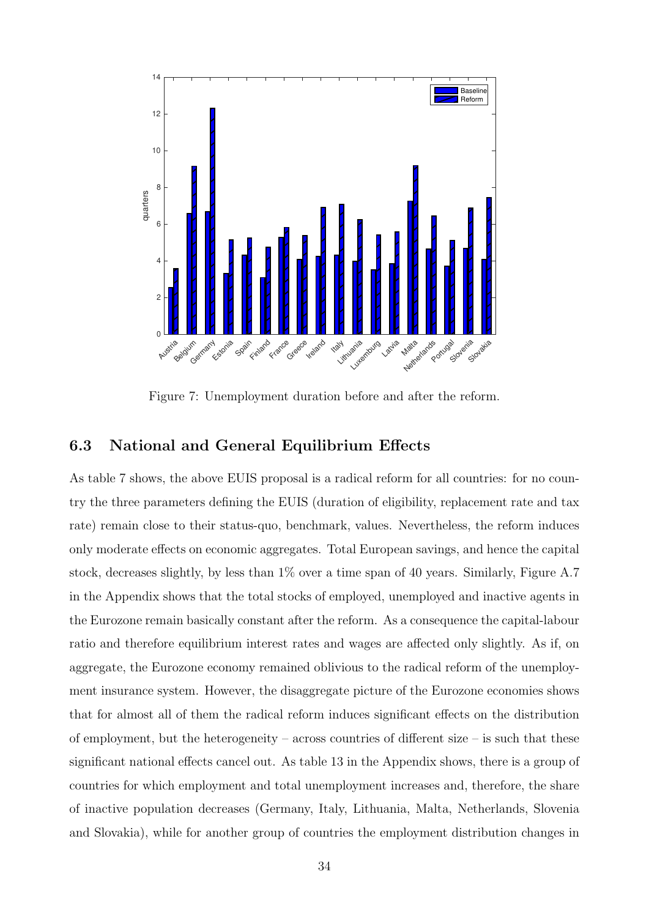Figure 7: Unemployment duration before and after the reform.

## 6.3 National and General Equilibrium Effects

As table 7 shows, the above EUIS proposal is a radical reform for all countries: for no country the three parameters defining the EUIS (duration of eligibility, replacement rate and tax rate) remain close to their status-quo, benchmark, values. Nevertheless, the reform induces only moderate effects on economic aggregates. Total European savings, and hence the capital stock, decreases slightly, by less than 1% over a time span of 40 years. Similarly, Figure A.7 in the Appendix shows that the total stocks of employed, unemployed and inactive agents in the Eurozone remain basically constant after the reform. As a consequence the capital-labour ratio and therefore equilibrium interest rates and wages are affected only slightly. As if, on aggregate, the Eurozone economy remained oblivious to the radical reform of the unemployment insurance system. However, the disaggregate picture of the Eurozone economies shows that for almost all of them the radical reform induces significant effects on the distribution of employment, but the heterogeneity – across countries of different size – is such that these significant national effects cancel out. As table 13 in the Appendix shows, there is a group of countries for which employment and total unemployment increases and, therefore, the share of inactive population decreases (Germany, Italy, Lithuania, Malta, Netherlands, Slovenia and Slovakia), while for another group of countries the employment distribution changes in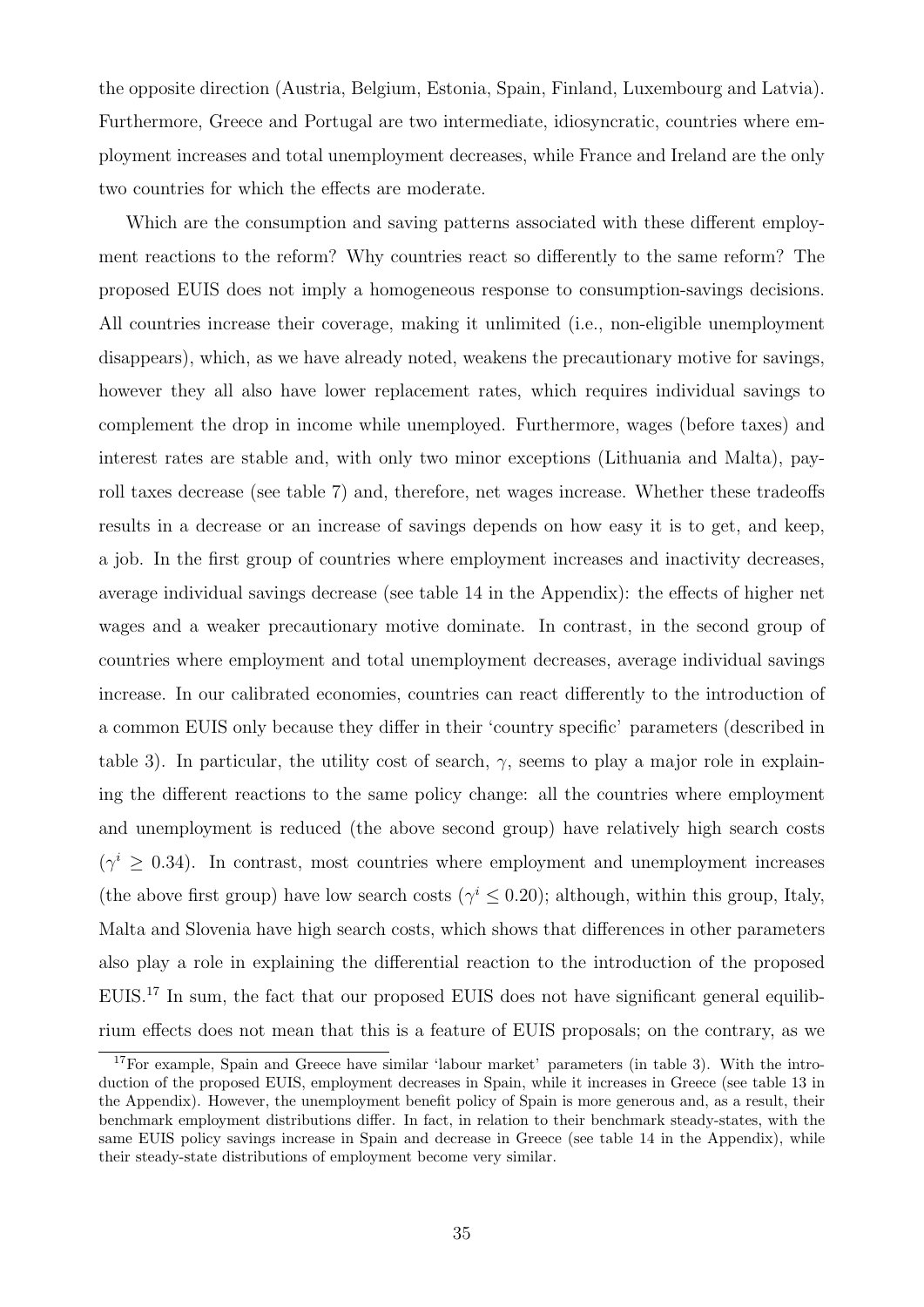the opposite direction (Austria, Belgium, Estonia, Spain, Finland, Luxembourg and Latvia). Furthermore, Greece and Portugal are two intermediate, idiosyncratic, countries where employment increases and total unemployment decreases, while France and Ireland are the only two countries for which the effects are moderate.

Which are the consumption and saving patterns associated with these different employment reactions to the reform? Why countries react so differently to the same reform? The proposed EUIS does not imply a homogeneous response to consumption-savings decisions. All countries increase their coverage, making it unlimited (i.e., non-eligible unemployment disappears), which, as we have already noted, weakens the precautionary motive for savings, however they all also have lower replacement rates, which requires individual savings to complement the drop in income while unemployed. Furthermore, wages (before taxes) and interest rates are stable and, with only two minor exceptions (Lithuania and Malta), payroll taxes decrease (see table 7) and, therefore, net wages increase. Whether these tradeoffs results in a decrease or an increase of savings depends on how easy it is to get, and keep, a job. In the first group of countries where employment increases and inactivity decreases, average individual savings decrease (see table 14 in the Appendix): the effects of higher net wages and a weaker precautionary motive dominate. In contrast, in the second group of countries where employment and total unemployment decreases, average individual savings increase. In our calibrated economies, countries can react differently to the introduction of a common EUIS only because they differ in their 'country specific' parameters (described in table 3). In particular, the utility cost of search, $\gamma$, seems to play a major role in explaining the different reactions to the same policy change: all the countries where employment and unemployment is reduced (the above second group) have relatively high search costs ($\gamma^i \geq 0.34$). In contrast, most countries where employment and unemployment increases (the above first group) have low search costs ($\gamma^i \leq 0.20$); although, within this group, Italy, Malta and Slovenia have high search costs, which shows that differences in other parameters also play a role in explaining the differential reaction to the introduction of the proposed EUIS.[17] In sum, the fact that our proposed EUIS does not have significant general equilibrium effects does not mean that this is a feature of EUIS proposals; on the contrary, as we

[17] For example, Spain and Greece have similar 'labour market' parameters (in table 3). With the introduction of the proposed EUIS, employment decreases in Spain, while it increases in Greece (see table 13 in the Appendix). However, the unemployment benefit policy of Spain is more generous and, as a result, their benchmark employment distributions differ. In fact, in relation to their benchmark steady-states, with the same EUIS policy savings increase in Spain and decrease in Greece (see table 14 in the Appendix), while their steady-state distributions of employment become very similar.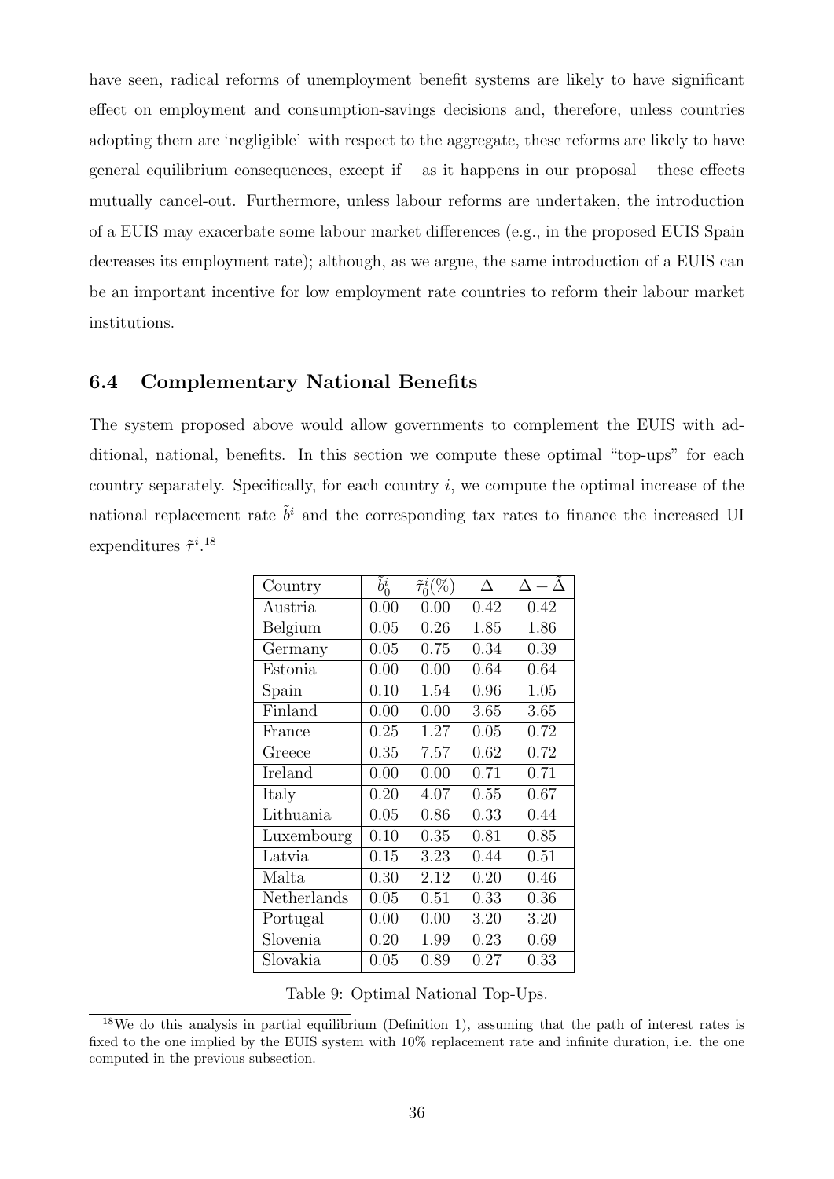have seen, radical reforms of unemployment benefit systems are likely to have significant effect on employment and consumption-savings decisions and, therefore, unless countries adopting them are 'negligible' with respect to the aggregate, these reforms are likely to have general equilibrium consequences, except if – as it happens in our proposal – these effects mutually cancel-out. Furthermore, unless labour reforms are undertaken, the introduction of a EUIS may exacerbate some labour market differences (e.g., in the proposed EUIS Spain decreases its employment rate); although, as we argue, the same introduction of a EUIS can be an important incentive for low employment rate countries to reform their labour market institutions.

### 6.4 Complementary National Benefits

The system proposed above would allow governments to complement the EUIS with additional, national, benefits. In this section we compute these optimal "top-ups" for each country separately. Specifically, for each country $i$, we compute the optimal increase of the national replacement rate $\tilde{b}^i$ and the corresponding tax rates to finance the increased UI expenditures $\tilde{\tau}^i$.[18]

| Country | $\tilde{b}_0^i$ | $\tilde{\tau}_0^i(\%)$ | $\Delta$ | $\Delta + \tilde{\Delta}$ |
|---|---|---|---|---|
| Austria | 0.00 | 0.00 | 0.42 | 0.42 |
| Belgium | 0.05 | 0.26 | 1.85 | 1.86 |
| Germany | 0.05 | 0.75 | 0.34 | 0.39 |
| Estonia | 0.00 | 0.00 | 0.64 | 0.64 |
| Spain | 0.10 | 1.54 | 0.96 | 1.05 |
| Finland | 0.00 | 0.00 | 3.65 | 3.65 |
| France | 0.25 | 1.27 | 0.05 | 0.72 |
| Greece | 0.35 | 7.57 | 0.62 | 0.72 |
| Ireland | 0.00 | 0.00 | 0.71 | 0.71 |
| Italy | 0.20 | 4.07 | 0.55 | 0.67 |
| Lithuania | 0.05 | 0.86 | 0.33 | 0.44 |
| Luxembourg | 0.10 | 0.35 | 0.81 | 0.85 |
| Latvia | 0.15 | 3.23 | 0.44 | 0.51 |
| Malta | 0.30 | 2.12 | 0.20 | 0.46 |
| Netherlands | 0.05 | 0.51 | 0.33 | 0.36 |
| Portugal | 0.00 | 0.00 | 3.20 | 3.20 |
| Slovenia | 0.20 | 1.99 | 0.23 | 0.69 |
| Slovakia | 0.05 | 0.89 | 0.27 | 0.33 |

Table 9: Optimal National Top-Ups.

[18] We do this analysis in partial equilibrium (Definition 1), assuming that the path of interest rates is fixed to the one implied by the EUIS system with 10% replacement rate and infinite duration, i.e. the one computed in the previous subsection.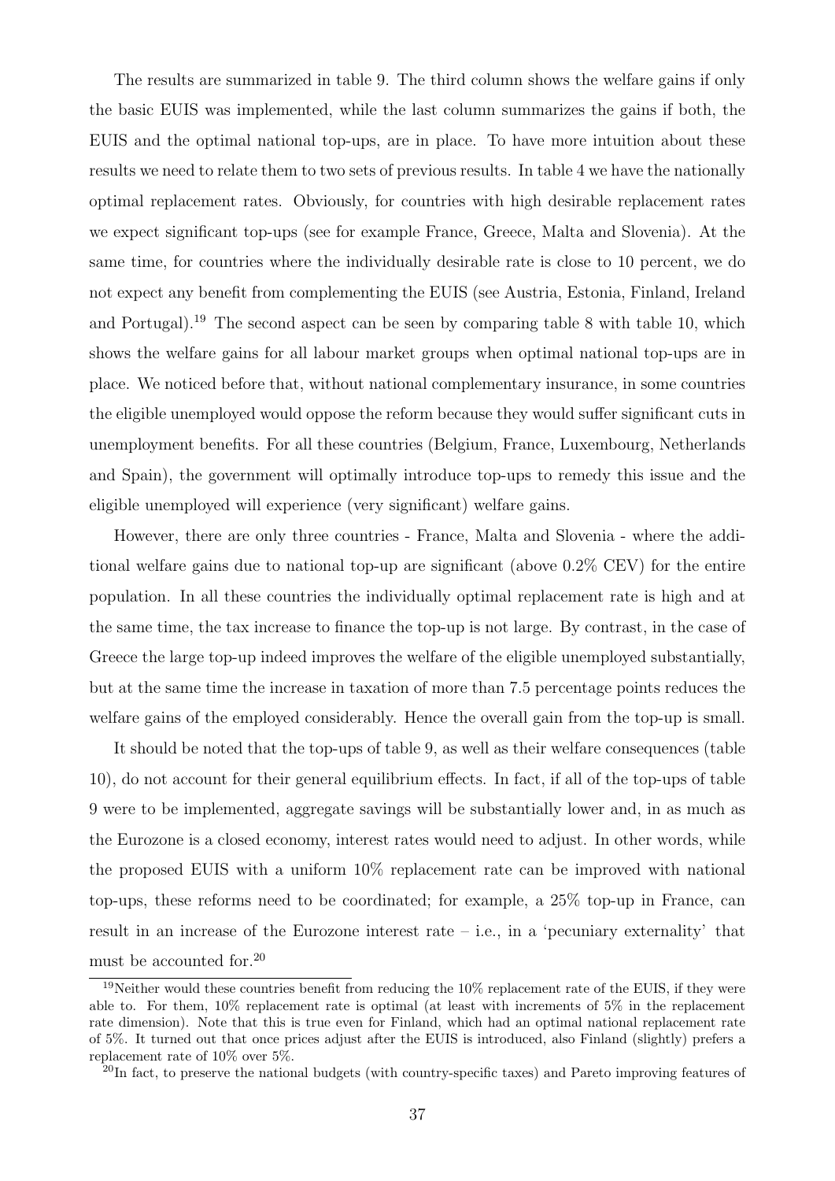The results are summarized in table 9. The third column shows the welfare gains if only the basic EUIS was implemented, while the last column summarizes the gains if both, the EUIS and the optimal national top-ups, are in place. To have more intuition about these results we need to relate them to two sets of previous results. In table 4 we have the nationally optimal replacement rates. Obviously, for countries with high desirable replacement rates we expect significant top-ups (see for example France, Greece, Malta and Slovenia). At the same time, for countries where the individually desirable rate is close to 10 percent, we do not expect any benefit from complementing the EUIS (see Austria, Estonia, Finland, Ireland and Portugal).[19] The second aspect can be seen by comparing table 8 with table 10, which shows the welfare gains for all labour market groups when optimal national top-ups are in place. We noticed before that, without national complementary insurance, in some countries the eligible unemployed would oppose the reform because they would suffer significant cuts in unemployment benefits. For all these countries (Belgium, France, Luxembourg, Netherlands and Spain), the government will optimally introduce top-ups to remedy this issue and the eligible unemployed will experience (very significant) welfare gains.

However, there are only three countries - France, Malta and Slovenia - where the additional welfare gains due to national top-up are significant (above 0.2% CEV) for the entire population. In all these countries the individually optimal replacement rate is high and at the same time, the tax increase to finance the top-up is not large. By contrast, in the case of Greece the large top-up indeed improves the welfare of the eligible unemployed substantially, but at the same time the increase in taxation of more than 7.5 percentage points reduces the welfare gains of the employed considerably. Hence the overall gain from the top-up is small.

It should be noted that the top-ups of table 9, as well as their welfare consequences (table 10), do not account for their general equilibrium effects. In fact, if all of the top-ups of table 9 were to be implemented, aggregate savings will be substantially lower and, in as much as the Eurozone is a closed economy, interest rates would need to adjust. In other words, while the proposed EUIS with a uniform 10% replacement rate can be improved with national top-ups, these reforms need to be coordinated; for example, a 25% top-up in France, can result in an increase of the Eurozone interest rate – i.e., in a 'pecuniary externality' that must be accounted for.[20]

[19] Neither would these countries benefit from reducing the 10% replacement rate of the EUIS, if they were able to. For them, 10% replacement rate is optimal (at least with increments of 5% in the replacement rate dimension). Note that this is true even for Finland, which had an optimal national replacement rate of 5%. It turned out that once prices adjust after the EUIS is introduced, also Finland (slightly) prefers a replacement rate of 10% over 5%.

[20] In fact, to preserve the national budgets (with country-specific taxes) and Pareto improving features of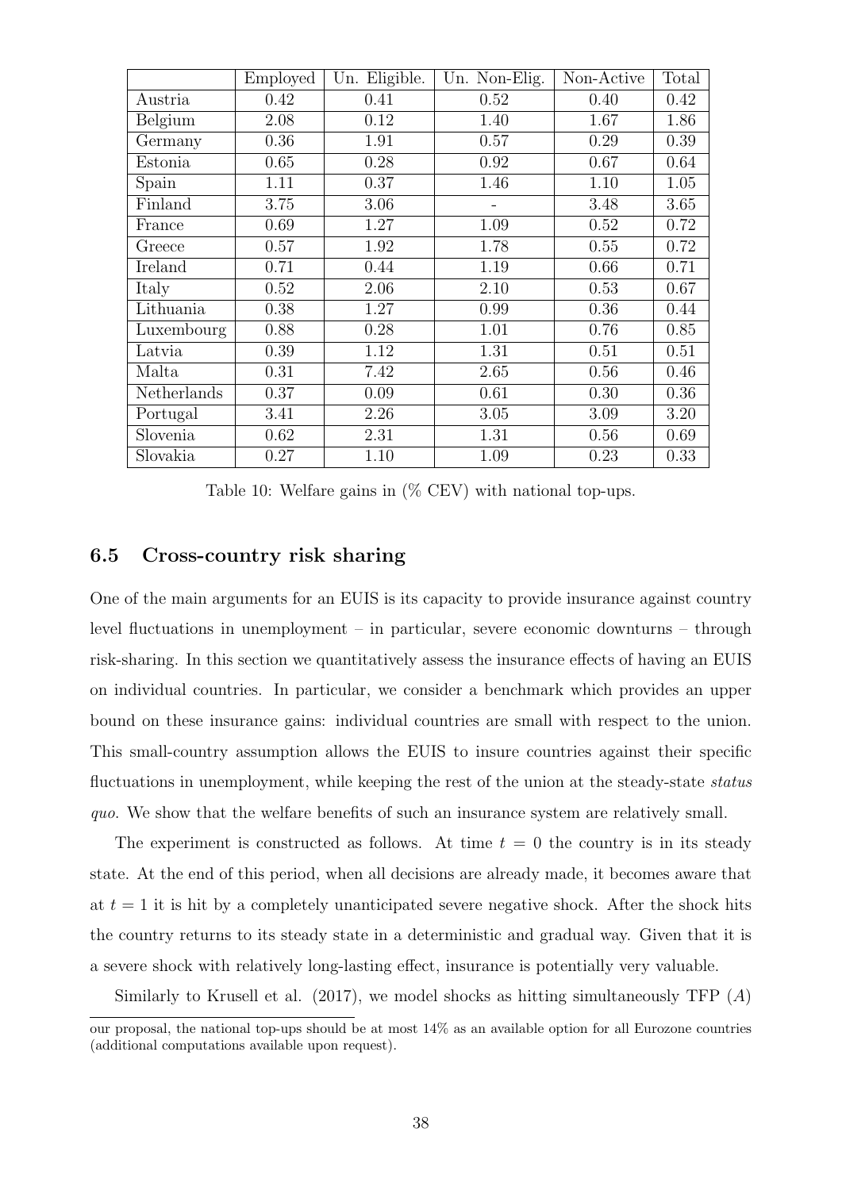| | Employed | Un. Eligible. | Un. Non-Elig. | Non-Active | Total |
|---|---|---|---|---|---|
| Austria | 0.42 | 0.41 | 0.52 | 0.40 | 0.42 |
| Belgium | 2.08 | 0.12 | 1.40 | 1.67 | 1.86 |
| Germany | 0.36 | 1.91 | 0.57 | 0.29 | 0.39 |
| Estonia | 0.65 | 0.28 | 0.92 | 0.67 | 0.64 |
| Spain | 1.11 | 0.37 | 1.46 | 1.10 | 1.05 |
| Finland | 3.75 | 3.06 | - | 3.48 | 3.65 |
| France | 0.69 | 1.27 | 1.09 | 0.52 | 0.72 |
| Greece | 0.57 | 1.92 | 1.78 | 0.55 | 0.72 |
| Ireland | 0.71 | 0.44 | 1.19 | 0.66 | 0.71 |
| Italy | 0.52 | 2.06 | 2.10 | 0.53 | 0.67 |
| Lithuania | 0.38 | 1.27 | 0.99 | 0.36 | 0.44 |
| Luxembourg | 0.88 | 0.28 | 1.01 | 0.76 | 0.85 |
| Latvia | 0.39 | 1.12 | 1.31 | 0.51 | 0.51 |
| Malta | 0.31 | 7.42 | 2.65 | 0.56 | 0.46 |
| Netherlands | 0.37 | 0.09 | 0.61 | 0.30 | 0.36 |
| Portugal | 3.41 | 2.26 | 3.05 | 3.09 | 3.20 |
| Slovenia | 0.62 | 2.31 | 1.31 | 0.56 | 0.69 |
| Slovakia | 0.27 | 1.10 | 1.09 | 0.23 | 0.33 |

Table 10: Welfare gains in (% CEV) with national top-ups.

## 6.5 Cross-country risk sharing

One of the main arguments for an EUIS is its capacity to provide insurance against country level fluctuations in unemployment – in particular, severe economic downturns – through risk-sharing. In this section we quantitatively assess the insurance effects of having an EUIS on individual countries. In particular, we consider a benchmark which provides an upper bound on these insurance gains: individual countries are small with respect to the union. This small-country assumption allows the EUIS to insure countries against their specific fluctuations in unemployment, while keeping the rest of the union at the steady-state *status quo*. We show that the welfare benefits of such an insurance system are relatively small.

The experiment is constructed as follows. At time $t = 0$ the country is in its steady state. At the end of this period, when all decisions are already made, it becomes aware that at $t = 1$ it is hit by a completely unanticipated severe negative shock. After the shock hits the country returns to its steady state in a deterministic and gradual way. Given that it is a severe shock with relatively long-lasting effect, insurance is potentially very valuable.

Similarly to Krusell et al. (2017), we model shocks as hitting simultaneously TFP ($A$)

our proposal, the national top-ups should be at most 14% as an available option for all Eurozone countries (additional computations available upon request).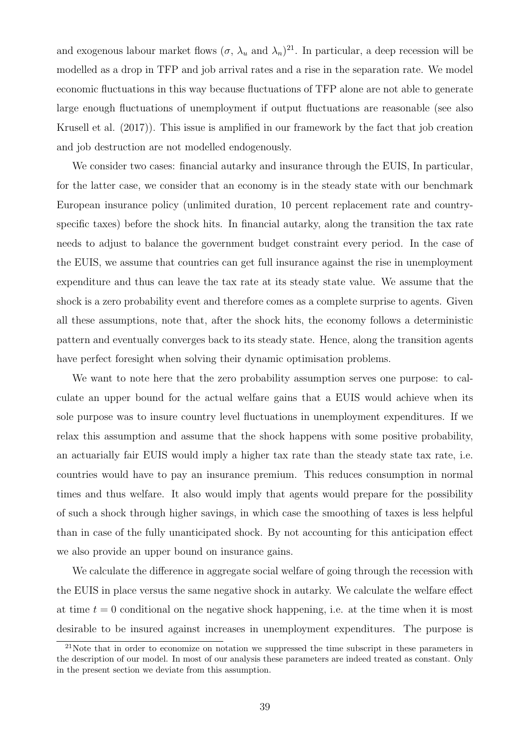and exogenous labour market flows ($\sigma$, $\lambda_u$ and $\lambda_n$)[21]. In particular, a deep recession will be modelled as a drop in TFP and job arrival rates and a rise in the separation rate. We model economic fluctuations in this way because fluctuations of TFP alone are not able to generate large enough fluctuations of unemployment if output fluctuations are reasonable (see also Krusell et al. (2017)). This issue is amplified in our framework by the fact that job creation and job destruction are not modelled endogenously.

We consider two cases: financial autarky and insurance through the EUIS, In particular, for the latter case, we consider that an economy is in the steady state with our benchmark European insurance policy (unlimited duration, 10 percent replacement rate and country-specific taxes) before the shock hits. In financial autarky, along the transition the tax rate needs to adjust to balance the government budget constraint every period. In the case of the EUIS, we assume that countries can get full insurance against the rise in unemployment expenditure and thus can leave the tax rate at its steady state value. We assume that the shock is a zero probability event and therefore comes as a complete surprise to agents. Given all these assumptions, note that, after the shock hits, the economy follows a deterministic pattern and eventually converges back to its steady state. Hence, along the transition agents have perfect foresight when solving their dynamic optimisation problems.

We want to note here that the zero probability assumption serves one purpose: to calculate an upper bound for the actual welfare gains that a EUIS would achieve when its sole purpose was to insure country level fluctuations in unemployment expenditures. If we relax this assumption and assume that the shock happens with some positive probability, an actuarially fair EUIS would imply a higher tax rate than the steady state tax rate, i.e. countries would have to pay an insurance premium. This reduces consumption in normal times and thus welfare. It also would imply that agents would prepare for the possibility of such a shock through higher savings, in which case the smoothing of taxes is less helpful than in case of the fully unanticipated shock. By not accounting for this anticipation effect we also provide an upper bound on insurance gains.

We calculate the difference in aggregate social welfare of going through the recession with the EUIS in place versus the same negative shock in autarky. We calculate the welfare effect at time $t = 0$ conditional on the negative shock happening, i.e. at the time when it is most desirable to be insured against increases in unemployment expenditures. The purpose is

[21]Note that in order to economize on notation we suppressed the time subscript in these parameters in the description of our model. In most of our analysis these parameters are indeed treated as constant. Only in the present section we deviate from this assumption.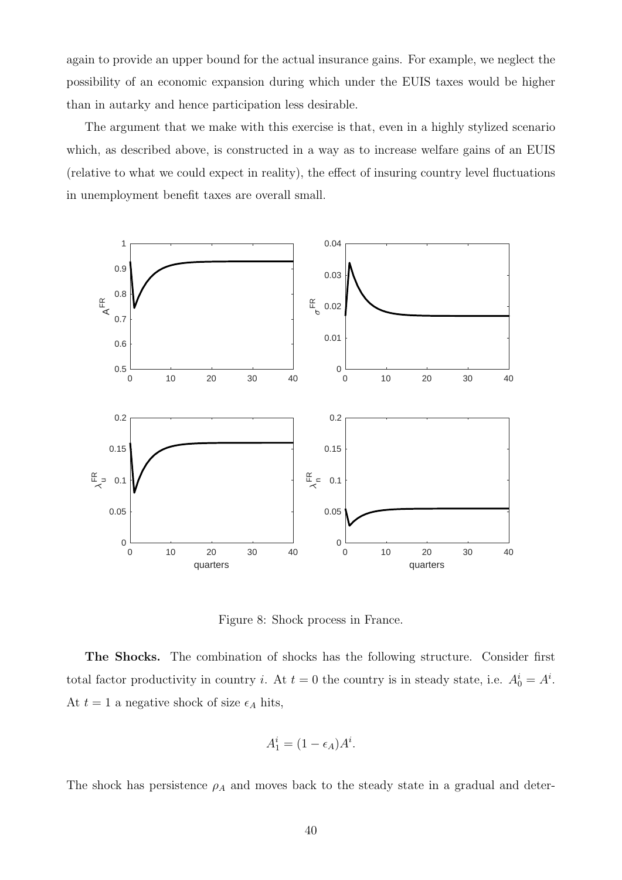again to provide an upper bound for the actual insurance gains. For example, we neglect the possibility of an economic expansion during which under the EUIS taxes would be higher than in autarky and hence participation less desirable.

The argument that we make with this exercise is that, even in a highly stylized scenario which, as described above, is constructed in a way as to increase welfare gains of an EUIS (relative to what we could expect in reality), the effect of insuring country level fluctuations in unemployment benefit taxes are overall small.

Figure 8: Shock process in France.

**The Shocks.** The combination of shocks has the following structure. Consider first total factor productivity in country $i$. At $t = 0$ the country is in steady state, i.e. $A_0^i = A^i$. At $t = 1$ a negative shock of size $\epsilon_A$ hits,

$$A_1^i = (1 - \epsilon_A)A^i.$$

The shock has persistence $\rho_A$ and moves back to the steady state in a gradual and deter-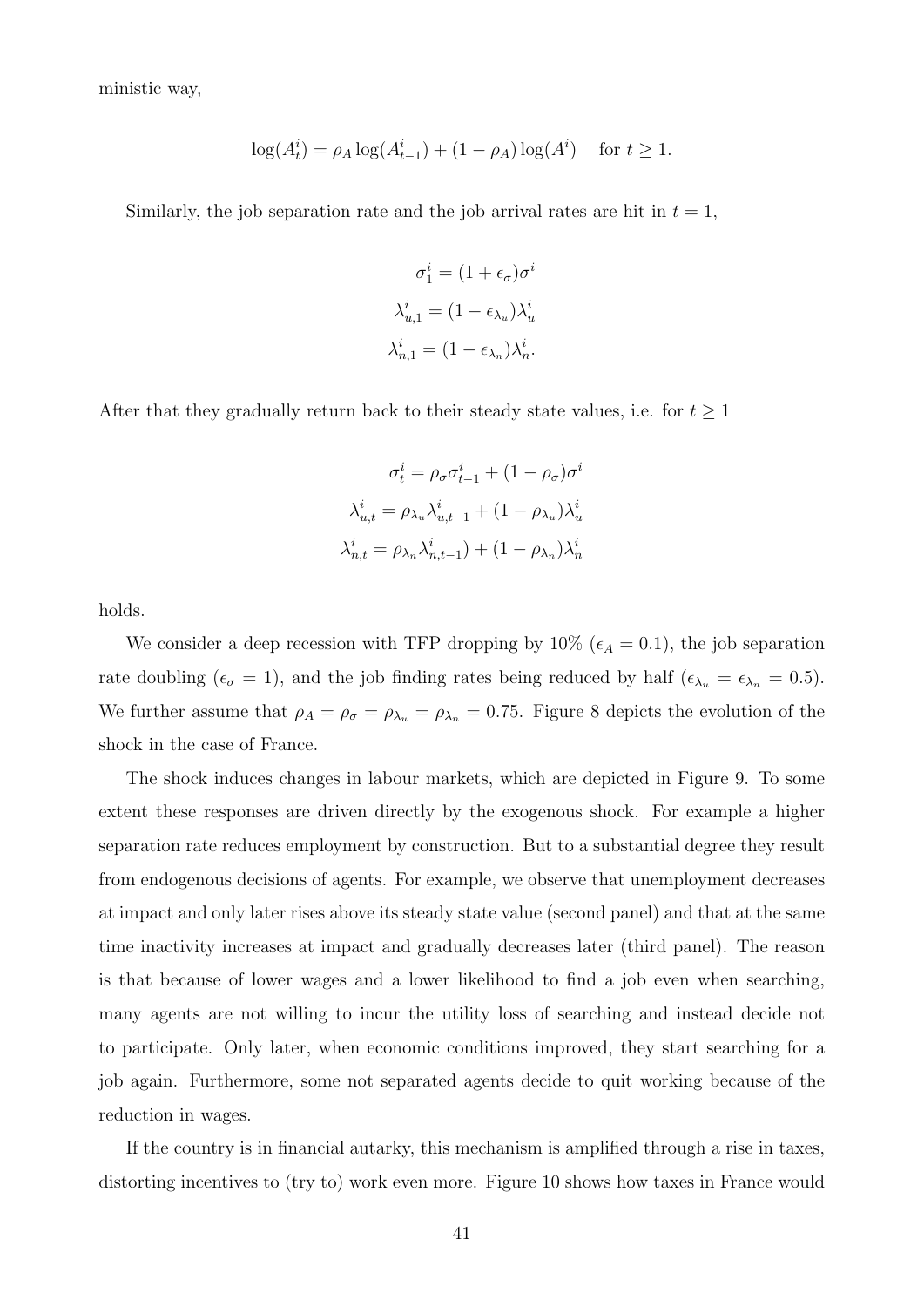ministic way,

$$\log(A_t^i) = \rho_A \log(A_{t-1}^i) + (1-\rho_A)\log(A^i) \quad \text{for } t \geq 1.$$

Similarly, the job separation rate and the job arrival rates are hit in $t = 1$,

$$\sigma_1^i = (1+\epsilon_\sigma)\sigma^i$$

$$\lambda_{u,1}^i = (1-\epsilon_{\lambda_u})\lambda_u^i$$

$$\lambda_{n,1}^i = (1-\epsilon_{\lambda_n})\lambda_n^i.$$

After that they gradually return back to their steady state values, i.e. for $t \geq 1$

$$\sigma_t^i = \rho_\sigma \sigma_{t-1}^i + (1-\rho_\sigma)\sigma^i$$

$$\lambda_{u,t}^i = \rho_{\lambda_u}\lambda_{u,t-1}^i + (1-\rho_{\lambda_u})\lambda_u^i$$

$$\lambda_{n,t}^i = \rho_{\lambda_n}\lambda_{n,t-1}^i) + (1-\rho_{\lambda_n})\lambda_n^i$$

holds.

We consider a deep recession with TFP dropping by 10% ($\epsilon_A = 0.1$), the job separation rate doubling ($\epsilon_\sigma = 1$), and the job finding rates being reduced by half ($\epsilon_{\lambda_u} = \epsilon_{\lambda_n} = 0.5$). We further assume that $\rho_A = \rho_\sigma = \rho_{\lambda_u} = \rho_{\lambda_n} = 0.75$. Figure 8 depicts the evolution of the shock in the case of France.

The shock induces changes in labour markets, which are depicted in Figure 9. To some extent these responses are driven directly by the exogenous shock. For example a higher separation rate reduces employment by construction. But to a substantial degree they result from endogenous decisions of agents. For example, we observe that unemployment decreases at impact and only later rises above its steady state value (second panel) and that at the same time inactivity increases at impact and gradually decreases later (third panel). The reason is that because of lower wages and a lower likelihood to find a job even when searching, many agents are not willing to incur the utility loss of searching and instead decide not to participate. Only later, when economic conditions improved, they start searching for a job again. Furthermore, some not separated agents decide to quit working because of the reduction in wages.

If the country is in financial autarky, this mechanism is amplified through a rise in taxes, distorting incentives to (try to) work even more. Figure 10 shows how taxes in France would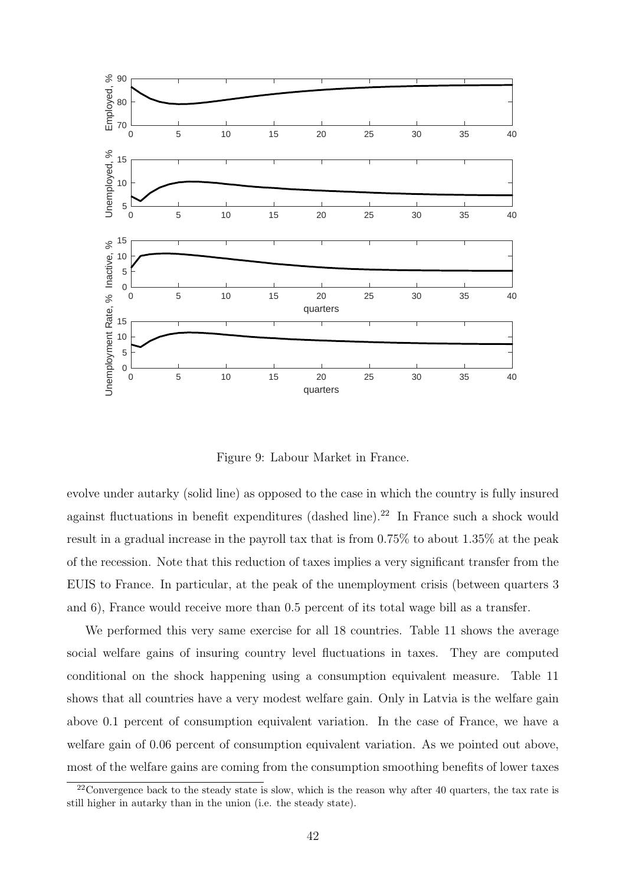Figure 9: Labour Market in France.

evolve under autarky (solid line) as opposed to the case in which the country is fully insured against fluctuations in benefit expenditures (dashed line).[22] In France such a shock would result in a gradual increase in the payroll tax that is from 0.75% to about 1.35% at the peak of the recession. Note that this reduction of taxes implies a very significant transfer from the EUIS to France. In particular, at the peak of the unemployment crisis (between quarters 3 and 6), France would receive more than 0.5 percent of its total wage bill as a transfer.

We performed this very same exercise for all 18 countries. Table 11 shows the average social welfare gains of insuring country level fluctuations in taxes. They are computed conditional on the shock happening using a consumption equivalent measure. Table 11 shows that all countries have a very modest welfare gain. Only in Latvia is the welfare gain above 0.1 percent of consumption equivalent variation. In the case of France, we have a welfare gain of 0.06 percent of consumption equivalent variation. As we pointed out above, most of the welfare gains are coming from the consumption smoothing benefits of lower taxes

[22]Convergence back to the steady state is slow, which is the reason why after 40 quarters, the tax rate is still higher in autarky than in the union (i.e. the steady state).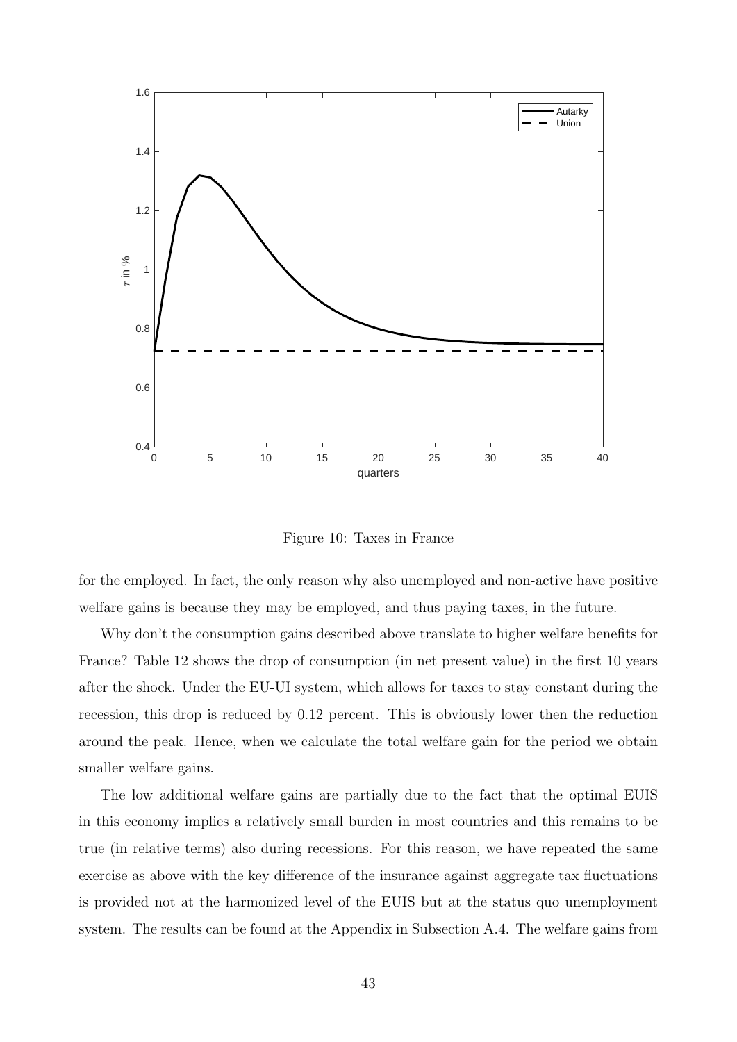Figure 10: Taxes in France

for the employed. In fact, the only reason why also unemployed and non-active have positive welfare gains is because they may be employed, and thus paying taxes, in the future.

Why don't the consumption gains described above translate to higher welfare benefits for France? Table 12 shows the drop of consumption (in net present value) in the first 10 years after the shock. Under the EU-UI system, which allows for taxes to stay constant during the recession, this drop is reduced by 0.12 percent. This is obviously lower then the reduction around the peak. Hence, when we calculate the total welfare gain for the period we obtain smaller welfare gains.

The low additional welfare gains are partially due to the fact that the optimal EUIS in this economy implies a relatively small burden in most countries and this remains to be true (in relative terms) also during recessions. For this reason, we have repeated the same exercise as above with the key difference of the insurance against aggregate tax fluctuations is provided not at the harmonized level of the EUIS but at the status quo unemployment system. The results can be found at the Appendix in Subsection A.4. The welfare gains from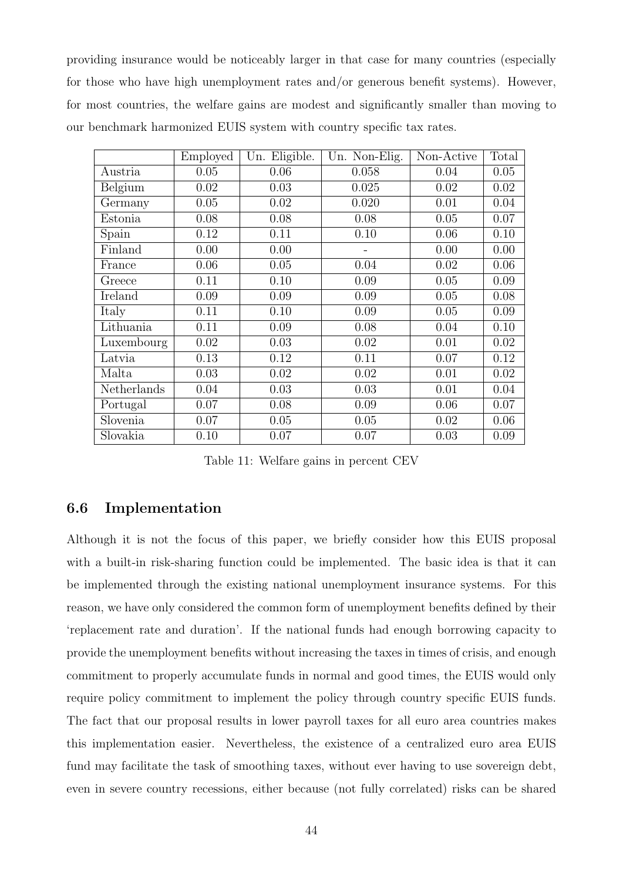providing insurance would be noticeably larger in that case for many countries (especially for those who have high unemployment rates and/or generous benefit systems). However, for most countries, the welfare gains are modest and significantly smaller than moving to our benchmark harmonized EUIS system with country specific tax rates.

| | Employed | Un. Eligible. | Un. Non-Elig. | Non-Active | Total |
|---|---|---|---|---|---|
| Austria | 0.05 | 0.06 | 0.058 | 0.04 | 0.05 |
| Belgium | 0.02 | 0.03 | 0.025 | 0.02 | 0.02 |
| Germany | 0.05 | 0.02 | 0.020 | 0.01 | 0.04 |
| Estonia | 0.08 | 0.08 | 0.08 | 0.05 | 0.07 |
| Spain | 0.12 | 0.11 | 0.10 | 0.06 | 0.10 |
| Finland | 0.00 | 0.00 | - | 0.00 | 0.00 |
| France | 0.06 | 0.05 | 0.04 | 0.02 | 0.06 |
| Greece | 0.11 | 0.10 | 0.09 | 0.05 | 0.09 |
| Ireland | 0.09 | 0.09 | 0.09 | 0.05 | 0.08 |
| Italy | 0.11 | 0.10 | 0.09 | 0.05 | 0.09 |
| Lithuania | 0.11 | 0.09 | 0.08 | 0.04 | 0.10 |
| Luxembourg | 0.02 | 0.03 | 0.02 | 0.01 | 0.02 |
| Latvia | 0.13 | 0.12 | 0.11 | 0.07 | 0.12 |
| Malta | 0.03 | 0.02 | 0.02 | 0.01 | 0.02 |
| Netherlands | 0.04 | 0.03 | 0.03 | 0.01 | 0.04 |
| Portugal | 0.07 | 0.08 | 0.09 | 0.06 | 0.07 |
| Slovenia | 0.07 | 0.05 | 0.05 | 0.02 | 0.06 |
| Slovakia | 0.10 | 0.07 | 0.07 | 0.03 | 0.09 |

Table 11: Welfare gains in percent CEV

### 6.6 Implementation

Although it is not the focus of this paper, we briefly consider how this EUIS proposal with a built-in risk-sharing function could be implemented. The basic idea is that it can be implemented through the existing national unemployment insurance systems. For this reason, we have only considered the common form of unemployment benefits defined by their 'replacement rate and duration'. If the national funds had enough borrowing capacity to provide the unemployment benefits without increasing the taxes in times of crisis, and enough commitment to properly accumulate funds in normal and good times, the EUIS would only require policy commitment to implement the policy through country specific EUIS funds. The fact that our proposal results in lower payroll taxes for all euro area countries makes this implementation easier. Nevertheless, the existence of a centralized euro area EUIS fund may facilitate the task of smoothing taxes, without ever having to use sovereign debt, even in severe country recessions, either because (not fully correlated) risks can be shared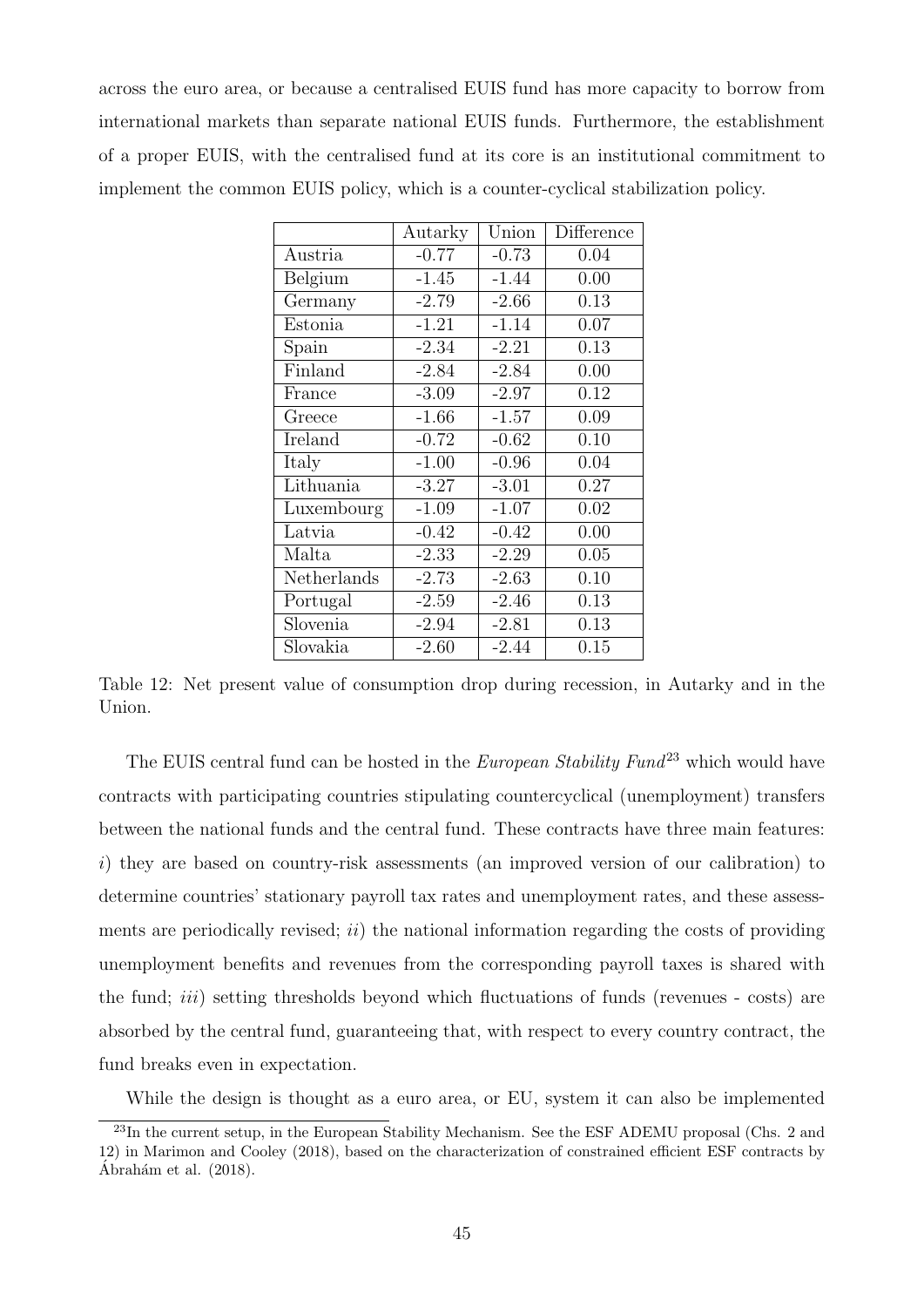across the euro area, or because a centralised EUIS fund has more capacity to borrow from international markets than separate national EUIS funds. Furthermore, the establishment of a proper EUIS, with the centralised fund at its core is an institutional commitment to implement the common EUIS policy, which is a counter-cyclical stabilization policy.

| | Autarky | Union | Difference |
|---|---|---|---|
| Austria | -0.77 | -0.73 | 0.04 |
| Belgium | -1.45 | -1.44 | 0.00 |
| Germany | -2.79 | -2.66 | 0.13 |
| Estonia | -1.21 | -1.14 | 0.07 |
| Spain | -2.34 | -2.21 | 0.13 |
| Finland | -2.84 | -2.84 | 0.00 |
| France | -3.09 | -2.97 | 0.12 |
| Greece | -1.66 | -1.57 | 0.09 |
| Ireland | -0.72 | -0.62 | 0.10 |
| Italy | -1.00 | -0.96 | 0.04 |
| Lithuania | -3.27 | -3.01 | 0.27 |
| Luxembourg | -1.09 | -1.07 | 0.02 |
| Latvia | -0.42 | -0.42 | 0.00 |
| Malta | -2.33 | -2.29 | 0.05 |
| Netherlands | -2.73 | -2.63 | 0.10 |
| Portugal | -2.59 | -2.46 | 0.13 |
| Slovenia | -2.94 | -2.81 | 0.13 |
| Slovakia | -2.60 | -2.44 | 0.15 |

Table 12: Net present value of consumption drop during recession, in Autarky and in the Union.

The EUIS central fund can be hosted in the *European Stability Fund*[23] which would have contracts with participating countries stipulating countercyclical (unemployment) transfers between the national funds and the central fund. These contracts have three main features: *i*) they are based on country-risk assessments (an improved version of our calibration) to determine countries' stationary payroll tax rates and unemployment rates, and these assessments are periodically revised; *ii*) the national information regarding the costs of providing unemployment benefits and revenues from the corresponding payroll taxes is shared with the fund; *iii*) setting thresholds beyond which fluctuations of funds (revenues - costs) are absorbed by the central fund, guaranteeing that, with respect to every country contract, the fund breaks even in expectation.

While the design is thought as a euro area, or EU, system it can also be implemented

[23] In the current setup, in the European Stability Mechanism. See the ESF ADEMU proposal (Chs. 2 and 12) in Marimon and Cooley (2018), based on the characterization of constrained efficient ESF contracts by Ábrahám et al. (2018).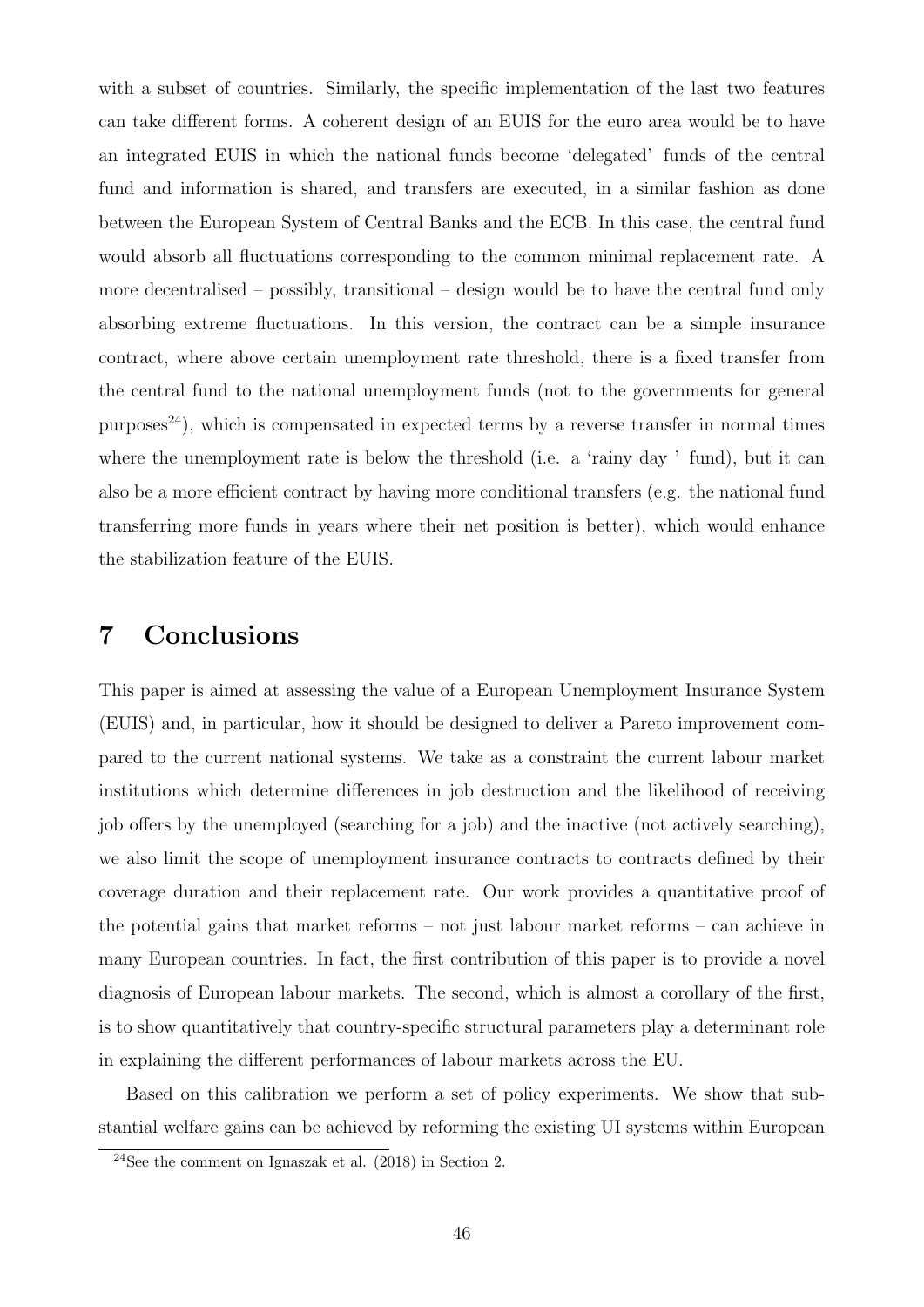with a subset of countries. Similarly, the specific implementation of the last two features can take different forms. A coherent design of an EUIS for the euro area would be to have an integrated EUIS in which the national funds become 'delegated' funds of the central fund and information is shared, and transfers are executed, in a similar fashion as done between the European System of Central Banks and the ECB. In this case, the central fund would absorb all fluctuations corresponding to the common minimal replacement rate. A more decentralised – possibly, transitional – design would be to have the central fund only absorbing extreme fluctuations. In this version, the contract can be a simple insurance contract, where above certain unemployment rate threshold, there is a fixed transfer from the central fund to the national unemployment funds (not to the governments for general purposes[24]), which is compensated in expected terms by a reverse transfer in normal times where the unemployment rate is below the threshold (i.e. a 'rainy day ' fund), but it can also be a more efficient contract by having more conditional transfers (e.g. the national fund transferring more funds in years where their net position is better), which would enhance the stabilization feature of the EUIS.

# 7 Conclusions

This paper is aimed at assessing the value of a European Unemployment Insurance System (EUIS) and, in particular, how it should be designed to deliver a Pareto improvement compared to the current national systems. We take as a constraint the current labour market institutions which determine differences in job destruction and the likelihood of receiving job offers by the unemployed (searching for a job) and the inactive (not actively searching), we also limit the scope of unemployment insurance contracts to contracts defined by their coverage duration and their replacement rate. Our work provides a quantitative proof of the potential gains that market reforms – not just labour market reforms – can achieve in many European countries. In fact, the first contribution of this paper is to provide a novel diagnosis of European labour markets. The second, which is almost a corollary of the first, is to show quantitatively that country-specific structural parameters play a determinant role in explaining the different performances of labour markets across the EU.

Based on this calibration we perform a set of policy experiments. We show that substantial welfare gains can be achieved by reforming the existing UI systems within European

[24]See the comment on Ignaszak et al. (2018) in Section 2.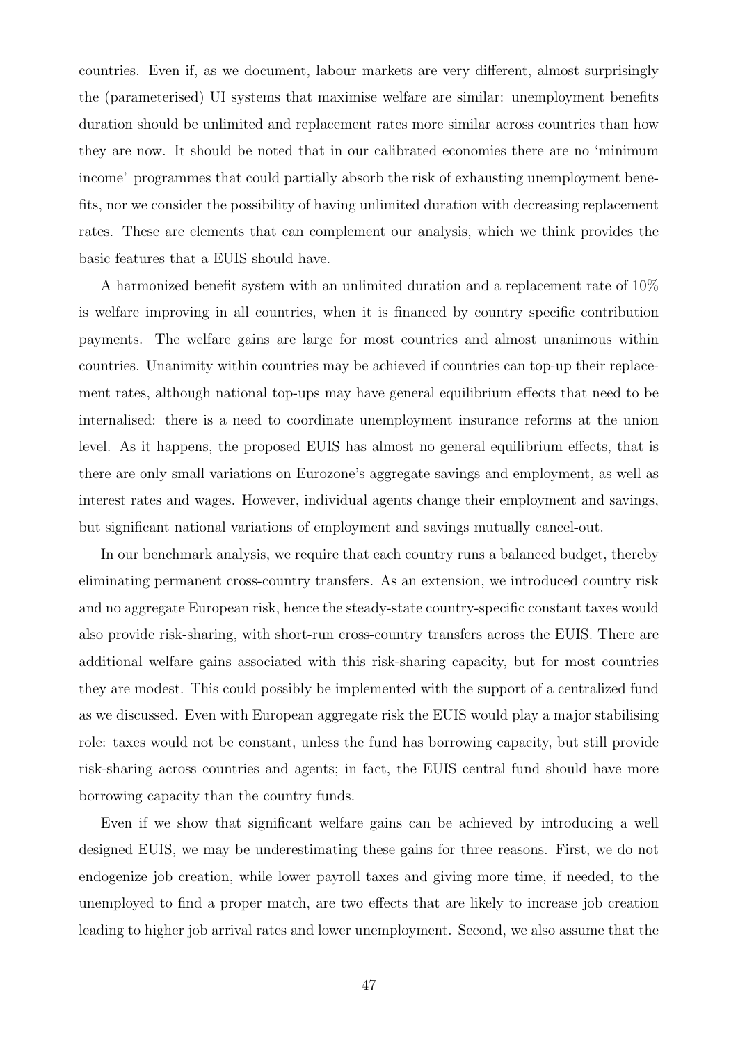countries. Even if, as we document, labour markets are very different, almost surprisingly the (parameterised) UI systems that maximise welfare are similar: unemployment benefits duration should be unlimited and replacement rates more similar across countries than how they are now. It should be noted that in our calibrated economies there are no 'minimum income' programmes that could partially absorb the risk of exhausting unemployment benefits, nor we consider the possibility of having unlimited duration with decreasing replacement rates. These are elements that can complement our analysis, which we think provides the basic features that a EUIS should have.

A harmonized benefit system with an unlimited duration and a replacement rate of 10% is welfare improving in all countries, when it is financed by country specific contribution payments. The welfare gains are large for most countries and almost unanimous within countries. Unanimity within countries may be achieved if countries can top-up their replacement rates, although national top-ups may have general equilibrium effects that need to be internalised: there is a need to coordinate unemployment insurance reforms at the union level. As it happens, the proposed EUIS has almost no general equilibrium effects, that is there are only small variations on Eurozone's aggregate savings and employment, as well as interest rates and wages. However, individual agents change their employment and savings, but significant national variations of employment and savings mutually cancel-out.

In our benchmark analysis, we require that each country runs a balanced budget, thereby eliminating permanent cross-country transfers. As an extension, we introduced country risk and no aggregate European risk, hence the steady-state country-specific constant taxes would also provide risk-sharing, with short-run cross-country transfers across the EUIS. There are additional welfare gains associated with this risk-sharing capacity, but for most countries they are modest. This could possibly be implemented with the support of a centralized fund as we discussed. Even with European aggregate risk the EUIS would play a major stabilising role: taxes would not be constant, unless the fund has borrowing capacity, but still provide risk-sharing across countries and agents; in fact, the EUIS central fund should have more borrowing capacity than the country funds.

Even if we show that significant welfare gains can be achieved by introducing a well designed EUIS, we may be underestimating these gains for three reasons. First, we do not endogenize job creation, while lower payroll taxes and giving more time, if needed, to the unemployed to find a proper match, are two effects that are likely to increase job creation leading to higher job arrival rates and lower unemployment. Second, we also assume that the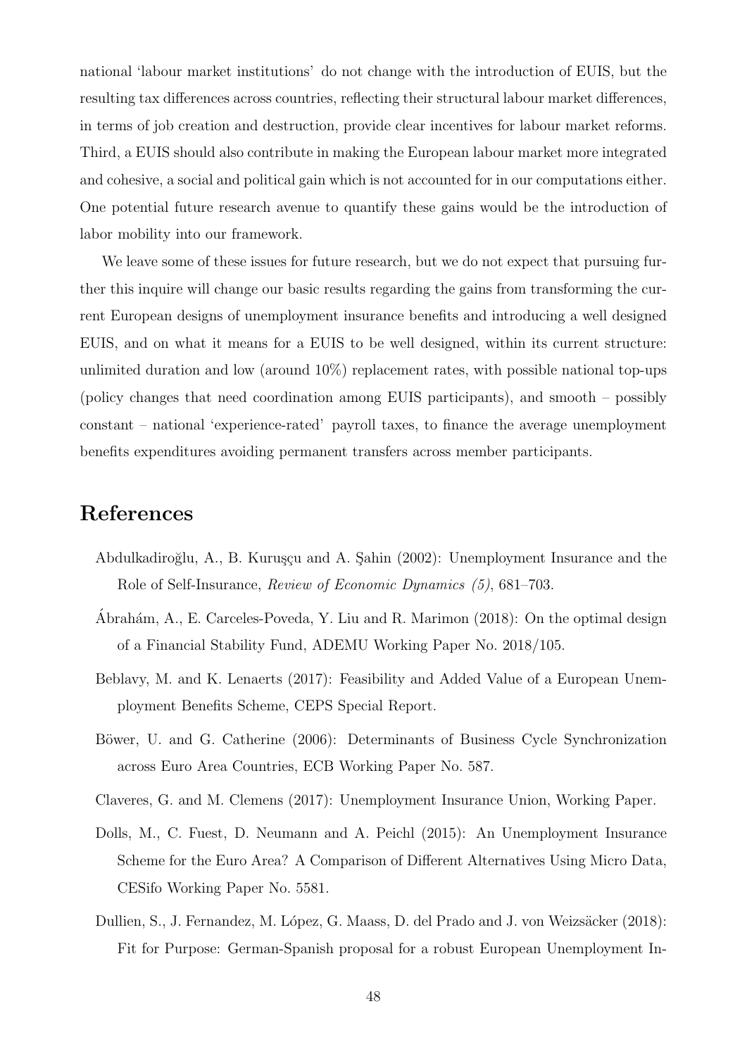national 'labour market institutions' do not change with the introduction of EUIS, but the resulting tax differences across countries, reflecting their structural labour market differences, in terms of job creation and destruction, provide clear incentives for labour market reforms. Third, a EUIS should also contribute in making the European labour market more integrated and cohesive, a social and political gain which is not accounted for in our computations either. One potential future research avenue to quantify these gains would be the introduction of labor mobility into our framework.

We leave some of these issues for future research, but we do not expect that pursuing further this inquire will change our basic results regarding the gains from transforming the current European designs of unemployment insurance benefits and introducing a well designed EUIS, and on what it means for a EUIS to be well designed, within its current structure: unlimited duration and low (around 10%) replacement rates, with possible national top-ups (policy changes that need coordination among EUIS participants), and smooth – possibly constant – national 'experience-rated' payroll taxes, to finance the average unemployment benefits expenditures avoiding permanent transfers across member participants.

# References

Abdulkadiroğlu, A., B. Kuruşçu and A. Şahin (2002): Unemployment Insurance and the Role of Self-Insurance, *Review of Economic Dynamics (5)*, 681–703.

Ábrahám, A., E. Carceles-Poveda, Y. Liu and R. Marimon (2018): On the optimal design of a Financial Stability Fund, ADEMU Working Paper No. 2018/105.

Beblavy, M. and K. Lenaerts (2017): Feasibility and Added Value of a European Unemployment Benefits Scheme, CEPS Special Report.

Böwer, U. and G. Catherine (2006): Determinants of Business Cycle Synchronization across Euro Area Countries, ECB Working Paper No. 587.

Claveres, G. and M. Clemens (2017): Unemployment Insurance Union, Working Paper.

Dolls, M., C. Fuest, D. Neumann and A. Peichl (2015): An Unemployment Insurance Scheme for the Euro Area? A Comparison of Different Alternatives Using Micro Data, CESifo Working Paper No. 5581.

Dullien, S., J. Fernandez, M. López, G. Maass, D. del Prado and J. von Weizsäcker (2018): Fit for Purpose: German-Spanish proposal for a robust European Unemployment In-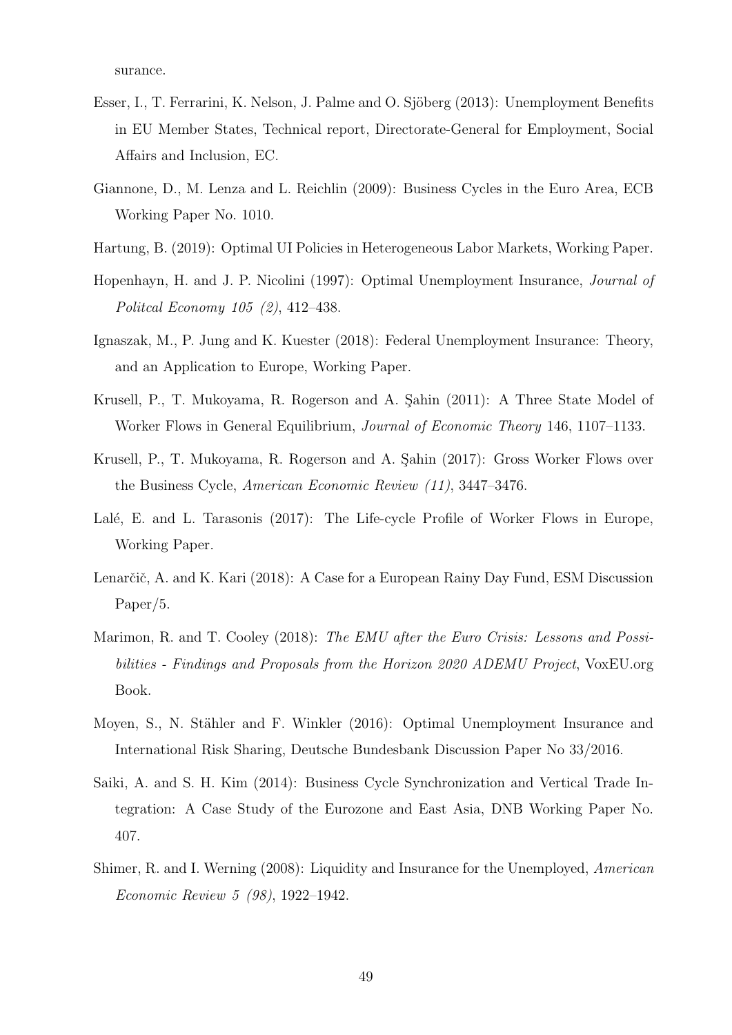surance.

Esser, I., T. Ferrarini, K. Nelson, J. Palme and O. Sjöberg (2013): Unemployment Benefits in EU Member States, Technical report, Directorate-General for Employment, Social Affairs and Inclusion, EC.

Giannone, D., M. Lenza and L. Reichlin (2009): Business Cycles in the Euro Area, ECB Working Paper No. 1010.

Hartung, B. (2019): Optimal UI Policies in Heterogeneous Labor Markets, Working Paper.

Hopenhayn, H. and J. P. Nicolini (1997): Optimal Unemployment Insurance, *Journal of Politcal Economy 105 (2)*, 412–438.

Ignaszak, M., P. Jung and K. Kuester (2018): Federal Unemployment Insurance: Theory, and an Application to Europe, Working Paper.

Krusell, P., T. Mukoyama, R. Rogerson and A. Şahin (2011): A Three State Model of Worker Flows in General Equilibrium, *Journal of Economic Theory* 146, 1107–1133.

Krusell, P., T. Mukoyama, R. Rogerson and A. Şahin (2017): Gross Worker Flows over the Business Cycle, *American Economic Review (11)*, 3447–3476.

Lalé, E. and L. Tarasonis (2017): The Life-cycle Profile of Worker Flows in Europe, Working Paper.

Lenarčič, A. and K. Kari (2018): A Case for a European Rainy Day Fund, ESM Discussion Paper/5.

Marimon, R. and T. Cooley (2018): *The EMU after the Euro Crisis: Lessons and Possibilities - Findings and Proposals from the Horizon 2020 ADEMU Project*, VoxEU.org Book.

Moyen, S., N. Stähler and F. Winkler (2016): Optimal Unemployment Insurance and International Risk Sharing, Deutsche Bundesbank Discussion Paper No 33/2016.

Saiki, A. and S. H. Kim (2014): Business Cycle Synchronization and Vertical Trade Integration: A Case Study of the Eurozone and East Asia, DNB Working Paper No. 407.

Shimer, R. and I. Werning (2008): Liquidity and Insurance for the Unemployed, *American Economic Review 5 (98)*, 1922–1942.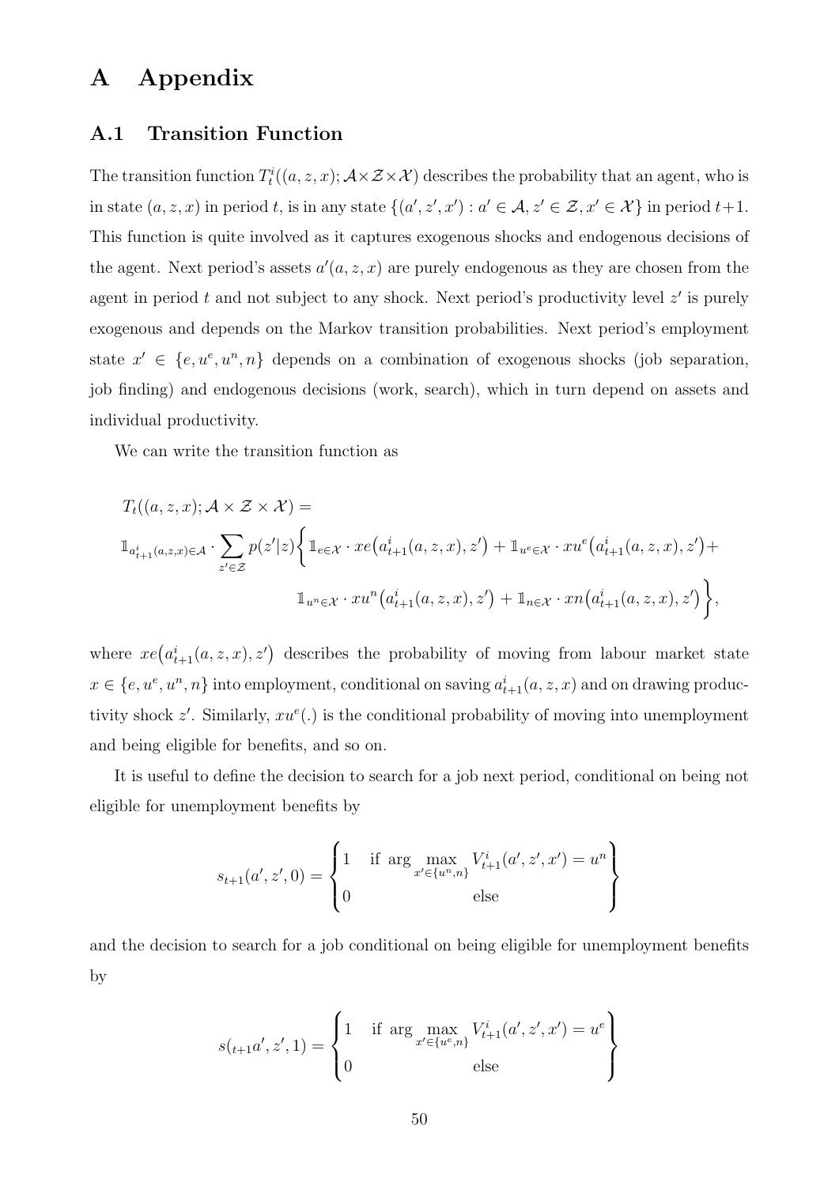# A Appendix

## A.1 Transition Function

The transition function $T_t^i((a,z,x);\mathcal{A}\times\mathcal{Z}\times\mathcal{X})$ describes the probability that an agent, who is in state $(a,z,x)$ in period $t$, is in any state $\{(a',z',x') : a' \in \mathcal{A}, z' \in \mathcal{Z}, x' \in \mathcal{X}\}$ in period $t+1$. This function is quite involved as it captures exogenous shocks and endogenous decisions of the agent. Next period's assets $a'(a,z,x)$ are purely endogenous as they are chosen from the agent in period $t$ and not subject to any shock. Next period's productivity level $z'$ is purely exogenous and depends on the Markov transition probabilities. Next period's employment state $x' \in \{e, u^e, u^n, n\}$ depends on a combination of exogenous shocks (job separation, job finding) and endogenous decisions (work, search), which in turn depend on assets and individual productivity.

We can write the transition function as

$$
\begin{aligned}
&T_t((a,z,x);\mathcal{A}\times\mathcal{Z}\times\mathcal{X}) = \\
&\mathbb{1}_{a^i_{t+1}(a,z,x)\in\mathcal{A}} \cdot \sum_{z'\in\mathcal{Z}} p(z'|z) \bigg\{ \mathbb{1}_{e\in\mathcal{X}} \cdot xe\big(a^i_{t+1}(a,z,x),z'\big) + \mathbb{1}_{u^e\in\mathcal{X}} \cdot xu^e\big(a^i_{t+1}(a,z,x),z'\big) + \\
&\qquad\qquad \mathbb{1}_{u^n\in\mathcal{X}} \cdot xu^n\big(a^i_{t+1}(a,z,x),z'\big) + \mathbb{1}_{n\in\mathcal{X}} \cdot xn\big(a^i_{t+1}(a,z,x),z'\big) \bigg\},
\end{aligned}
$$

where $xe\big(a^i_{t+1}(a,z,x),z'\big)$ describes the probability of moving from labour market state $x \in \{e, u^e, u^n, n\}$ into employment, conditional on saving $a^i_{t+1}(a,z,x)$ and on drawing productivity shock $z'$. Similarly, $xu^e(.)$ is the conditional probability of moving into unemployment and being eligible for benefits, and so on.

It is useful to define the decision to search for a job next period, conditional on being not eligible for unemployment benefits by

$$
s_{t+1}(a',z',0) = \begin{Bmatrix} 1 & \text{if } \arg\max\limits_{x'\in\{u^n,n\}} V^i_{t+1}(a',z',x') = u^n \\ 0 & \text{else} \end{Bmatrix}
$$

and the decision to search for a job conditional on being eligible for unemployment benefits by

$$
s(_{t+1}a',z',1) = \begin{Bmatrix} 1 & \text{if } \arg\max\limits_{x'\in\{u^e,n\}} V^i_{t+1}(a',z',x') = u^e \\ 0 & \text{else} \end{Bmatrix}
$$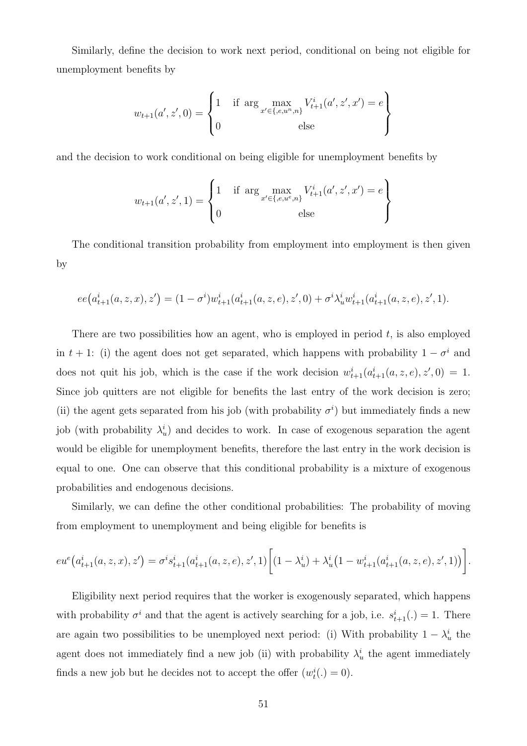Similarly, define the decision to work next period, conditional on being not eligible for unemployment benefits by

$$w_{t+1}(a', z', 0) = \begin{Bmatrix} 1 & \text{if } \arg\max\limits_{x' \in \{, e, u^n, n\}} V^i_{t+1}(a', z', x') = e \\ 0 & \text{else} \end{Bmatrix}$$

and the decision to work conditional on being eligible for unemployment benefits by

$$w_{t+1}(a', z', 1) = \begin{Bmatrix} 1 & \text{if } \arg\max\limits_{x' \in \{, e, u^e, n\}} V^i_{t+1}(a', z', x') = e \\ 0 & \text{else} \end{Bmatrix}$$

The conditional transition probability from employment into employment is then given by

$$ee\big(a^i_{t+1}(a, z, x), z'\big) = (1 - \sigma^i) w^i_{t+1}(a^i_{t+1}(a, z, e), z', 0) + \sigma^i \lambda^i_u w^i_{t+1}(a^i_{t+1}(a, z, e), z', 1).$$

There are two possibilities how an agent, who is employed in period $t$, is also employed in $t+1$: (i) the agent does not get separated, which happens with probability $1 - \sigma^i$ and does not quit his job, which is the case if the work decision $w^i_{t+1}(a^i_{t+1}(a, z, e), z', 0) = 1$. Since job quitters are not eligible for benefits the last entry of the work decision is zero; (ii) the agent gets separated from his job (with probability $\sigma^i$) but immediately finds a new job (with probability $\lambda^i_u$) and decides to work. In case of exogenous separation the agent would be eligible for unemployment benefits, therefore the last entry in the work decision is equal to one. One can observe that this conditional probability is a mixture of exogenous probabilities and endogenous decisions.

Similarly, we can define the other conditional probabilities: The probability of moving from employment to unemployment and being eligible for benefits is

$$eu^e\big(a^i_{t+1}(a, z, x), z'\big) = \sigma^i s^i_{t+1}(a^i_{t+1}(a, z, e), z', 1)\Big[(1 - \lambda^i_u) + \lambda^i_u\big(1 - w^i_{t+1}(a^i_{t+1}(a, z, e), z', 1)\big)\Big].$$

Eligibility next period requires that the worker is exogenously separated, which happens with probability $\sigma^i$ and that the agent is actively searching for a job, i.e. $s^i_{t+1}(.) = 1$. There are again two possibilities to be unemployed next period: (i) With probability $1 - \lambda^i_u$ the agent does not immediately find a new job (ii) with probability $\lambda^i_u$ the agent immediately finds a new job but he decides not to accept the offer ($w^i_t(.) = 0$).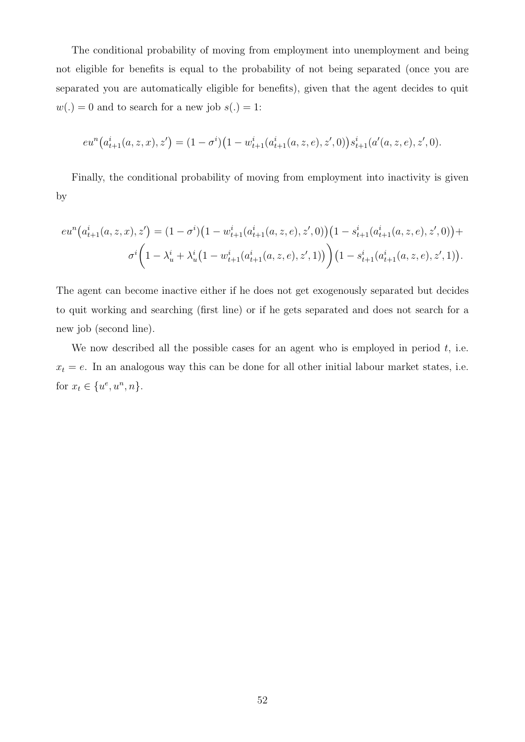The conditional probability of moving from employment into unemployment and being not eligible for benefits is equal to the probability of not being separated (once you are separated you are automatically eligible for benefits), given that the agent decides to quit $w(.) = 0$ and to search for a new job $s(.) = 1$:

$$eu^n\big(a^i_{t+1}(a,z,x),z'\big) = (1-\sigma^i)\big(1-w^i_{t+1}(a^i_{t+1}(a,z,e),z',0)\big)s^i_{t+1}(a'(a,z,e),z',0).$$

Finally, the conditional probability of moving from employment into inactivity is given by

$$\begin{aligned} eu^n\big(a^i_{t+1}(a,z,x),z'\big) = (1-\sigma^i)\big(1-w^i_{t+1}(a^i_{t+1}(a,z,e),z',0)\big)\big(1-s^i_{t+1}(a^i_{t+1}(a,z,e),z',0)\big)+ \\ \sigma^i\bigg(1-\lambda^i_u+\lambda^i_u\big(1-w^i_{t+1}(a^i_{t+1}(a,z,e),z',1)\big)\bigg)\big(1-s^i_{t+1}(a^i_{t+1}(a,z,e),z',1)\big). \end{aligned}$$

The agent can become inactive either if he does not get exogenously separated but decides to quit working and searching (first line) or if he gets separated and does not search for a new job (second line).

We now described all the possible cases for an agent who is employed in period $t$, i.e. $x_t = e$. In an analogous way this can be done for all other initial labour market states, i.e. for $x_t \in \{u^e, u^n, n\}$.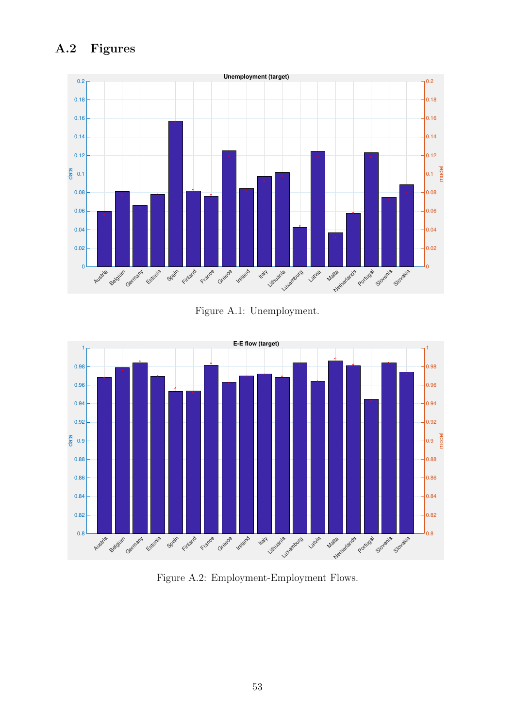## A.2 Figures

Figure A.1: Unemployment.

Figure A.2: Employment-Employment Flows.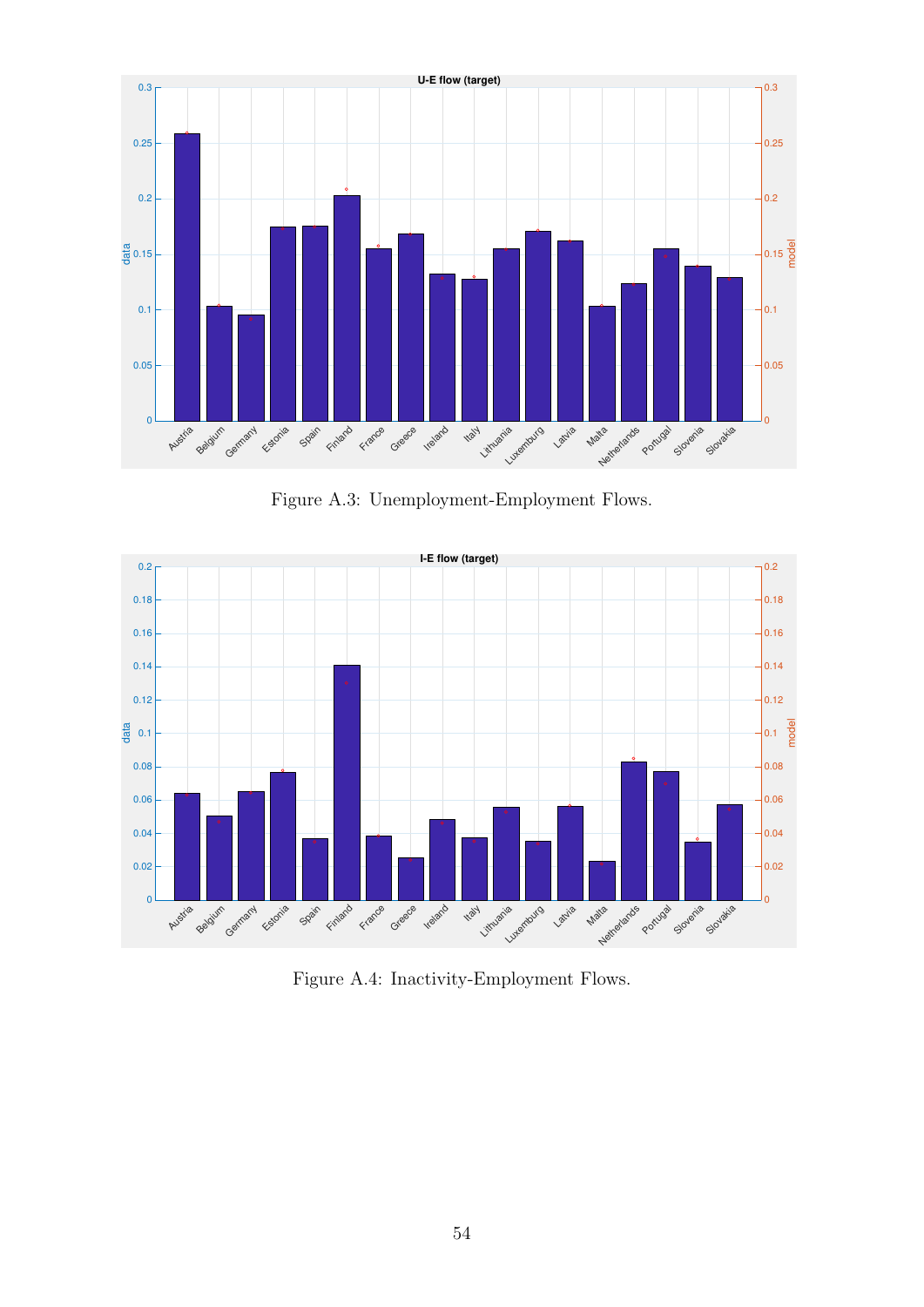Figure A.3: Unemployment-Employment Flows.

Figure A.4: Inactivity-Employment Flows.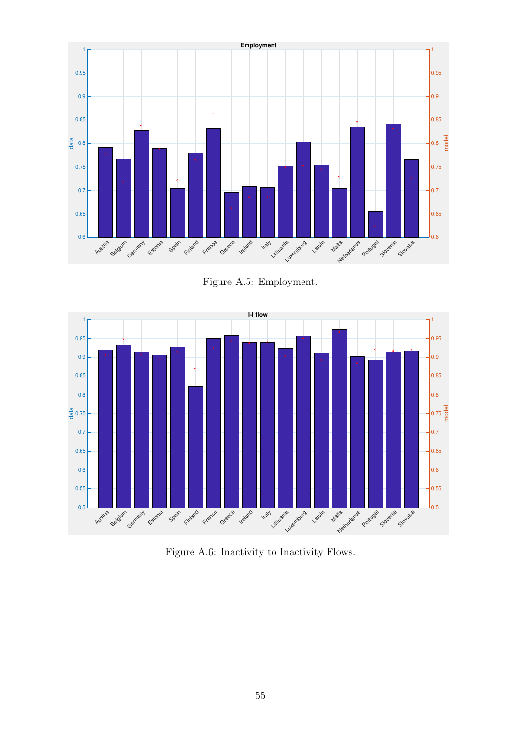Figure A.5: Employment.

Figure A.6: Inactivity to Inactivity Flows.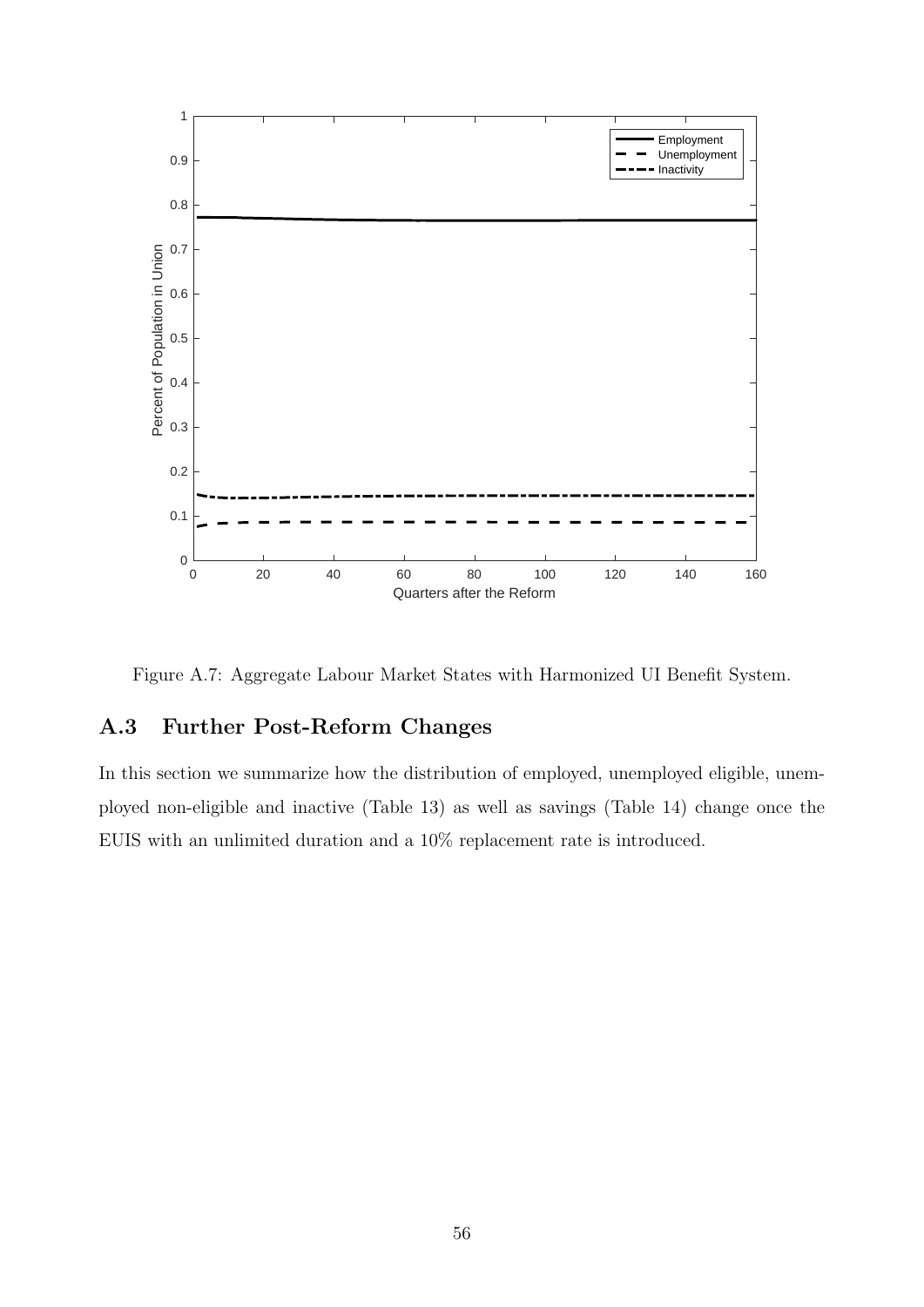Figure A.7: Aggregate Labour Market States with Harmonized UI Benefit System.

## A.3 Further Post-Reform Changes

In this section we summarize how the distribution of employed, unemployed eligible, unemployed non-eligible and inactive (Table 13) as well as savings (Table 14) change once the EUIS with an unlimited duration and a 10% replacement rate is introduced.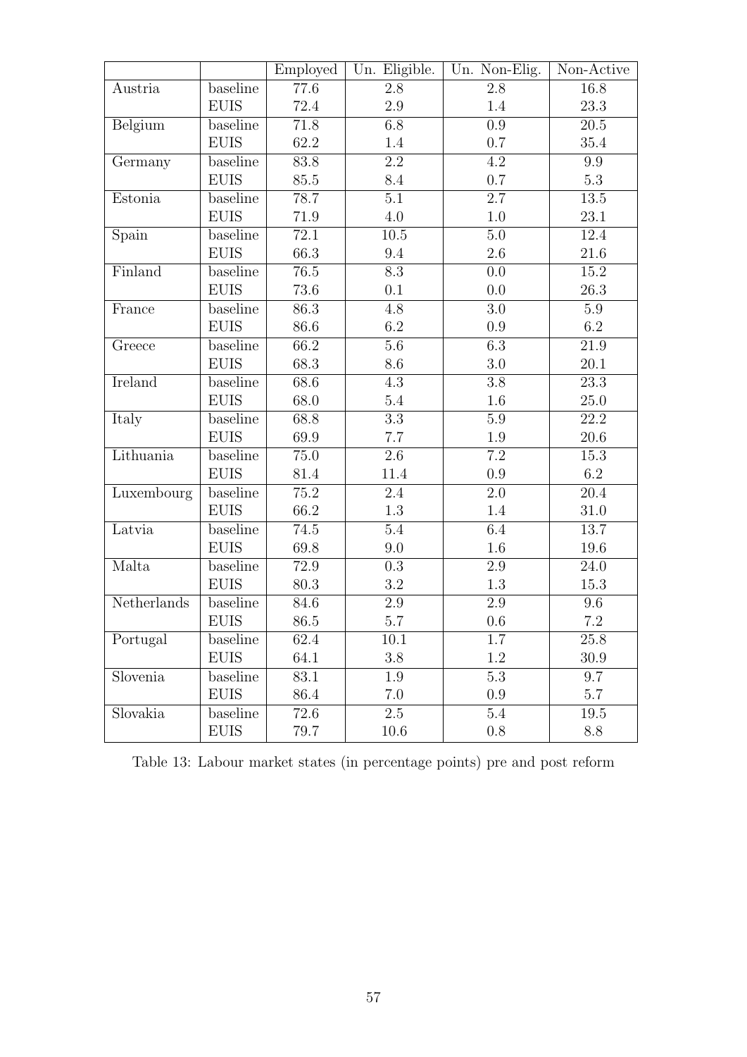| | | Employed | Un. Eligible. | Un. Non-Elig. | Non-Active |
|---|---|---|---|---|---|
| Austria | baseline | 77.6 | 2.8 | 2.8 | 16.8 |
| | EUIS | 72.4 | 2.9 | 1.4 | 23.3 |
| Belgium | baseline | 71.8 | 6.8 | 0.9 | 20.5 |
| | EUIS | 62.2 | 1.4 | 0.7 | 35.4 |
| Germany | baseline | 83.8 | 2.2 | 4.2 | 9.9 |
| | EUIS | 85.5 | 8.4 | 0.7 | 5.3 |
| Estonia | baseline | 78.7 | 5.1 | 2.7 | 13.5 |
| | EUIS | 71.9 | 4.0 | 1.0 | 23.1 |
| Spain | baseline | 72.1 | 10.5 | 5.0 | 12.4 |
| | EUIS | 66.3 | 9.4 | 2.6 | 21.6 |
| Finland | baseline | 76.5 | 8.3 | 0.0 | 15.2 |
| | EUIS | 73.6 | 0.1 | 0.0 | 26.3 |
| France | baseline | 86.3 | 4.8 | 3.0 | 5.9 |
| | EUIS | 86.6 | 6.2 | 0.9 | 6.2 |
| Greece | baseline | 66.2 | 5.6 | 6.3 | 21.9 |
| | EUIS | 68.3 | 8.6 | 3.0 | 20.1 |
| Ireland | baseline | 68.6 | 4.3 | 3.8 | 23.3 |
| | EUIS | 68.0 | 5.4 | 1.6 | 25.0 |
| Italy | baseline | 68.8 | 3.3 | 5.9 | 22.2 |
| | EUIS | 69.9 | 7.7 | 1.9 | 20.6 |
| Lithuania | baseline | 75.0 | 2.6 | 7.2 | 15.3 |
| | EUIS | 81.4 | 11.4 | 0.9 | 6.2 |
| Luxembourg | baseline | 75.2 | 2.4 | 2.0 | 20.4 |
| | EUIS | 66.2 | 1.3 | 1.4 | 31.0 |
| Latvia | baseline | 74.5 | 5.4 | 6.4 | 13.7 |
| | EUIS | 69.8 | 9.0 | 1.6 | 19.6 |
| Malta | baseline | 72.9 | 0.3 | 2.9 | 24.0 |
| | EUIS | 80.3 | 3.2 | 1.3 | 15.3 |
| Netherlands | baseline | 84.6 | 2.9 | 2.9 | 9.6 |
| | EUIS | 86.5 | 5.7 | 0.6 | 7.2 |
| Portugal | baseline | 62.4 | 10.1 | 1.7 | 25.8 |
| | EUIS | 64.1 | 3.8 | 1.2 | 30.9 |
| Slovenia | baseline | 83.1 | 1.9 | 5.3 | 9.7 |
| | EUIS | 86.4 | 7.0 | 0.9 | 5.7 |
| Slovakia | baseline | 72.6 | 2.5 | 5.4 | 19.5 |
| | EUIS | 79.7 | 10.6 | 0.8 | 8.8 |

Table 13: Labour market states (in percentage points) pre and post reform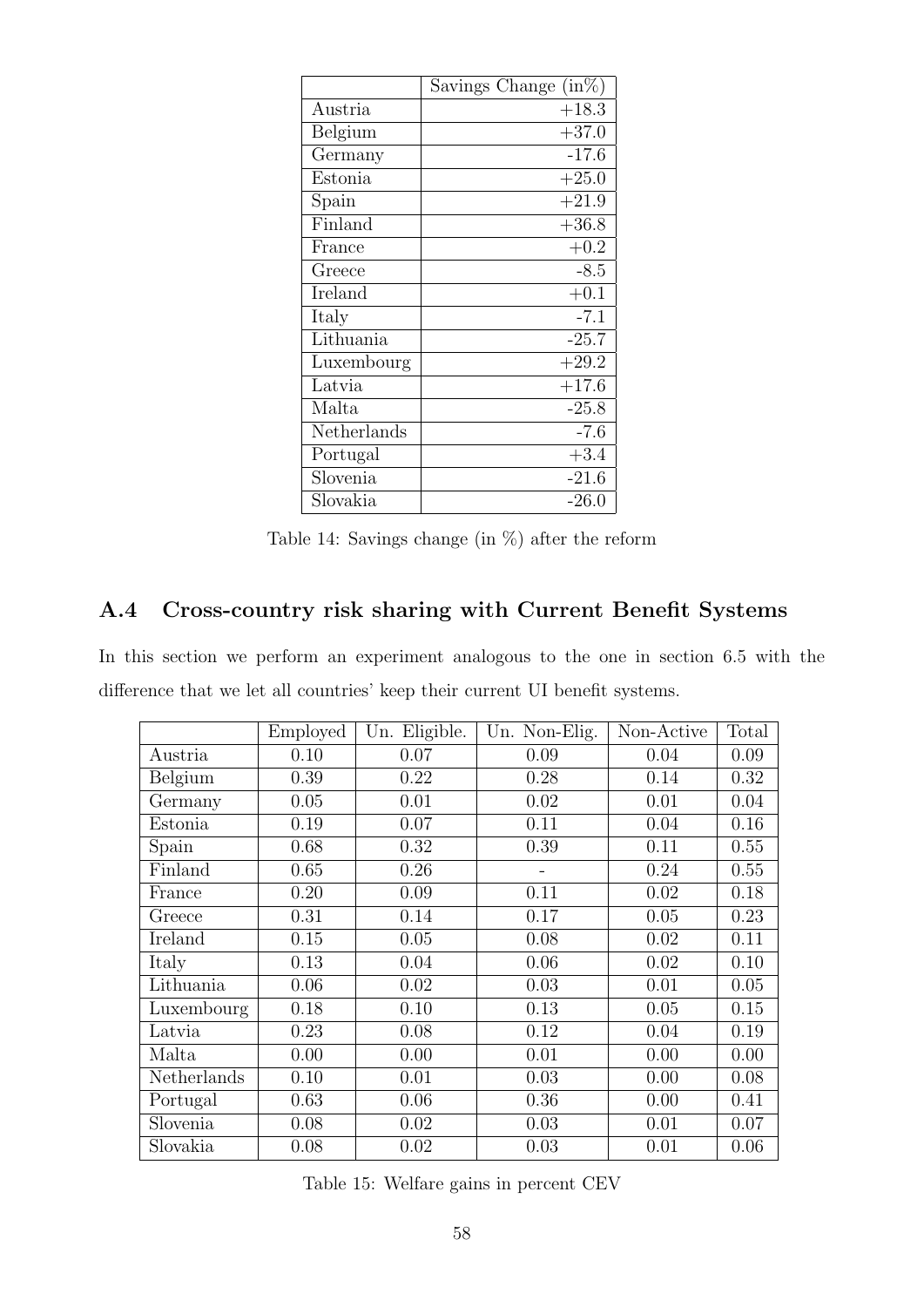| | Savings Change (in%) |
|---|---|
| Austria | +18.3 |
| Belgium | +37.0 |
| Germany | -17.6 |
| Estonia | +25.0 |
| Spain | +21.9 |
| Finland | +36.8 |
| France | +0.2 |
| Greece | -8.5 |
| Ireland | +0.1 |
| Italy | -7.1 |
| Lithuania | -25.7 |
| Luxembourg | +29.2 |
| Latvia | +17.6 |
| Malta | -25.8 |
| Netherlands | -7.6 |
| Portugal | +3.4 |
| Slovenia | -21.6 |
| Slovakia | -26.0 |

Table 14: Savings change (in %) after the reform

## A.4 Cross-country risk sharing with Current Benefit Systems

In this section we perform an experiment analogous to the one in section 6.5 with the difference that we let all countries' keep their current UI benefit systems.

| | Employed | Un. Eligible. | Un. Non-Elig. | Non-Active | Total |
|---|---|---|---|---|---|
| Austria | 0.10 | 0.07 | 0.09 | 0.04 | 0.09 |
| Belgium | 0.39 | 0.22 | 0.28 | 0.14 | 0.32 |
| Germany | 0.05 | 0.01 | 0.02 | 0.01 | 0.04 |
| Estonia | 0.19 | 0.07 | 0.11 | 0.04 | 0.16 |
| Spain | 0.68 | 0.32 | 0.39 | 0.11 | 0.55 |
| Finland | 0.65 | 0.26 | - | 0.24 | 0.55 |
| France | 0.20 | 0.09 | 0.11 | 0.02 | 0.18 |
| Greece | 0.31 | 0.14 | 0.17 | 0.05 | 0.23 |
| Ireland | 0.15 | 0.05 | 0.08 | 0.02 | 0.11 |
| Italy | 0.13 | 0.04 | 0.06 | 0.02 | 0.10 |
| Lithuania | 0.06 | 0.02 | 0.03 | 0.01 | 0.05 |
| Luxembourg | 0.18 | 0.10 | 0.13 | 0.05 | 0.15 |
| Latvia | 0.23 | 0.08 | 0.12 | 0.04 | 0.19 |
| Malta | 0.00 | 0.00 | 0.01 | 0.00 | 0.00 |
| Netherlands | 0.10 | 0.01 | 0.03 | 0.00 | 0.08 |
| Portugal | 0.63 | 0.06 | 0.36 | 0.00 | 0.41 |
| Slovenia | 0.08 | 0.02 | 0.03 | 0.01 | 0.07 |
| Slovakia | 0.08 | 0.02 | 0.03 | 0.01 | 0.06 |

Table 15: Welfare gains in percent CEV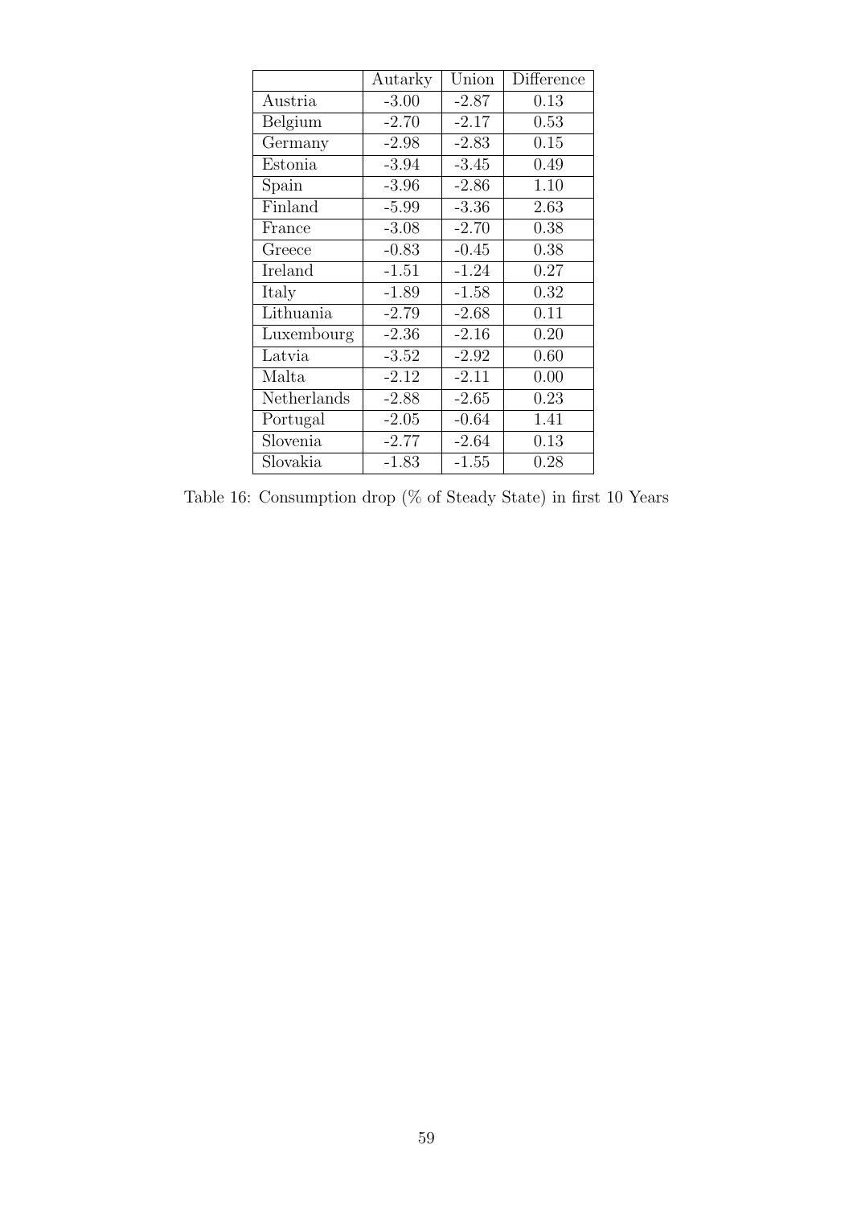| | Autarky | Union | Difference |
|---|---|---|---|
| Austria | -3.00 | -2.87 | 0.13 |
| Belgium | -2.70 | -2.17 | 0.53 |
| Germany | -2.98 | -2.83 | 0.15 |
| Estonia | -3.94 | -3.45 | 0.49 |
| Spain | -3.96 | -2.86 | 1.10 |
| Finland | -5.99 | -3.36 | 2.63 |
| France | -3.08 | -2.70 | 0.38 |
| Greece | -0.83 | -0.45 | 0.38 |
| Ireland | -1.51 | -1.24 | 0.27 |
| Italy | -1.89 | -1.58 | 0.32 |
| Lithuania | -2.79 | -2.68 | 0.11 |
| Luxembourg | -2.36 | -2.16 | 0.20 |
| Latvia | -3.52 | -2.92 | 0.60 |
| Malta | -2.12 | -2.11 | 0.00 |
| Netherlands | -2.88 | -2.65 | 0.23 |
| Portugal | -2.05 | -0.64 | 1.41 |
| Slovenia | -2.77 | -2.64 | 0.13 |
| Slovakia | -1.83 | -1.55 | 0.28 |

Table 16: Consumption drop (% of Steady State) in first 10 Years